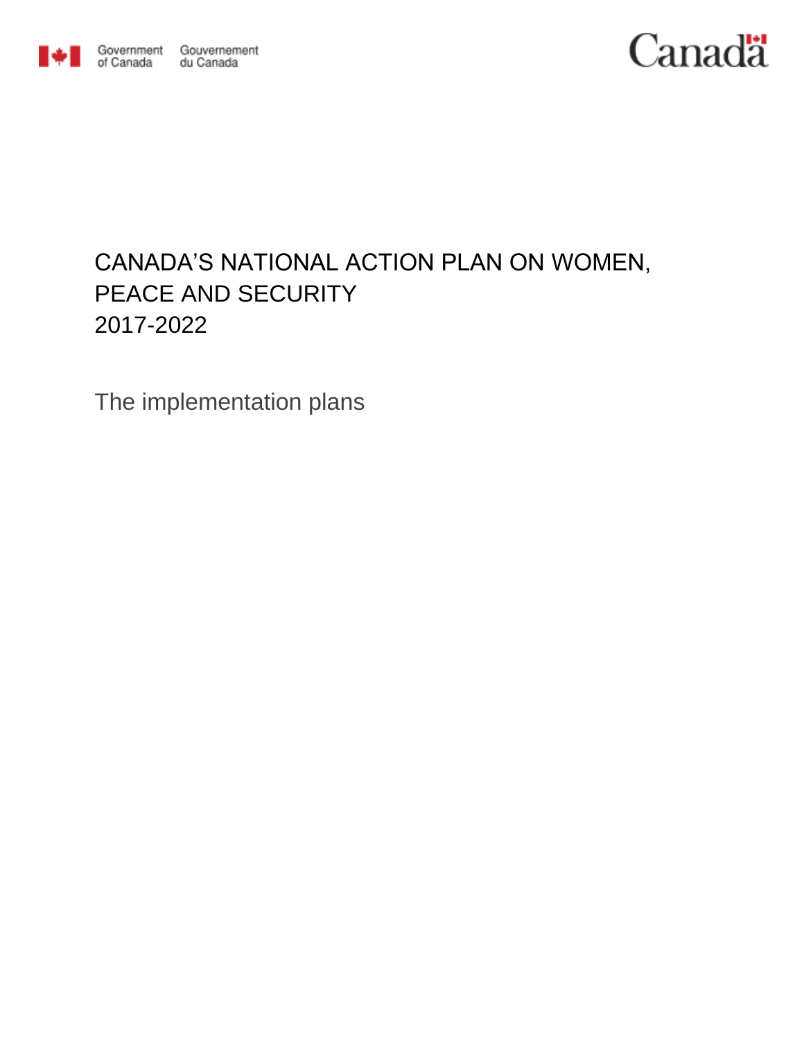Government of Canada Gouvernement du Canada

Canada

# CANADA'S NATIONAL ACTION PLAN ON WOMEN, PEACE AND SECURITY 2017-2022

## The implementation plans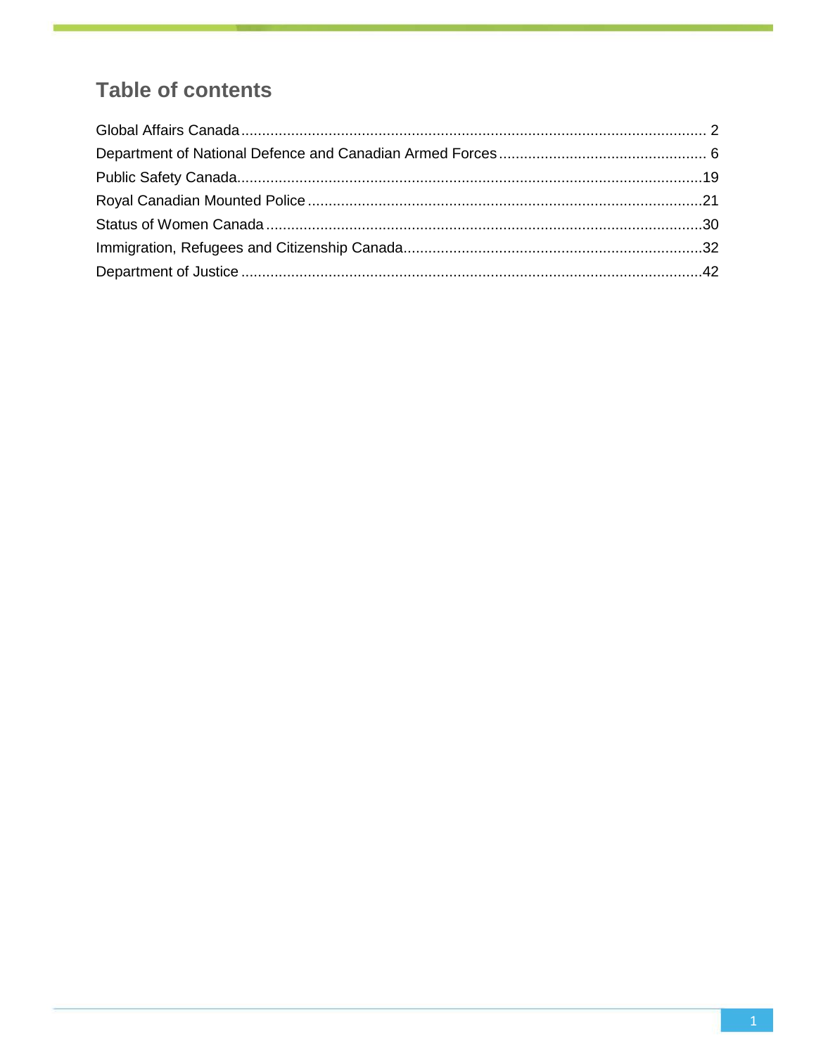# Table of contents

Global Affairs Canada ..... 2
Department of National Defence and Canadian Armed Forces ..... 6
Public Safety Canada ..... 19
Royal Canadian Mounted Police ..... 21
Status of Women Canada ..... 30
Immigration, Refugees and Citizenship Canada ..... 32
Department of Justice ..... 42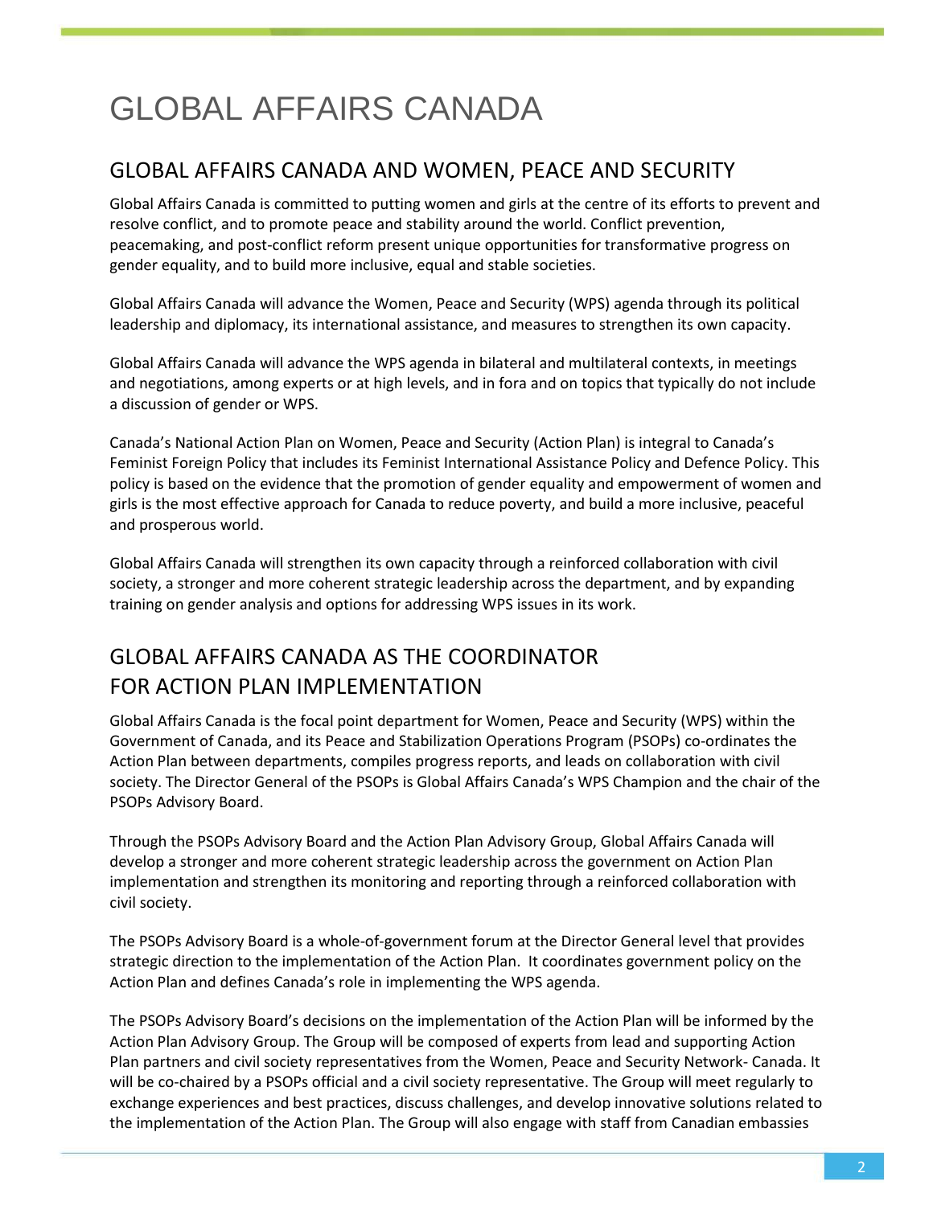# GLOBAL AFFAIRS CANADA

## GLOBAL AFFAIRS CANADA AND WOMEN, PEACE AND SECURITY

Global Affairs Canada is committed to putting women and girls at the centre of its efforts to prevent and resolve conflict, and to promote peace and stability around the world. Conflict prevention, peacemaking, and post-conflict reform present unique opportunities for transformative progress on gender equality, and to build more inclusive, equal and stable societies.

Global Affairs Canada will advance the Women, Peace and Security (WPS) agenda through its political leadership and diplomacy, its international assistance, and measures to strengthen its own capacity.

Global Affairs Canada will advance the WPS agenda in bilateral and multilateral contexts, in meetings and negotiations, among experts or at high levels, and in fora and on topics that typically do not include a discussion of gender or WPS.

Canada's National Action Plan on Women, Peace and Security (Action Plan) is integral to Canada's Feminist Foreign Policy that includes its Feminist International Assistance Policy and Defence Policy. This policy is based on the evidence that the promotion of gender equality and empowerment of women and girls is the most effective approach for Canada to reduce poverty, and build a more inclusive, peaceful and prosperous world.

Global Affairs Canada will strengthen its own capacity through a reinforced collaboration with civil society, a stronger and more coherent strategic leadership across the department, and by expanding training on gender analysis and options for addressing WPS issues in its work.

## GLOBAL AFFAIRS CANADA AS THE COORDINATOR FOR ACTION PLAN IMPLEMENTATION

Global Affairs Canada is the focal point department for Women, Peace and Security (WPS) within the Government of Canada, and its Peace and Stabilization Operations Program (PSOPs) co-ordinates the Action Plan between departments, compiles progress reports, and leads on collaboration with civil society. The Director General of the PSOPs is Global Affairs Canada's WPS Champion and the chair of the PSOPs Advisory Board.

Through the PSOPs Advisory Board and the Action Plan Advisory Group, Global Affairs Canada will develop a stronger and more coherent strategic leadership across the government on Action Plan implementation and strengthen its monitoring and reporting through a reinforced collaboration with civil society.

The PSOPs Advisory Board is a whole-of-government forum at the Director General level that provides strategic direction to the implementation of the Action Plan. It coordinates government policy on the Action Plan and defines Canada's role in implementing the WPS agenda.

The PSOPs Advisory Board's decisions on the implementation of the Action Plan will be informed by the Action Plan Advisory Group. The Group will be composed of experts from lead and supporting Action Plan partners and civil society representatives from the Women, Peace and Security Network- Canada. It will be co-chaired by a PSOPs official and a civil society representative. The Group will meet regularly to exchange experiences and best practices, discuss challenges, and develop innovative solutions related to the implementation of the Action Plan. The Group will also engage with staff from Canadian embassies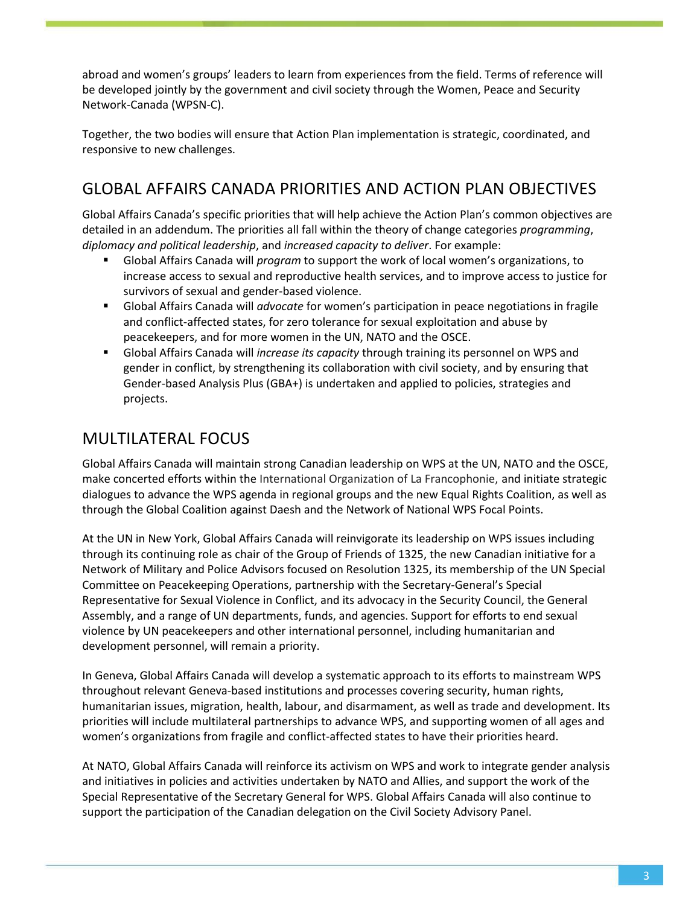abroad and women's groups' leaders to learn from experiences from the field. Terms of reference will be developed jointly by the government and civil society through the Women, Peace and Security Network-Canada (WPSN-C).

Together, the two bodies will ensure that Action Plan implementation is strategic, coordinated, and responsive to new challenges.

## GLOBAL AFFAIRS CANADA PRIORITIES AND ACTION PLAN OBJECTIVES

Global Affairs Canada's specific priorities that will help achieve the Action Plan's common objectives are detailed in an addendum. The priorities all fall within the theory of change categories *programming*, *diplomacy and political leadership*, and *increased capacity to deliver*. For example:

- Global Affairs Canada will *program* to support the work of local women's organizations, to increase access to sexual and reproductive health services, and to improve access to justice for survivors of sexual and gender-based violence.
- Global Affairs Canada will *advocate* for women's participation in peace negotiations in fragile and conflict-affected states, for zero tolerance for sexual exploitation and abuse by peacekeepers, and for more women in the UN, NATO and the OSCE.
- Global Affairs Canada will *increase its capacity* through training its personnel on WPS and gender in conflict, by strengthening its collaboration with civil society, and by ensuring that Gender-based Analysis Plus (GBA+) is undertaken and applied to policies, strategies and projects.

## MULTILATERAL FOCUS

Global Affairs Canada will maintain strong Canadian leadership on WPS at the UN, NATO and the OSCE, make concerted efforts within the International Organization of La Francophonie, and initiate strategic dialogues to advance the WPS agenda in regional groups and the new Equal Rights Coalition, as well as through the Global Coalition against Daesh and the Network of National WPS Focal Points.

At the UN in New York, Global Affairs Canada will reinvigorate its leadership on WPS issues including through its continuing role as chair of the Group of Friends of 1325, the new Canadian initiative for a Network of Military and Police Advisors focused on Resolution 1325, its membership of the UN Special Committee on Peacekeeping Operations, partnership with the Secretary-General's Special Representative for Sexual Violence in Conflict, and its advocacy in the Security Council, the General Assembly, and a range of UN departments, funds, and agencies. Support for efforts to end sexual violence by UN peacekeepers and other international personnel, including humanitarian and development personnel, will remain a priority.

In Geneva, Global Affairs Canada will develop a systematic approach to its efforts to mainstream WPS throughout relevant Geneva-based institutions and processes covering security, human rights, humanitarian issues, migration, health, labour, and disarmament, as well as trade and development. Its priorities will include multilateral partnerships to advance WPS, and supporting women of all ages and women's organizations from fragile and conflict-affected states to have their priorities heard.

At NATO, Global Affairs Canada will reinforce its activism on WPS and work to integrate gender analysis and initiatives in policies and activities undertaken by NATO and Allies, and support the work of the Special Representative of the Secretary General for WPS. Global Affairs Canada will also continue to support the participation of the Canadian delegation on the Civil Society Advisory Panel.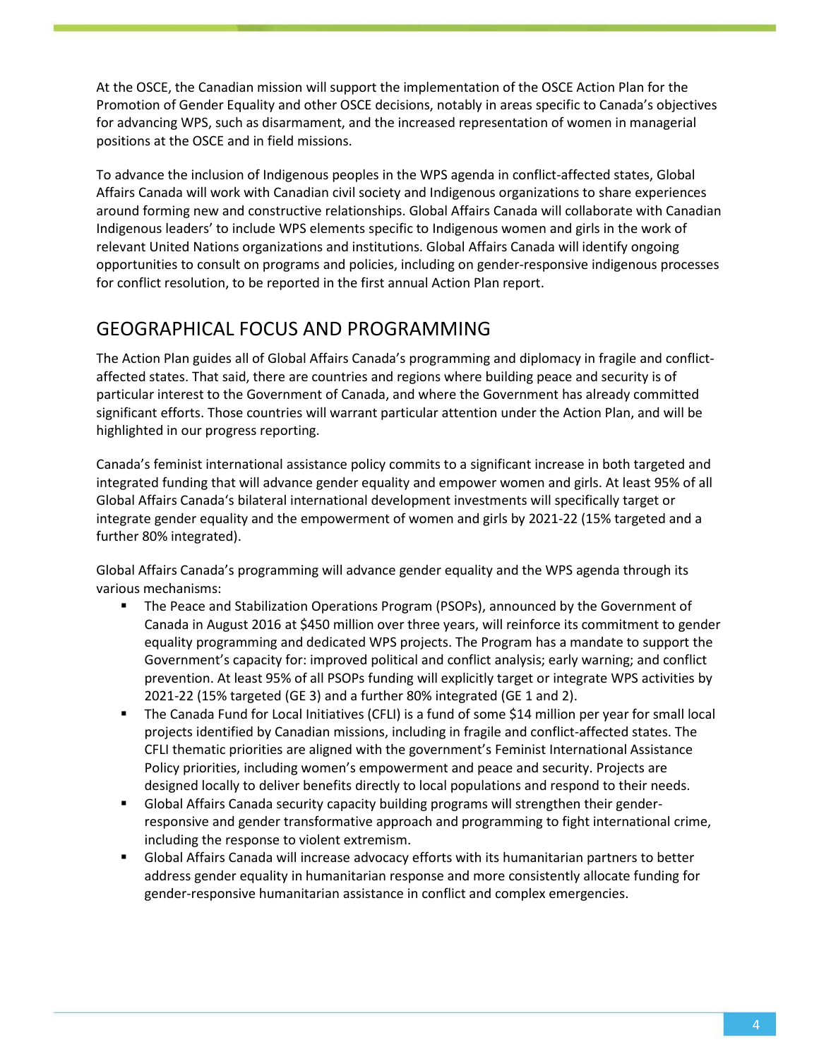At the OSCE, the Canadian mission will support the implementation of the OSCE Action Plan for the Promotion of Gender Equality and other OSCE decisions, notably in areas specific to Canada's objectives for advancing WPS, such as disarmament, and the increased representation of women in managerial positions at the OSCE and in field missions.

To advance the inclusion of Indigenous peoples in the WPS agenda in conflict-affected states, Global Affairs Canada will work with Canadian civil society and Indigenous organizations to share experiences around forming new and constructive relationships. Global Affairs Canada will collaborate with Canadian Indigenous leaders' to include WPS elements specific to Indigenous women and girls in the work of relevant United Nations organizations and institutions. Global Affairs Canada will identify ongoing opportunities to consult on programs and policies, including on gender-responsive indigenous processes for conflict resolution, to be reported in the first annual Action Plan report.

## GEOGRAPHICAL FOCUS AND PROGRAMMING

The Action Plan guides all of Global Affairs Canada's programming and diplomacy in fragile and conflict-affected states. That said, there are countries and regions where building peace and security is of particular interest to the Government of Canada, and where the Government has already committed significant efforts. Those countries will warrant particular attention under the Action Plan, and will be highlighted in our progress reporting.

Canada's feminist international assistance policy commits to a significant increase in both targeted and integrated funding that will advance gender equality and empower women and girls. At least 95% of all Global Affairs Canada's bilateral international development investments will specifically target or integrate gender equality and the empowerment of women and girls by 2021-22 (15% targeted and a further 80% integrated).

Global Affairs Canada's programming will advance gender equality and the WPS agenda through its various mechanisms:

- The Peace and Stabilization Operations Program (PSOPs), announced by the Government of Canada in August 2016 at $450 million over three years, will reinforce its commitment to gender equality programming and dedicated WPS projects. The Program has a mandate to support the Government's capacity for: improved political and conflict analysis; early warning; and conflict prevention. At least 95% of all PSOPs funding will explicitly target or integrate WPS activities by 2021-22 (15% targeted (GE 3) and a further 80% integrated (GE 1 and 2).
- The Canada Fund for Local Initiatives (CFLI) is a fund of some $14 million per year for small local projects identified by Canadian missions, including in fragile and conflict-affected states. The CFLI thematic priorities are aligned with the government's Feminist International Assistance Policy priorities, including women's empowerment and peace and security. Projects are designed locally to deliver benefits directly to local populations and respond to their needs.
- Global Affairs Canada security capacity building programs will strengthen their gender-responsive and gender transformative approach and programming to fight international crime, including the response to violent extremism.
- Global Affairs Canada will increase advocacy efforts with its humanitarian partners to better address gender equality in humanitarian response and more consistently allocate funding for gender-responsive humanitarian assistance in conflict and complex emergencies.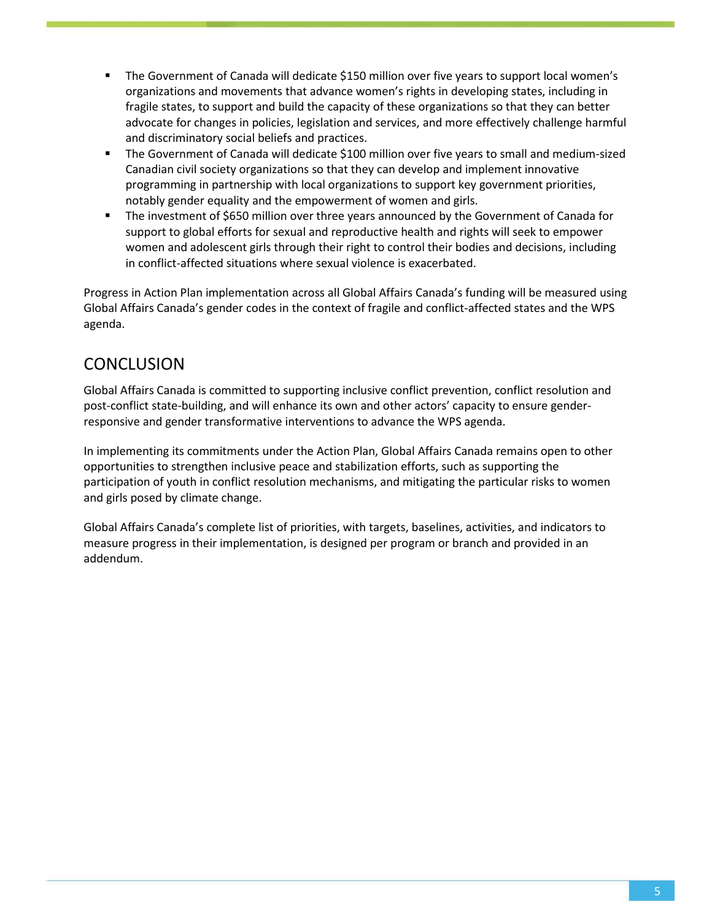- The Government of Canada will dedicate $150 million over five years to support local women's organizations and movements that advance women's rights in developing states, including in fragile states, to support and build the capacity of these organizations so that they can better advocate for changes in policies, legislation and services, and more effectively challenge harmful and discriminatory social beliefs and practices.
- The Government of Canada will dedicate $100 million over five years to small and medium-sized Canadian civil society organizations so that they can develop and implement innovative programming in partnership with local organizations to support key government priorities, notably gender equality and the empowerment of women and girls.
- The investment of $650 million over three years announced by the Government of Canada for support to global efforts for sexual and reproductive health and rights will seek to empower women and adolescent girls through their right to control their bodies and decisions, including in conflict-affected situations where sexual violence is exacerbated.

Progress in Action Plan implementation across all Global Affairs Canada's funding will be measured using Global Affairs Canada's gender codes in the context of fragile and conflict-affected states and the WPS agenda.

## CONCLUSION

Global Affairs Canada is committed to supporting inclusive conflict prevention, conflict resolution and post-conflict state-building, and will enhance its own and other actors' capacity to ensure gender-responsive and gender transformative interventions to advance the WPS agenda.

In implementing its commitments under the Action Plan, Global Affairs Canada remains open to other opportunities to strengthen inclusive peace and stabilization efforts, such as supporting the participation of youth in conflict resolution mechanisms, and mitigating the particular risks to women and girls posed by climate change.

Global Affairs Canada's complete list of priorities, with targets, baselines, activities, and indicators to measure progress in their implementation, is designed per program or branch and provided in an addendum.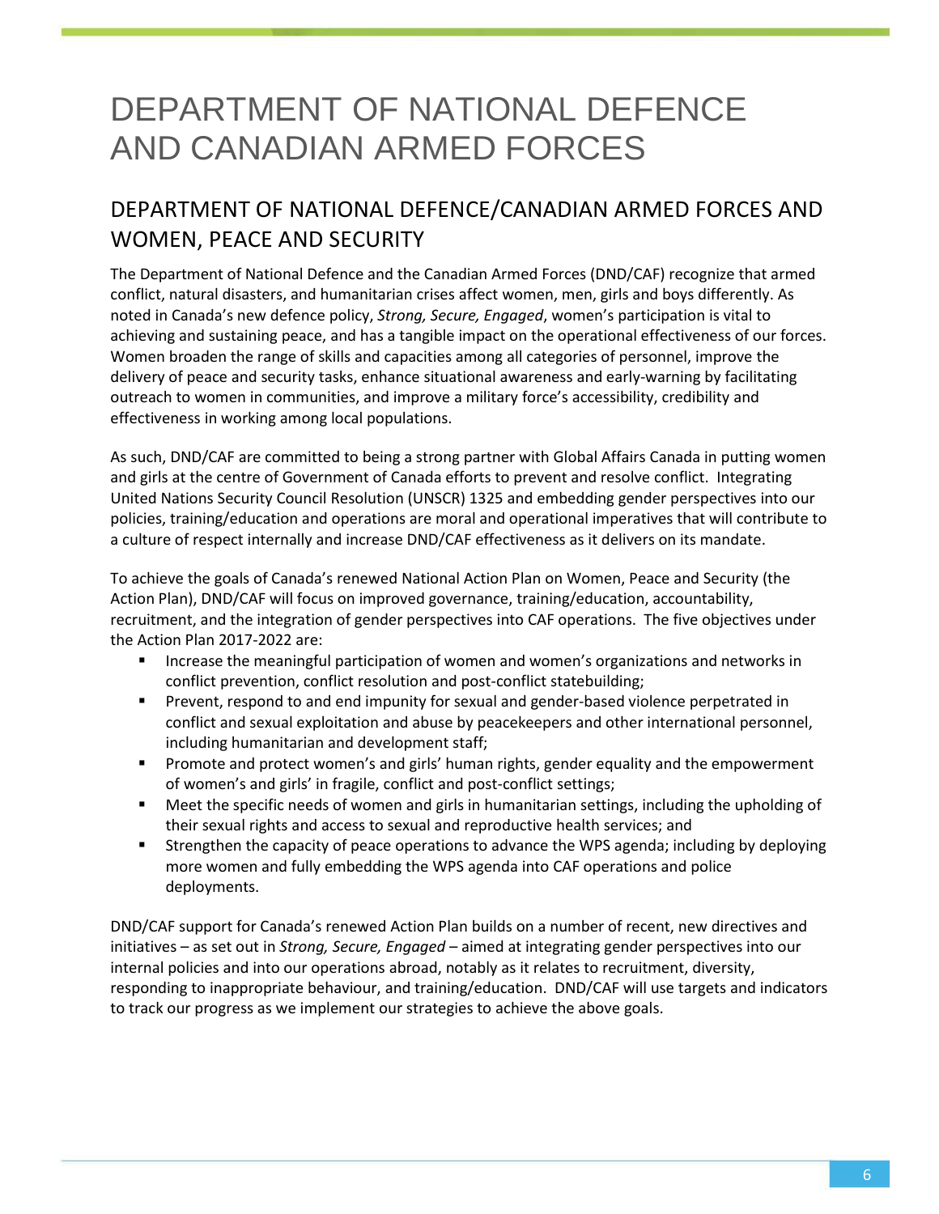# DEPARTMENT OF NATIONAL DEFENCE AND CANADIAN ARMED FORCES

## DEPARTMENT OF NATIONAL DEFENCE/CANADIAN ARMED FORCES AND WOMEN, PEACE AND SECURITY

The Department of National Defence and the Canadian Armed Forces (DND/CAF) recognize that armed conflict, natural disasters, and humanitarian crises affect women, men, girls and boys differently. As noted in Canada's new defence policy, *Strong, Secure, Engaged*, women's participation is vital to achieving and sustaining peace, and has a tangible impact on the operational effectiveness of our forces. Women broaden the range of skills and capacities among all categories of personnel, improve the delivery of peace and security tasks, enhance situational awareness and early-warning by facilitating outreach to women in communities, and improve a military force's accessibility, credibility and effectiveness in working among local populations.

As such, DND/CAF are committed to being a strong partner with Global Affairs Canada in putting women and girls at the centre of Government of Canada efforts to prevent and resolve conflict. Integrating United Nations Security Council Resolution (UNSCR) 1325 and embedding gender perspectives into our policies, training/education and operations are moral and operational imperatives that will contribute to a culture of respect internally and increase DND/CAF effectiveness as it delivers on its mandate.

To achieve the goals of Canada's renewed National Action Plan on Women, Peace and Security (the Action Plan), DND/CAF will focus on improved governance, training/education, accountability, recruitment, and the integration of gender perspectives into CAF operations. The five objectives under the Action Plan 2017-2022 are:

- Increase the meaningful participation of women and women's organizations and networks in conflict prevention, conflict resolution and post-conflict statebuilding;
- Prevent, respond to and end impunity for sexual and gender-based violence perpetrated in conflict and sexual exploitation and abuse by peacekeepers and other international personnel, including humanitarian and development staff;
- Promote and protect women's and girls' human rights, gender equality and the empowerment of women's and girls' in fragile, conflict and post-conflict settings;
- Meet the specific needs of women and girls in humanitarian settings, including the upholding of their sexual rights and access to sexual and reproductive health services; and
- Strengthen the capacity of peace operations to advance the WPS agenda; including by deploying more women and fully embedding the WPS agenda into CAF operations and police deployments.

DND/CAF support for Canada's renewed Action Plan builds on a number of recent, new directives and initiatives – as set out in *Strong, Secure, Engaged* – aimed at integrating gender perspectives into our internal policies and into our operations abroad, notably as it relates to recruitment, diversity, responding to inappropriate behaviour, and training/education. DND/CAF will use targets and indicators to track our progress as we implement our strategies to achieve the above goals.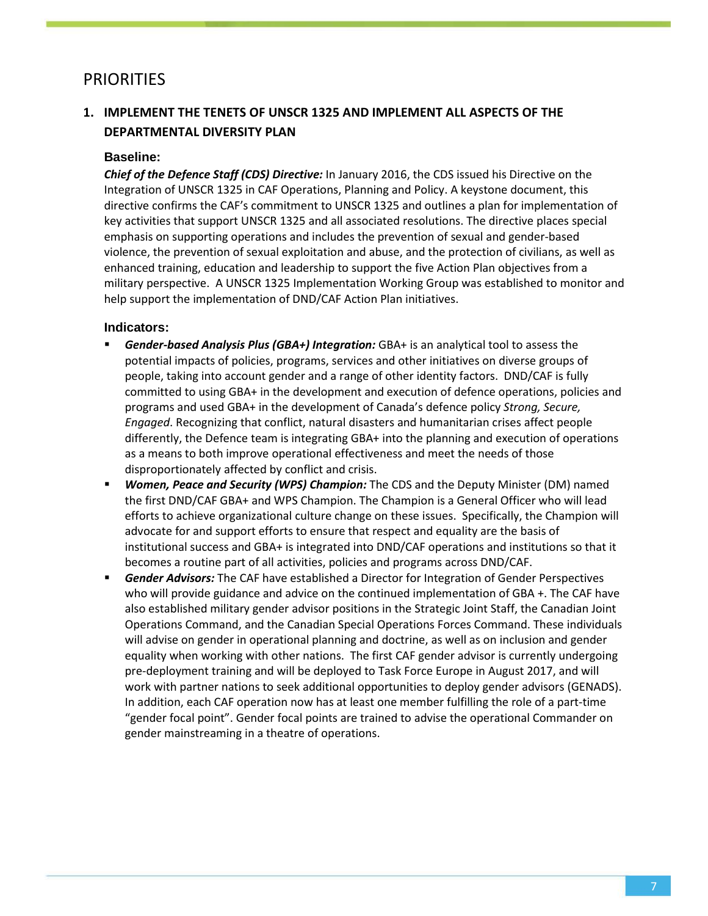# PRIORITIES

## 1. IMPLEMENT THE TENETS OF UNSCR 1325 AND IMPLEMENT ALL ASPECTS OF THE DEPARTMENTAL DIVERSITY PLAN

### Baseline:

***Chief of the Defence Staff (CDS) Directive:*** In January 2016, the CDS issued his Directive on the Integration of UNSCR 1325 in CAF Operations, Planning and Policy. A keystone document, this directive confirms the CAF's commitment to UNSCR 1325 and outlines a plan for implementation of key activities that support UNSCR 1325 and all associated resolutions. The directive places special emphasis on supporting operations and includes the prevention of sexual and gender-based violence, the prevention of sexual exploitation and abuse, and the protection of civilians, as well as enhanced training, education and leadership to support the five Action Plan objectives from a military perspective. A UNSCR 1325 Implementation Working Group was established to monitor and help support the implementation of DND/CAF Action Plan initiatives.

### Indicators:

- ***Gender-based Analysis Plus (GBA+) Integration:*** GBA+ is an analytical tool to assess the potential impacts of policies, programs, services and other initiatives on diverse groups of people, taking into account gender and a range of other identity factors. DND/CAF is fully committed to using GBA+ in the development and execution of defence operations, policies and programs and used GBA+ in the development of Canada's defence policy *Strong, Secure, Engaged*. Recognizing that conflict, natural disasters and humanitarian crises affect people differently, the Defence team is integrating GBA+ into the planning and execution of operations as a means to both improve operational effectiveness and meet the needs of those disproportionately affected by conflict and crisis.
- ***Women, Peace and Security (WPS) Champion:*** The CDS and the Deputy Minister (DM) named the first DND/CAF GBA+ and WPS Champion. The Champion is a General Officer who will lead efforts to achieve organizational culture change on these issues. Specifically, the Champion will advocate for and support efforts to ensure that respect and equality are the basis of institutional success and GBA+ is integrated into DND/CAF operations and institutions so that it becomes a routine part of all activities, policies and programs across DND/CAF.
- ***Gender Advisors:*** The CAF have established a Director for Integration of Gender Perspectives who will provide guidance and advice on the continued implementation of GBA +. The CAF have also established military gender advisor positions in the Strategic Joint Staff, the Canadian Joint Operations Command, and the Canadian Special Operations Forces Command. These individuals will advise on gender in operational planning and doctrine, as well as on inclusion and gender equality when working with other nations. The first CAF gender advisor is currently undergoing pre-deployment training and will be deployed to Task Force Europe in August 2017, and will work with partner nations to seek additional opportunities to deploy gender advisors (GENADS). In addition, each CAF operation now has at least one member fulfilling the role of a part-time "gender focal point". Gender focal points are trained to advise the operational Commander on gender mainstreaming in a theatre of operations.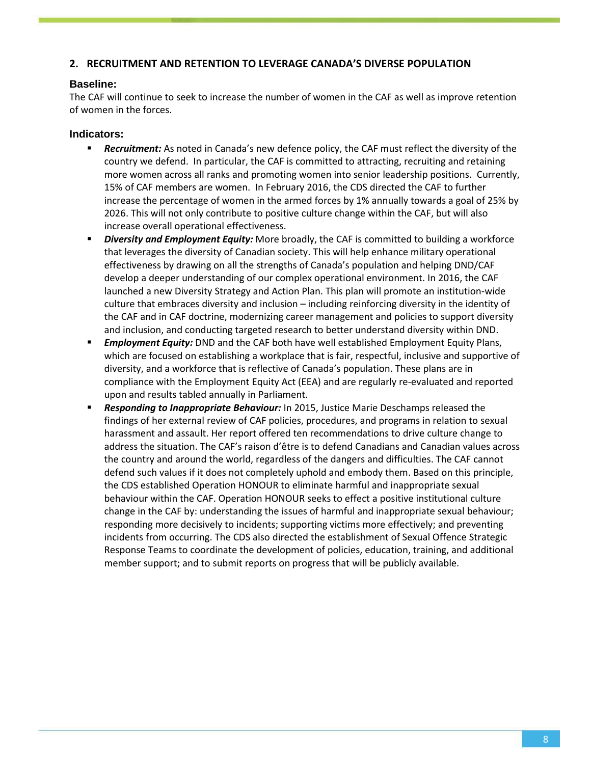## 2. RECRUITMENT AND RETENTION TO LEVERAGE CANADA'S DIVERSE POPULATION

### Baseline:

The CAF will continue to seek to increase the number of women in the CAF as well as improve retention of women in the forces.

### Indicators:

- ***Recruitment:*** As noted in Canada's new defence policy, the CAF must reflect the diversity of the country we defend. In particular, the CAF is committed to attracting, recruiting and retaining more women across all ranks and promoting women into senior leadership positions. Currently, 15% of CAF members are women. In February 2016, the CDS directed the CAF to further increase the percentage of women in the armed forces by 1% annually towards a goal of 25% by 2026. This will not only contribute to positive culture change within the CAF, but will also increase overall operational effectiveness.
- ***Diversity and Employment Equity:*** More broadly, the CAF is committed to building a workforce that leverages the diversity of Canadian society. This will help enhance military operational effectiveness by drawing on all the strengths of Canada's population and helping DND/CAF develop a deeper understanding of our complex operational environment. In 2016, the CAF launched a new Diversity Strategy and Action Plan. This plan will promote an institution-wide culture that embraces diversity and inclusion – including reinforcing diversity in the identity of the CAF and in CAF doctrine, modernizing career management and policies to support diversity and inclusion, and conducting targeted research to better understand diversity within DND.
- ***Employment Equity:*** DND and the CAF both have well established Employment Equity Plans, which are focused on establishing a workplace that is fair, respectful, inclusive and supportive of diversity, and a workforce that is reflective of Canada's population. These plans are in compliance with the Employment Equity Act (EEA) and are regularly re-evaluated and reported upon and results tabled annually in Parliament.
- ***Responding to Inappropriate Behaviour:*** In 2015, Justice Marie Deschamps released the findings of her external review of CAF policies, procedures, and programs in relation to sexual harassment and assault. Her report offered ten recommendations to drive culture change to address the situation. The CAF's raison d'être is to defend Canadians and Canadian values across the country and around the world, regardless of the dangers and difficulties. The CAF cannot defend such values if it does not completely uphold and embody them. Based on this principle, the CDS established Operation HONOUR to eliminate harmful and inappropriate sexual behaviour within the CAF. Operation HONOUR seeks to effect a positive institutional culture change in the CAF by: understanding the issues of harmful and inappropriate sexual behaviour; responding more decisively to incidents; supporting victims more effectively; and preventing incidents from occurring. The CDS also directed the establishment of Sexual Offence Strategic Response Teams to coordinate the development of policies, education, training, and additional member support; and to submit reports on progress that will be publicly available.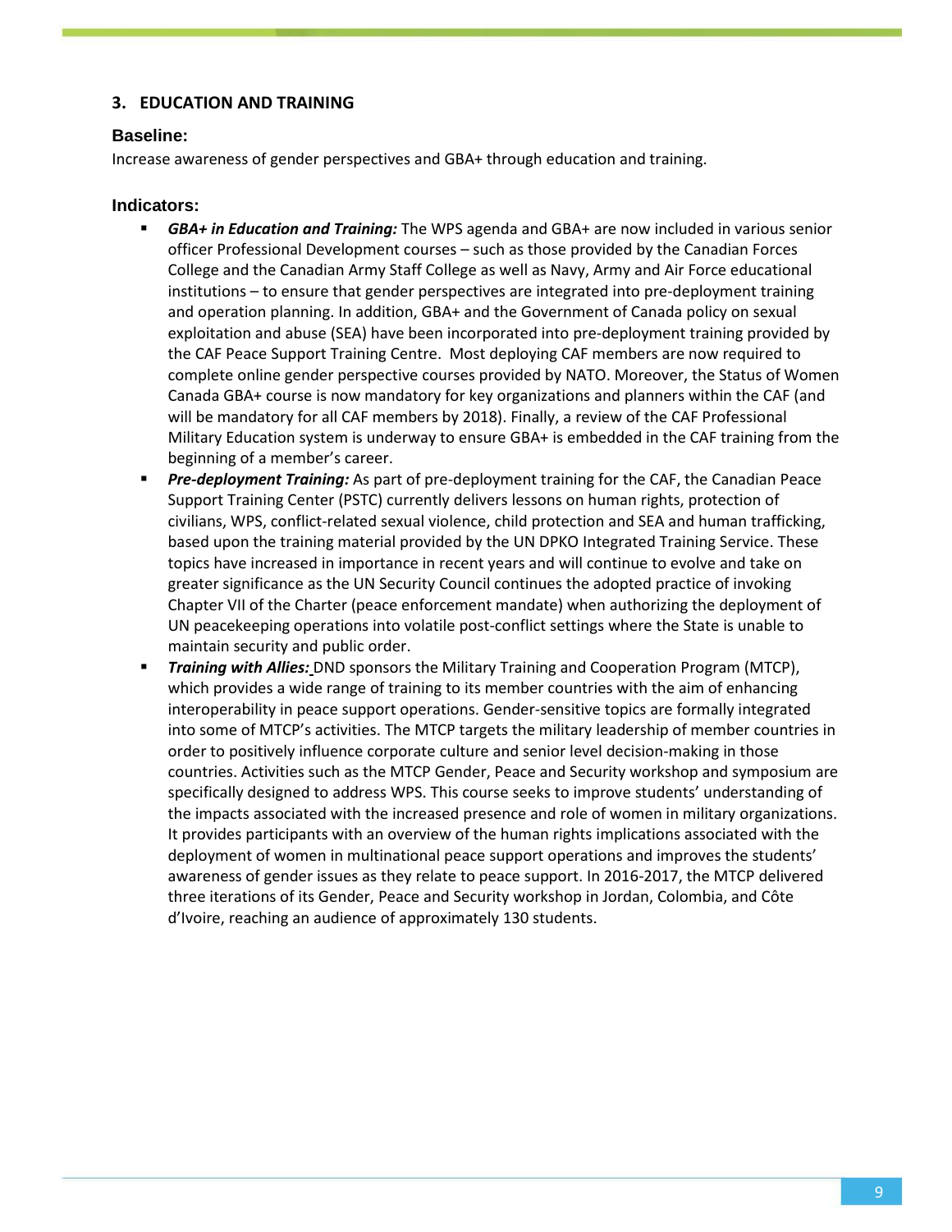## 3. EDUCATION AND TRAINING

### Baseline:

Increase awareness of gender perspectives and GBA+ through education and training.

### Indicators:

- ***GBA+ in Education and Training:*** The WPS agenda and GBA+ are now included in various senior officer Professional Development courses – such as those provided by the Canadian Forces College and the Canadian Army Staff College as well as Navy, Army and Air Force educational institutions – to ensure that gender perspectives are integrated into pre-deployment training and operation planning. In addition, GBA+ and the Government of Canada policy on sexual exploitation and abuse (SEA) have been incorporated into pre-deployment training provided by the CAF Peace Support Training Centre. Most deploying CAF members are now required to complete online gender perspective courses provided by NATO. Moreover, the Status of Women Canada GBA+ course is now mandatory for key organizations and planners within the CAF (and will be mandatory for all CAF members by 2018). Finally, a review of the CAF Professional Military Education system is underway to ensure GBA+ is embedded in the CAF training from the beginning of a member's career.
- ***Pre-deployment Training:*** As part of pre-deployment training for the CAF, the Canadian Peace Support Training Center (PSTC) currently delivers lessons on human rights, protection of civilians, WPS, conflict-related sexual violence, child protection and SEA and human trafficking, based upon the training material provided by the UN DPKO Integrated Training Service. These topics have increased in importance in recent years and will continue to evolve and take on greater significance as the UN Security Council continues the adopted practice of invoking Chapter VII of the Charter (peace enforcement mandate) when authorizing the deployment of UN peacekeeping operations into volatile post-conflict settings where the State is unable to maintain security and public order.
- ***Training with Allies:*** DND sponsors the Military Training and Cooperation Program (MTCP), which provides a wide range of training to its member countries with the aim of enhancing interoperability in peace support operations. Gender-sensitive topics are formally integrated into some of MTCP's activities. The MTCP targets the military leadership of member countries in order to positively influence corporate culture and senior level decision-making in those countries. Activities such as the MTCP Gender, Peace and Security workshop and symposium are specifically designed to address WPS. This course seeks to improve students' understanding of the impacts associated with the increased presence and role of women in military organizations. It provides participants with an overview of the human rights implications associated with the deployment of women in multinational peace support operations and improves the students' awareness of gender issues as they relate to peace support. In 2016-2017, the MTCP delivered three iterations of its Gender, Peace and Security workshop in Jordan, Colombia, and Côte d'Ivoire, reaching an audience of approximately 130 students.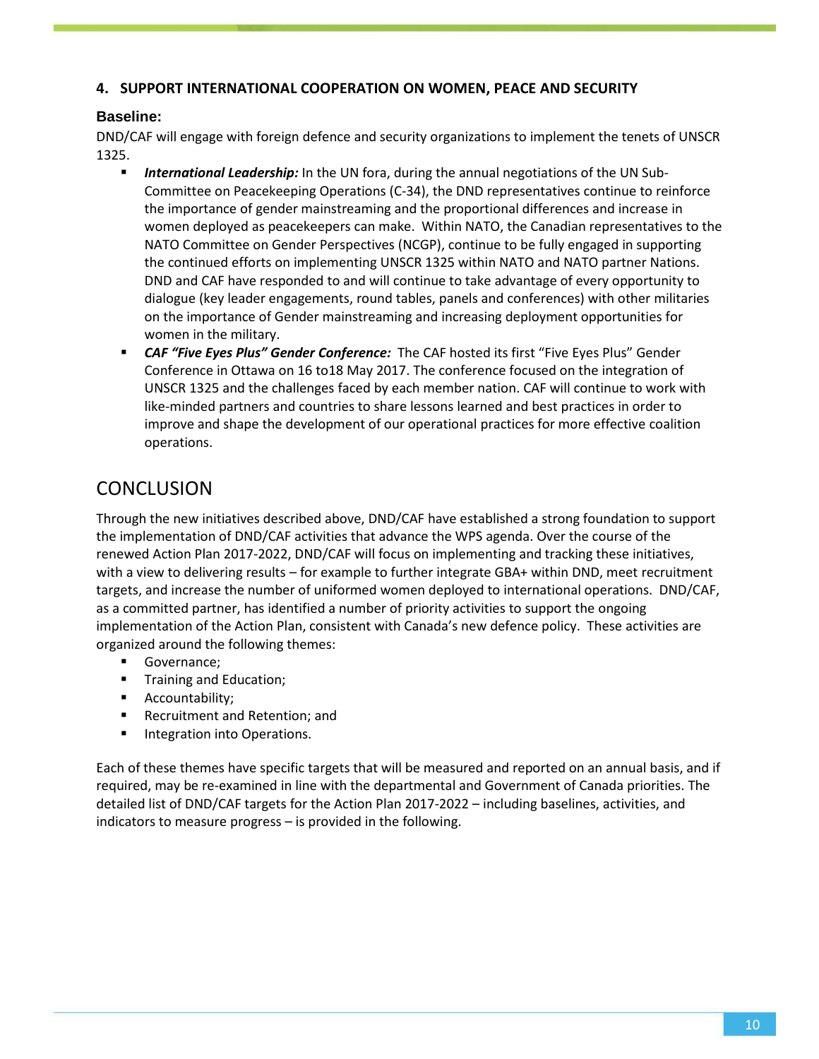## 4. SUPPORT INTERNATIONAL COOPERATION ON WOMEN, PEACE AND SECURITY

### Baseline:

DND/CAF will engage with foreign defence and security organizations to implement the tenets of UNSCR 1325.

- ***International Leadership:*** In the UN fora, during the annual negotiations of the UN Sub-Committee on Peacekeeping Operations (C-34), the DND representatives continue to reinforce the importance of gender mainstreaming and the proportional differences and increase in women deployed as peacekeepers can make. Within NATO, the Canadian representatives to the NATO Committee on Gender Perspectives (NCGP), continue to be fully engaged in supporting the continued efforts on implementing UNSCR 1325 within NATO and NATO partner Nations. DND and CAF have responded to and will continue to take advantage of every opportunity to dialogue (key leader engagements, round tables, panels and conferences) with other militaries on the importance of Gender mainstreaming and increasing deployment opportunities for women in the military.
- ***CAF "Five Eyes Plus" Gender Conference:*** The CAF hosted its first "Five Eyes Plus" Gender Conference in Ottawa on 16 to18 May 2017. The conference focused on the integration of UNSCR 1325 and the challenges faced by each member nation. CAF will continue to work with like-minded partners and countries to share lessons learned and best practices in order to improve and shape the development of our operational practices for more effective coalition operations.

# CONCLUSION

Through the new initiatives described above, DND/CAF have established a strong foundation to support the implementation of DND/CAF activities that advance the WPS agenda. Over the course of the renewed Action Plan 2017-2022, DND/CAF will focus on implementing and tracking these initiatives, with a view to delivering results – for example to further integrate GBA+ within DND, meet recruitment targets, and increase the number of uniformed women deployed to international operations. DND/CAF, as a committed partner, has identified a number of priority activities to support the ongoing implementation of the Action Plan, consistent with Canada's new defence policy. These activities are organized around the following themes:

- Governance;
- Training and Education;
- Accountability;
- Recruitment and Retention; and
- Integration into Operations.

Each of these themes have specific targets that will be measured and reported on an annual basis, and if required, may be re-examined in line with the departmental and Government of Canada priorities. The detailed list of DND/CAF targets for the Action Plan 2017-2022 – including baselines, activities, and indicators to measure progress – is provided in the following.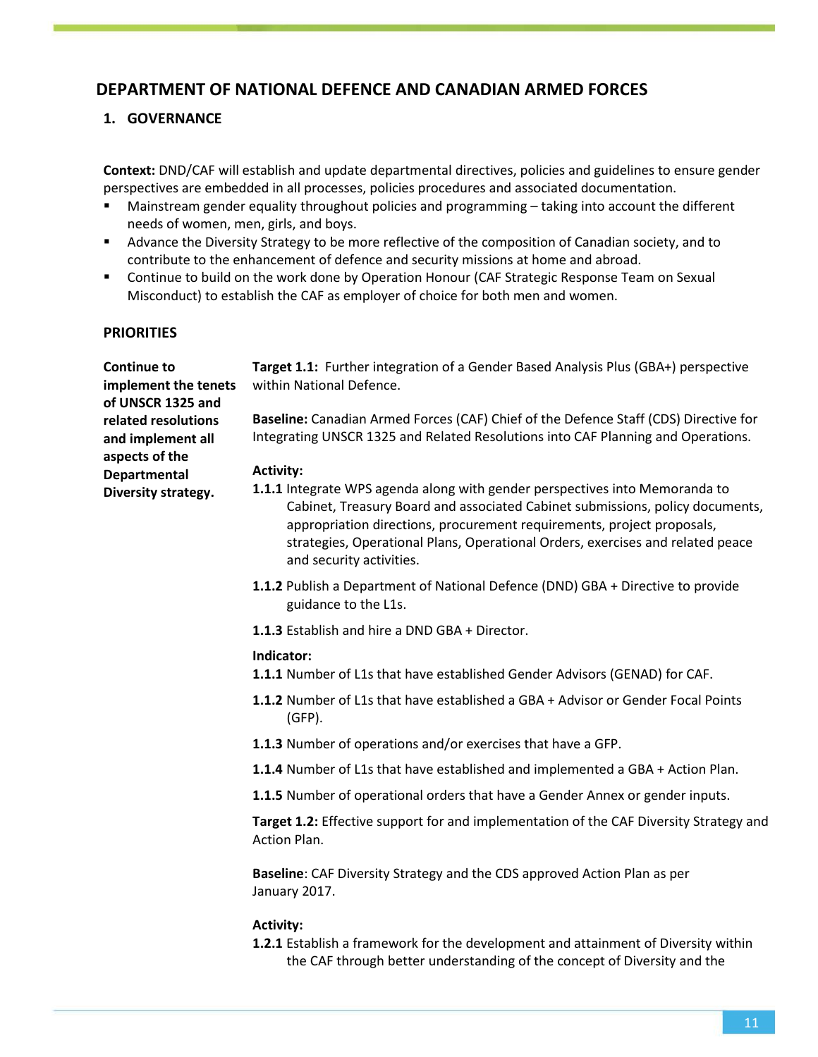# DEPARTMENT OF NATIONAL DEFENCE AND CANADIAN ARMED FORCES

## 1. GOVERNANCE

**Context:** DND/CAF will establish and update departmental directives, policies and guidelines to ensure gender perspectives are embedded in all processes, policies procedures and associated documentation.

- Mainstream gender equality throughout policies and programming – taking into account the different needs of women, men, girls, and boys.
- Advance the Diversity Strategy to be more reflective of the composition of Canadian society, and to contribute to the enhancement of defence and security missions at home and abroad.
- Continue to build on the work done by Operation Honour (CAF Strategic Response Team on Sexual Misconduct) to establish the CAF as employer of choice for both men and women.

### PRIORITIES

**Continue to implement the tenets of UNSCR 1325 and related resolutions and implement all aspects of the Departmental Diversity strategy.**

**Target 1.1:** Further integration of a Gender Based Analysis Plus (GBA+) perspective within National Defence.

**Baseline:** Canadian Armed Forces (CAF) Chief of the Defence Staff (CDS) Directive for Integrating UNSCR 1325 and Related Resolutions into CAF Planning and Operations.

**Activity:**

**1.1.1** Integrate WPS agenda along with gender perspectives into Memoranda to Cabinet, Treasury Board and associated Cabinet submissions, policy documents, appropriation directions, procurement requirements, project proposals, strategies, Operational Plans, Operational Orders, exercises and related peace and security activities.

**1.1.2** Publish a Department of National Defence (DND) GBA + Directive to provide guidance to the L1s.

**1.1.3** Establish and hire a DND GBA + Director.

**Indicator:**

**1.1.1** Number of L1s that have established Gender Advisors (GENAD) for CAF.

**1.1.2** Number of L1s that have established a GBA + Advisor or Gender Focal Points (GFP).

**1.1.3** Number of operations and/or exercises that have a GFP.

**1.1.4** Number of L1s that have established and implemented a GBA + Action Plan.

**1.1.5** Number of operational orders that have a Gender Annex or gender inputs.

**Target 1.2:** Effective support for and implementation of the CAF Diversity Strategy and Action Plan.

**Baseline**: CAF Diversity Strategy and the CDS approved Action Plan as per January 2017.

**Activity:**

**1.2.1** Establish a framework for the development and attainment of Diversity within the CAF through better understanding of the concept of Diversity and the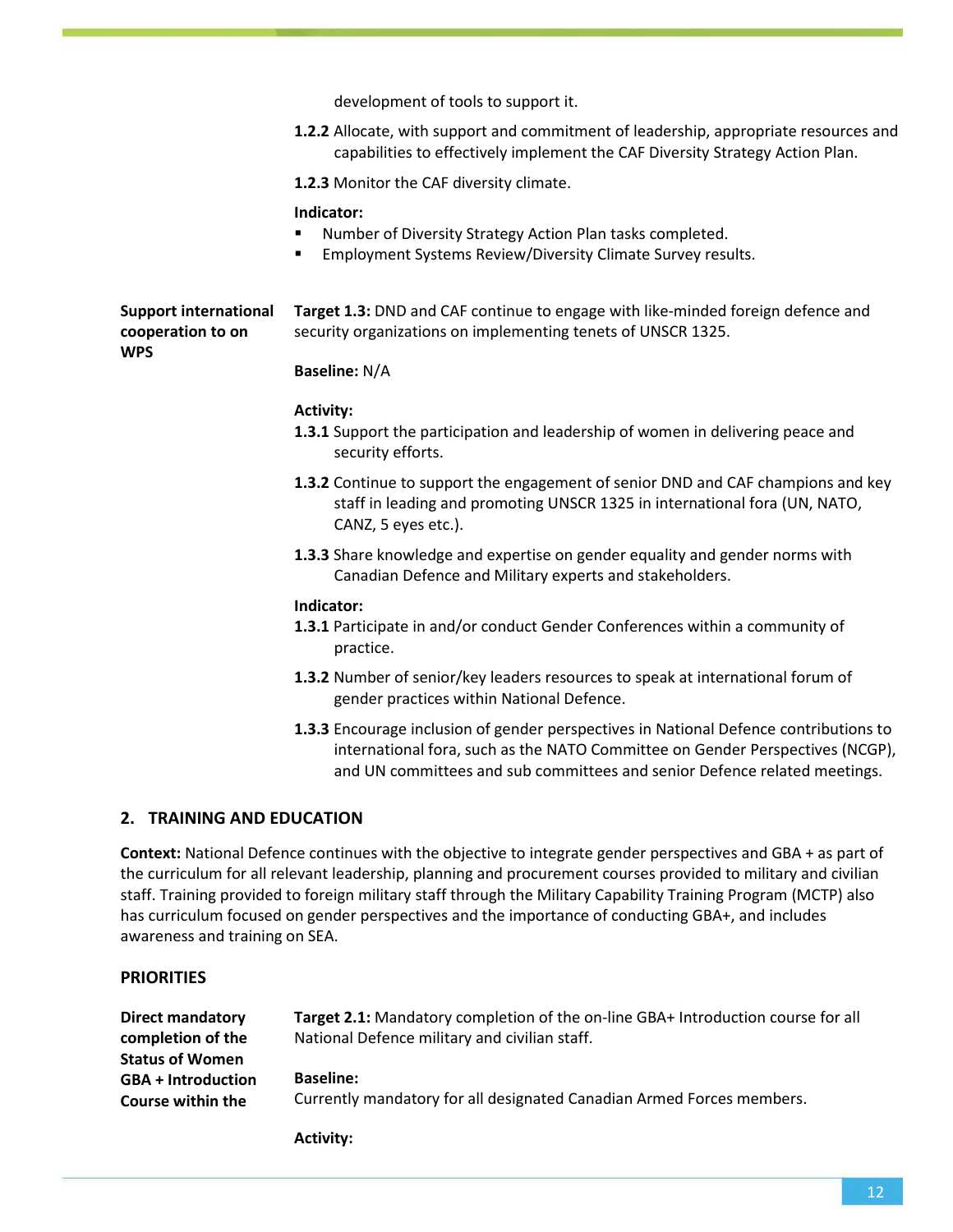development of tools to support it.

**1.2.2** Allocate, with support and commitment of leadership, appropriate resources and capabilities to effectively implement the CAF Diversity Strategy Action Plan.

**1.2.3** Monitor the CAF diversity climate.

**Indicator:**

- Number of Diversity Strategy Action Plan tasks completed.
- Employment Systems Review/Diversity Climate Survey results.

**Support international cooperation to on WPS**

**Target 1.3:** DND and CAF continue to engage with like-minded foreign defence and security organizations on implementing tenets of UNSCR 1325.

**Baseline:** N/A

**Activity:**

**1.3.1** Support the participation and leadership of women in delivering peace and security efforts.

**1.3.2** Continue to support the engagement of senior DND and CAF champions and key staff in leading and promoting UNSCR 1325 in international fora (UN, NATO, CANZ, 5 eyes etc.).

**1.3.3** Share knowledge and expertise on gender equality and gender norms with Canadian Defence and Military experts and stakeholders.

**Indicator:**

**1.3.1** Participate in and/or conduct Gender Conferences within a community of practice.

**1.3.2** Number of senior/key leaders resources to speak at international forum of gender practices within National Defence.

**1.3.3** Encourage inclusion of gender perspectives in National Defence contributions to international fora, such as the NATO Committee on Gender Perspectives (NCGP), and UN committees and sub committees and senior Defence related meetings.

## 2. TRAINING AND EDUCATION

**Context:** National Defence continues with the objective to integrate gender perspectives and GBA + as part of the curriculum for all relevant leadership, planning and procurement courses provided to military and civilian staff. Training provided to foreign military staff through the Military Capability Training Program (MCTP) also has curriculum focused on gender perspectives and the importance of conducting GBA+, and includes awareness and training on SEA.

### PRIORITIES

**Direct mandatory completion of the Status of Women GBA + Introduction Course within the**

**Target 2.1:** Mandatory completion of the on-line GBA+ Introduction course for all National Defence military and civilian staff.

**Baseline:**
Currently mandatory for all designated Canadian Armed Forces members.

**Activity:**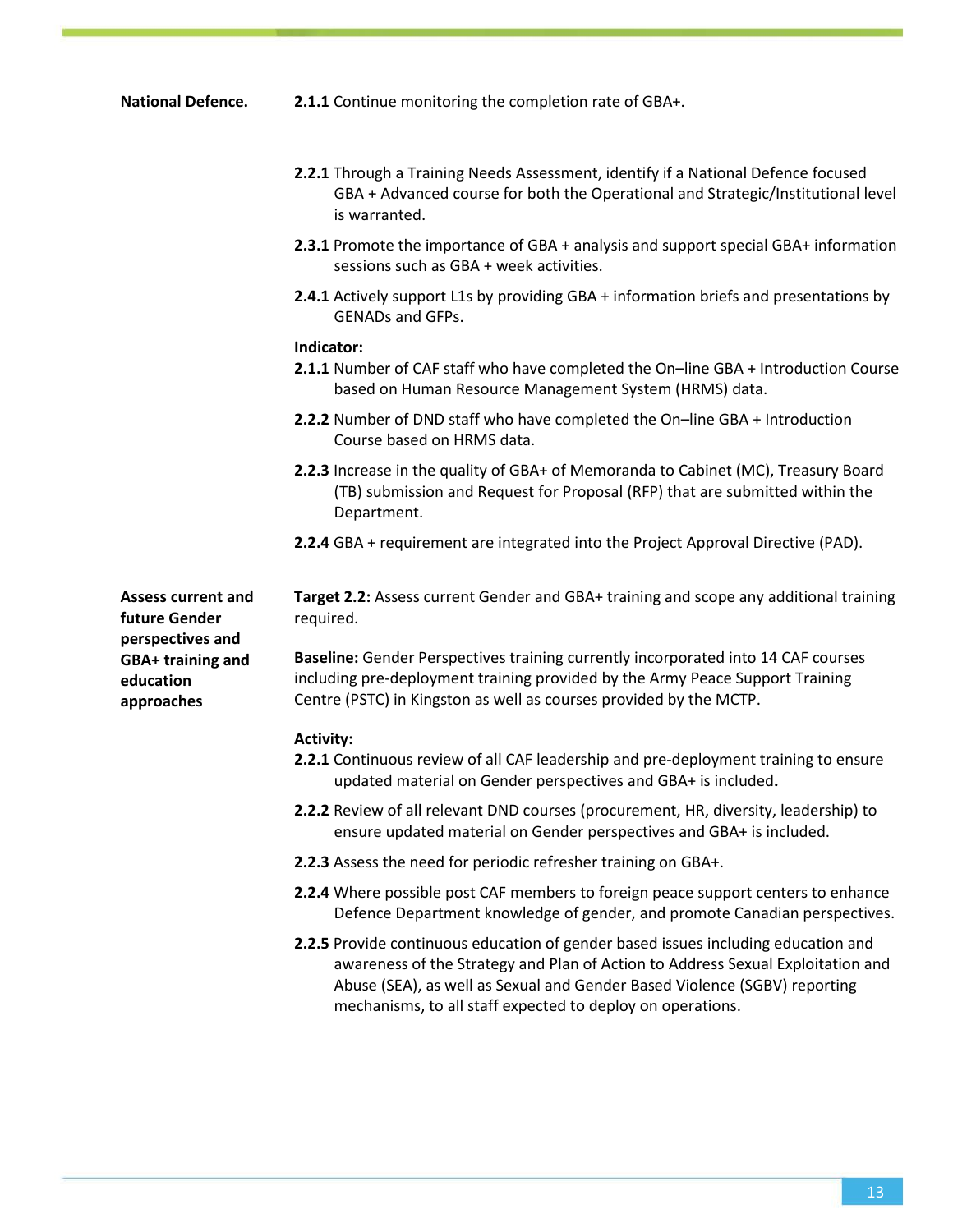| | |
|---|---|
| **National Defence.** | **2.1.1** Continue monitoring the completion rate of GBA+.<br><br>**2.2.1** Through a Training Needs Assessment, identify if a National Defence focused GBA + Advanced course for both the Operational and Strategic/Institutional level is warranted.<br><br>**2.3.1** Promote the importance of GBA + analysis and support special GBA+ information sessions such as GBA + week activities.<br><br>**2.4.1** Actively support L1s by providing GBA + information briefs and presentations by GENADs and GFPs.<br><br>**Indicator:**<br>**2.1.1** Number of CAF staff who have completed the On–line GBA + Introduction Course based on Human Resource Management System (HRMS) data.<br><br>**2.2.2** Number of DND staff who have completed the On–line GBA + Introduction Course based on HRMS data.<br><br>**2.2.3** Increase in the quality of GBA+ of Memoranda to Cabinet (MC), Treasury Board (TB) submission and Request for Proposal (RFP) that are submitted within the Department.<br><br>**2.2.4** GBA + requirement are integrated into the Project Approval Directive (PAD). |
| **Assess current and future Gender perspectives and GBA+ training and education approaches** | **Target 2.2:** Assess current Gender and GBA+ training and scope any additional training required.<br><br>**Baseline:** Gender Perspectives training currently incorporated into 14 CAF courses including pre-deployment training provided by the Army Peace Support Training Centre (PSTC) in Kingston as well as courses provided by the MCTP.<br><br>**Activity:**<br>**2.2.1** Continuous review of all CAF leadership and pre-deployment training to ensure updated material on Gender perspectives and GBA+ is included**.**<br><br>**2.2.2** Review of all relevant DND courses (procurement, HR, diversity, leadership) to ensure updated material on Gender perspectives and GBA+ is included.<br><br>**2.2.3** Assess the need for periodic refresher training on GBA+.<br><br>**2.2.4** Where possible post CAF members to foreign peace support centers to enhance Defence Department knowledge of gender, and promote Canadian perspectives.<br><br>**2.2.5** Provide continuous education of gender based issues including education and awareness of the Strategy and Plan of Action to Address Sexual Exploitation and Abuse (SEA), as well as Sexual and Gender Based Violence (SGBV) reporting mechanisms, to all staff expected to deploy on operations. |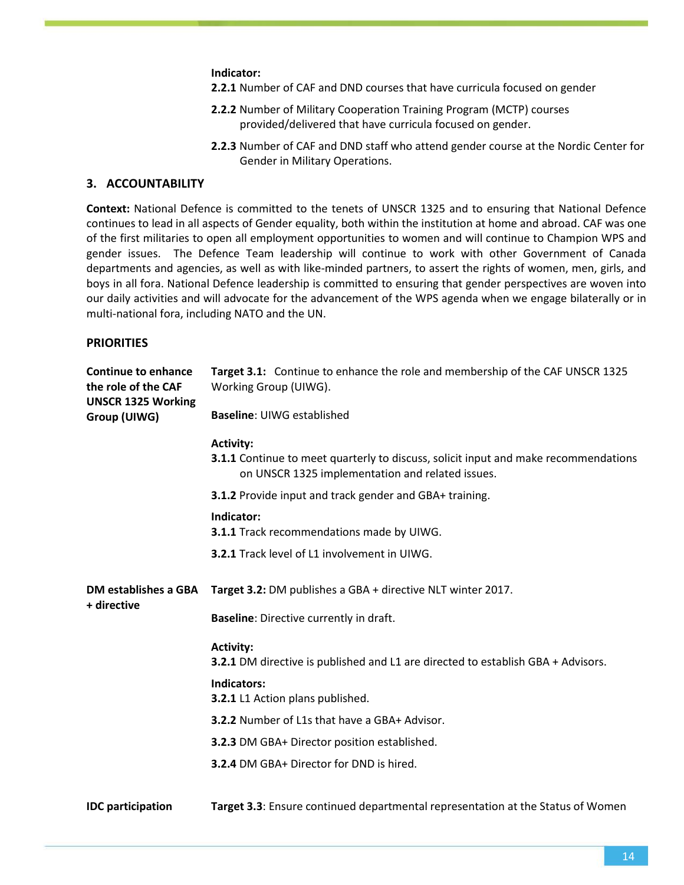**Indicator:**

**2.2.1** Number of CAF and DND courses that have curricula focused on gender

**2.2.2** Number of Military Cooperation Training Program (MCTP) courses provided/delivered that have curricula focused on gender.

**2.2.3** Number of CAF and DND staff who attend gender course at the Nordic Center for Gender in Military Operations.

## 3. ACCOUNTABILITY

**Context:** National Defence is committed to the tenets of UNSCR 1325 and to ensuring that National Defence continues to lead in all aspects of Gender equality, both within the institution at home and abroad. CAF was one of the first militaries to open all employment opportunities to women and will continue to Champion WPS and gender issues. The Defence Team leadership will continue to work with other Government of Canada departments and agencies, as well as with like-minded partners, to assert the rights of women, men, girls, and boys in all fora. National Defence leadership is committed to ensuring that gender perspectives are woven into our daily activities and will advocate for the advancement of the WPS agenda when we engage bilaterally or in multi-national fora, including NATO and the UN.

### PRIORITIES

**Continue to enhance the role of the CAF UNSCR 1325 Working Group (UIWG)**

**Target 3.1:** Continue to enhance the role and membership of the CAF UNSCR 1325 Working Group (UIWG).

**Baseline**: UIWG established

**Activity:**

**3.1.1** Continue to meet quarterly to discuss, solicit input and make recommendations on UNSCR 1325 implementation and related issues.

**3.1.2** Provide input and track gender and GBA+ training.

**Indicator:**

**3.1.1** Track recommendations made by UIWG.

**3.2.1** Track level of L1 involvement in UIWG.

**DM establishes a GBA + directive**

**Target 3.2:** DM publishes a GBA + directive NLT winter 2017.

**Baseline**: Directive currently in draft.

**Activity:**

**3.2.1** DM directive is published and L1 are directed to establish GBA + Advisors.

**Indicators:**

**3.2.1** L1 Action plans published.

**3.2.2** Number of L1s that have a GBA+ Advisor.

**3.2.3** DM GBA+ Director position established.

**3.2.4** DM GBA+ Director for DND is hired.

**IDC participation**

**Target 3.3**: Ensure continued departmental representation at the Status of Women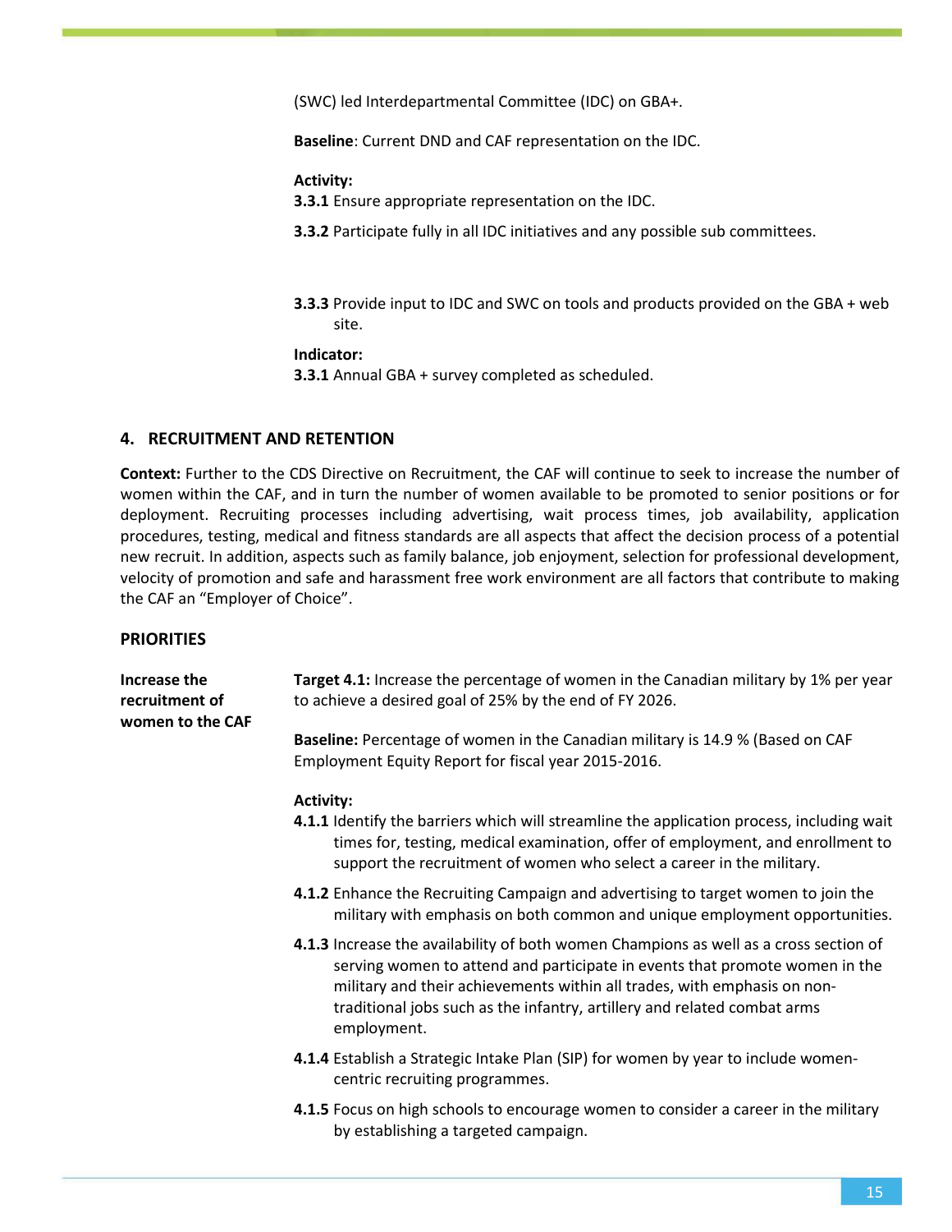(SWC) led Interdepartmental Committee (IDC) on GBA+.

**Baseline**: Current DND and CAF representation on the IDC.

**Activity:**

**3.3.1** Ensure appropriate representation on the IDC.

**3.3.2** Participate fully in all IDC initiatives and any possible sub committees.

**3.3.3** Provide input to IDC and SWC on tools and products provided on the GBA + web site.

**Indicator:**

**3.3.1** Annual GBA + survey completed as scheduled.

## 4. RECRUITMENT AND RETENTION

**Context:** Further to the CDS Directive on Recruitment, the CAF will continue to seek to increase the number of women within the CAF, and in turn the number of women available to be promoted to senior positions or for deployment. Recruiting processes including advertising, wait process times, job availability, application procedures, testing, medical and fitness standards are all aspects that affect the decision process of a potential new recruit. In addition, aspects such as family balance, job enjoyment, selection for professional development, velocity of promotion and safe and harassment free work environment are all factors that contribute to making the CAF an "Employer of Choice".

### PRIORITIES

**Increase the recruitment of women to the CAF**

**Target 4.1:** Increase the percentage of women in the Canadian military by 1% per year to achieve a desired goal of 25% by the end of FY 2026.

**Baseline:** Percentage of women in the Canadian military is 14.9 % (Based on CAF Employment Equity Report for fiscal year 2015-2016.

**Activity:**

**4.1.1** Identify the barriers which will streamline the application process, including wait times for, testing, medical examination, offer of employment, and enrollment to support the recruitment of women who select a career in the military.

**4.1.2** Enhance the Recruiting Campaign and advertising to target women to join the military with emphasis on both common and unique employment opportunities.

**4.1.3** Increase the availability of both women Champions as well as a cross section of serving women to attend and participate in events that promote women in the military and their achievements within all trades, with emphasis on non-traditional jobs such as the infantry, artillery and related combat arms employment.

**4.1.4** Establish a Strategic Intake Plan (SIP) for women by year to include women-centric recruiting programmes.

**4.1.5** Focus on high schools to encourage women to consider a career in the military by establishing a targeted campaign.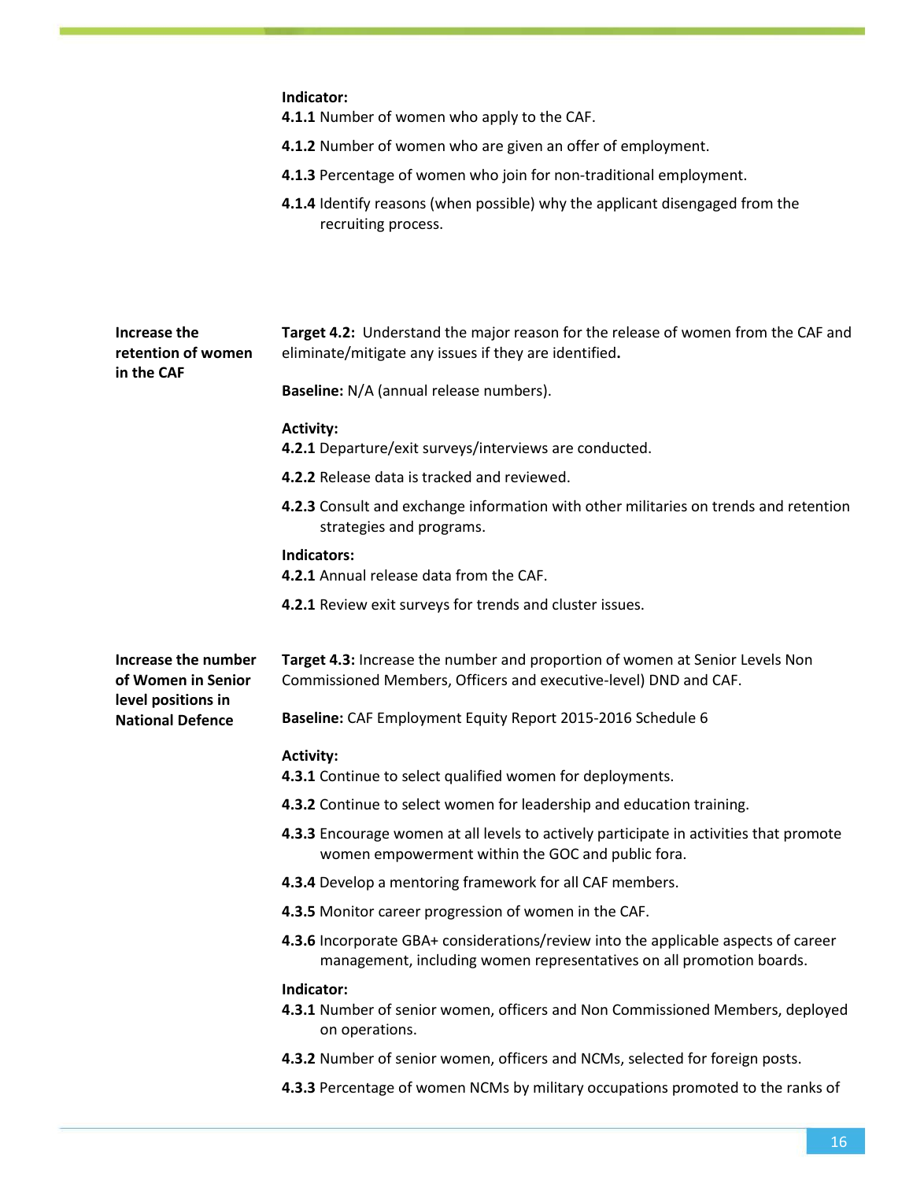**Indicator:**

**4.1.1** Number of women who apply to the CAF.

**4.1.2** Number of women who are given an offer of employment.

**4.1.3** Percentage of women who join for non-traditional employment.

**4.1.4** Identify reasons (when possible) why the applicant disengaged from the recruiting process.

**Increase the retention of women in the CAF**

**Target 4.2:** Understand the major reason for the release of women from the CAF and eliminate/mitigate any issues if they are identified**.**

**Baseline:** N/A (annual release numbers).

**Activity:**

**4.2.1** Departure/exit surveys/interviews are conducted.

**4.2.2** Release data is tracked and reviewed.

**4.2.3** Consult and exchange information with other militaries on trends and retention strategies and programs.

**Indicators:**

**4.2.1** Annual release data from the CAF.

**4.2.1** Review exit surveys for trends and cluster issues.

**Increase the number of Women in Senior level positions in National Defence**

**Target 4.3:** Increase the number and proportion of women at Senior Levels Non Commissioned Members, Officers and executive-level) DND and CAF.

**Baseline:** CAF Employment Equity Report 2015-2016 Schedule 6

**Activity:**

**4.3.1** Continue to select qualified women for deployments.

**4.3.2** Continue to select women for leadership and education training.

**4.3.3** Encourage women at all levels to actively participate in activities that promote women empowerment within the GOC and public fora.

**4.3.4** Develop a mentoring framework for all CAF members.

**4.3.5** Monitor career progression of women in the CAF.

**4.3.6** Incorporate GBA+ considerations/review into the applicable aspects of career management, including women representatives on all promotion boards.

**Indicator:**

**4.3.1** Number of senior women, officers and Non Commissioned Members, deployed on operations.

**4.3.2** Number of senior women, officers and NCMs, selected for foreign posts.

**4.3.3** Percentage of women NCMs by military occupations promoted to the ranks of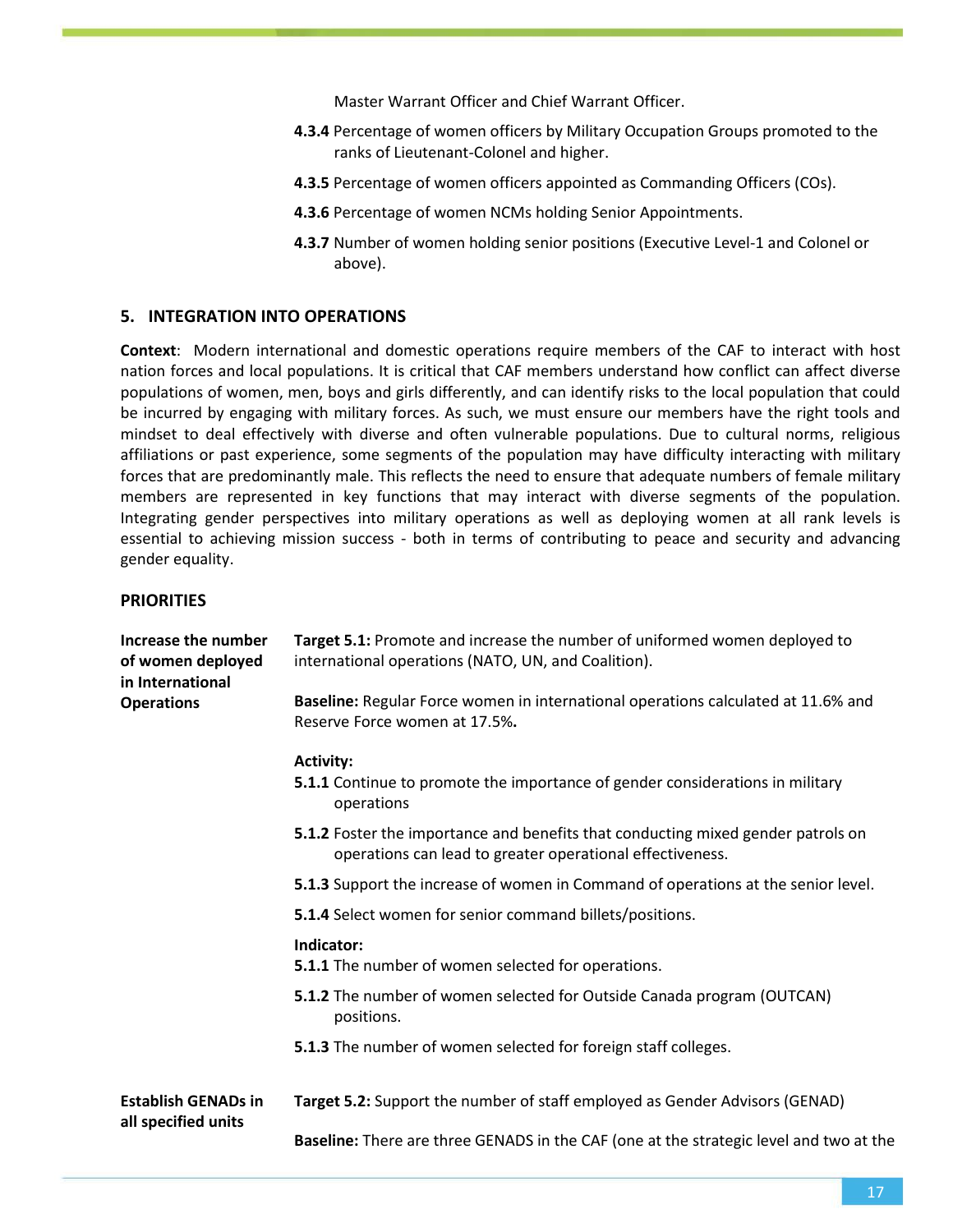Master Warrant Officer and Chief Warrant Officer.

**4.3.4** Percentage of women officers by Military Occupation Groups promoted to the ranks of Lieutenant-Colonel and higher.

**4.3.5** Percentage of women officers appointed as Commanding Officers (COs).

**4.3.6** Percentage of women NCMs holding Senior Appointments.

**4.3.7** Number of women holding senior positions (Executive Level-1 and Colonel or above).

## 5. INTEGRATION INTO OPERATIONS

**Context**: Modern international and domestic operations require members of the CAF to interact with host nation forces and local populations. It is critical that CAF members understand how conflict can affect diverse populations of women, men, boys and girls differently, and can identify risks to the local population that could be incurred by engaging with military forces. As such, we must ensure our members have the right tools and mindset to deal effectively with diverse and often vulnerable populations. Due to cultural norms, religious affiliations or past experience, some segments of the population may have difficulty interacting with military forces that are predominantly male. This reflects the need to ensure that adequate numbers of female military members are represented in key functions that may interact with diverse segments of the population. Integrating gender perspectives into military operations as well as deploying women at all rank levels is essential to achieving mission success - both in terms of contributing to peace and security and advancing gender equality.

### PRIORITIES

**Increase the number of women deployed in International Operations**

**Target 5.1:** Promote and increase the number of uniformed women deployed to international operations (NATO, UN, and Coalition).

**Baseline:** Regular Force women in international operations calculated at 11.6% and Reserve Force women at 17.5%.

**Activity:**

**5.1.1** Continue to promote the importance of gender considerations in military operations

**5.1.2** Foster the importance and benefits that conducting mixed gender patrols on operations can lead to greater operational effectiveness.

**5.1.3** Support the increase of women in Command of operations at the senior level.

**5.1.4** Select women for senior command billets/positions.

**Indicator:**

**5.1.1** The number of women selected for operations.

**5.1.2** The number of women selected for Outside Canada program (OUTCAN) positions.

**5.1.3** The number of women selected for foreign staff colleges.

**Establish GENADs in all specified units**

**Target 5.2:** Support the number of staff employed as Gender Advisors (GENAD)

**Baseline:** There are three GENADS in the CAF (one at the strategic level and two at the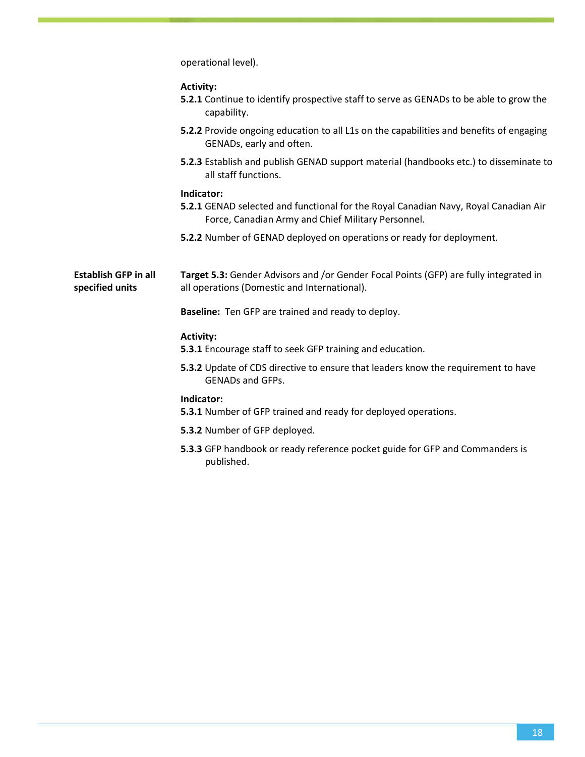operational level).

**Activity:**

**5.2.1** Continue to identify prospective staff to serve as GENADs to be able to grow the capability.

**5.2.2** Provide ongoing education to all L1s on the capabilities and benefits of engaging GENADs, early and often.

**5.2.3** Establish and publish GENAD support material (handbooks etc.) to disseminate to all staff functions.

**Indicator:**

**5.2.1** GENAD selected and functional for the Royal Canadian Navy, Royal Canadian Air Force, Canadian Army and Chief Military Personnel.

**5.2.2** Number of GENAD deployed on operations or ready for deployment.

**Establish GFP in all specified units**

**Target 5.3:** Gender Advisors and /or Gender Focal Points (GFP) are fully integrated in all operations (Domestic and International).

**Baseline:** Ten GFP are trained and ready to deploy.

**Activity:**

**5.3.1** Encourage staff to seek GFP training and education.

**5.3.2** Update of CDS directive to ensure that leaders know the requirement to have GENADs and GFPs.

**Indicator:**

**5.3.1** Number of GFP trained and ready for deployed operations.

**5.3.2** Number of GFP deployed.

**5.3.3** GFP handbook or ready reference pocket guide for GFP and Commanders is published.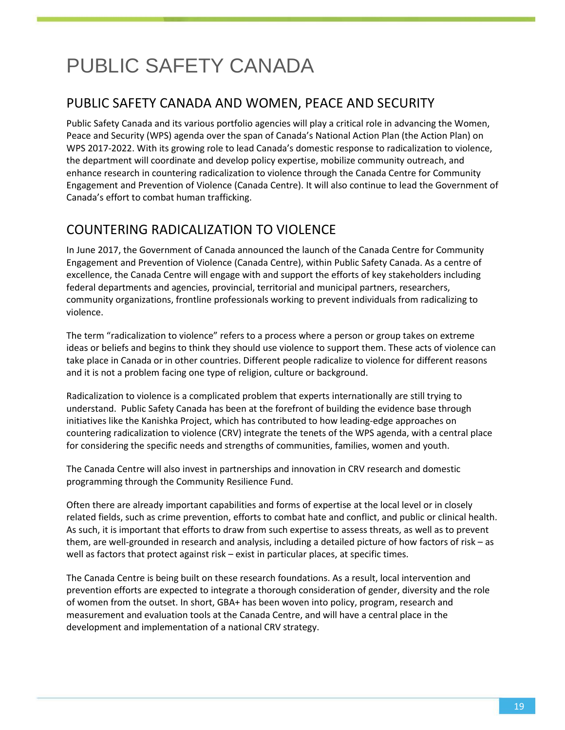# PUBLIC SAFETY CANADA

## PUBLIC SAFETY CANADA AND WOMEN, PEACE AND SECURITY

Public Safety Canada and its various portfolio agencies will play a critical role in advancing the Women, Peace and Security (WPS) agenda over the span of Canada's National Action Plan (the Action Plan) on WPS 2017-2022. With its growing role to lead Canada's domestic response to radicalization to violence, the department will coordinate and develop policy expertise, mobilize community outreach, and enhance research in countering radicalization to violence through the Canada Centre for Community Engagement and Prevention of Violence (Canada Centre). It will also continue to lead the Government of Canada's effort to combat human trafficking.

## COUNTERING RADICALIZATION TO VIOLENCE

In June 2017, the Government of Canada announced the launch of the Canada Centre for Community Engagement and Prevention of Violence (Canada Centre), within Public Safety Canada. As a centre of excellence, the Canada Centre will engage with and support the efforts of key stakeholders including federal departments and agencies, provincial, territorial and municipal partners, researchers, community organizations, frontline professionals working to prevent individuals from radicalizing to violence.

The term "radicalization to violence" refers to a process where a person or group takes on extreme ideas or beliefs and begins to think they should use violence to support them. These acts of violence can take place in Canada or in other countries. Different people radicalize to violence for different reasons and it is not a problem facing one type of religion, culture or background.

Radicalization to violence is a complicated problem that experts internationally are still trying to understand. Public Safety Canada has been at the forefront of building the evidence base through initiatives like the Kanishka Project, which has contributed to how leading-edge approaches on countering radicalization to violence (CRV) integrate the tenets of the WPS agenda, with a central place for considering the specific needs and strengths of communities, families, women and youth.

The Canada Centre will also invest in partnerships and innovation in CRV research and domestic programming through the Community Resilience Fund.

Often there are already important capabilities and forms of expertise at the local level or in closely related fields, such as crime prevention, efforts to combat hate and conflict, and public or clinical health. As such, it is important that efforts to draw from such expertise to assess threats, as well as to prevent them, are well-grounded in research and analysis, including a detailed picture of how factors of risk – as well as factors that protect against risk – exist in particular places, at specific times.

The Canada Centre is being built on these research foundations. As a result, local intervention and prevention efforts are expected to integrate a thorough consideration of gender, diversity and the role of women from the outset. In short, GBA+ has been woven into policy, program, research and measurement and evaluation tools at the Canada Centre, and will have a central place in the development and implementation of a national CRV strategy.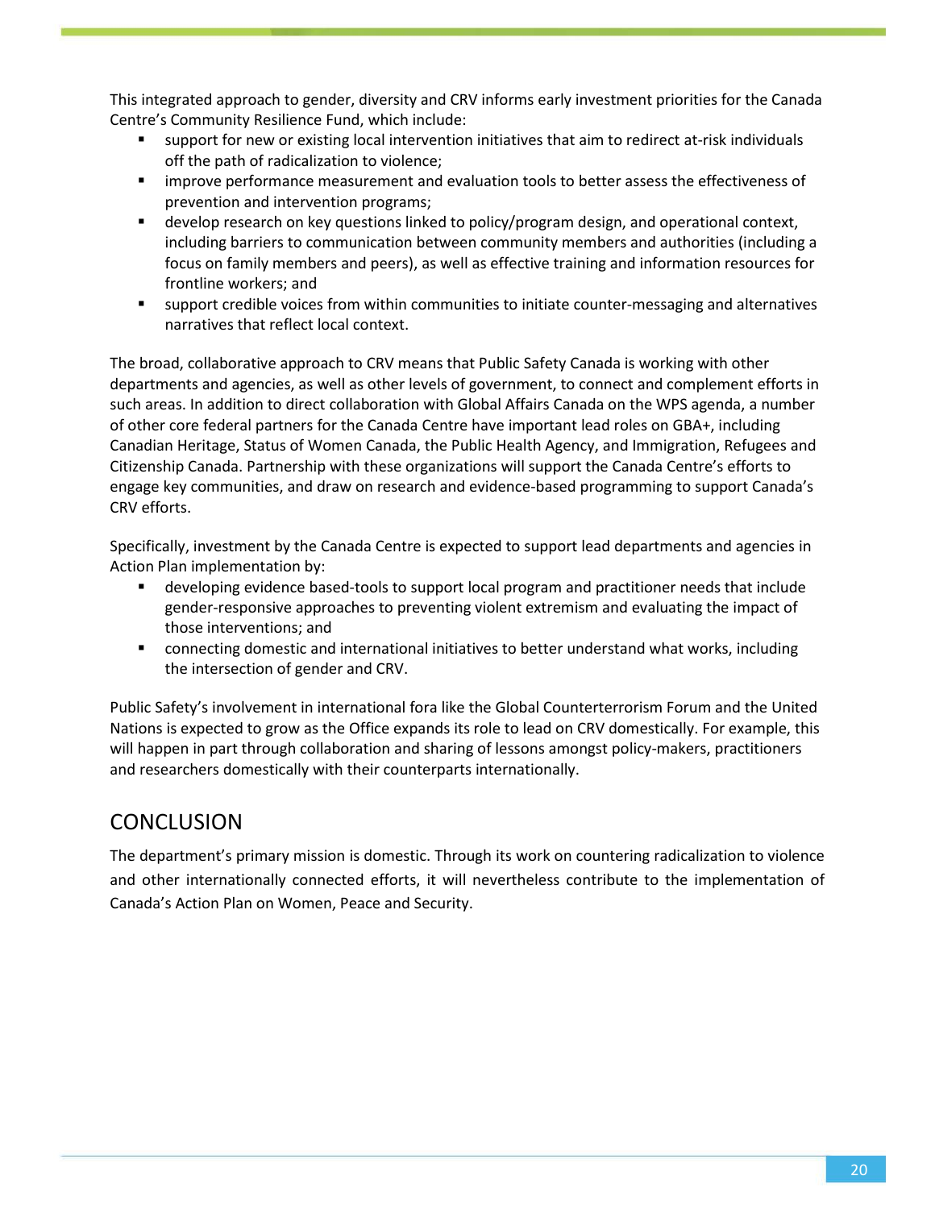This integrated approach to gender, diversity and CRV informs early investment priorities for the Canada Centre's Community Resilience Fund, which include:

- support for new or existing local intervention initiatives that aim to redirect at-risk individuals off the path of radicalization to violence;
- improve performance measurement and evaluation tools to better assess the effectiveness of prevention and intervention programs;
- develop research on key questions linked to policy/program design, and operational context, including barriers to communication between community members and authorities (including a focus on family members and peers), as well as effective training and information resources for frontline workers; and
- support credible voices from within communities to initiate counter-messaging and alternatives narratives that reflect local context.

The broad, collaborative approach to CRV means that Public Safety Canada is working with other departments and agencies, as well as other levels of government, to connect and complement efforts in such areas. In addition to direct collaboration with Global Affairs Canada on the WPS agenda, a number of other core federal partners for the Canada Centre have important lead roles on GBA+, including Canadian Heritage, Status of Women Canada, the Public Health Agency, and Immigration, Refugees and Citizenship Canada. Partnership with these organizations will support the Canada Centre's efforts to engage key communities, and draw on research and evidence-based programming to support Canada's CRV efforts.

Specifically, investment by the Canada Centre is expected to support lead departments and agencies in Action Plan implementation by:

- developing evidence based-tools to support local program and practitioner needs that include gender-responsive approaches to preventing violent extremism and evaluating the impact of those interventions; and
- connecting domestic and international initiatives to better understand what works, including the intersection of gender and CRV.

Public Safety's involvement in international fora like the Global Counterterrorism Forum and the United Nations is expected to grow as the Office expands its role to lead on CRV domestically. For example, this will happen in part through collaboration and sharing of lessons amongst policy-makers, practitioners and researchers domestically with their counterparts internationally.

## CONCLUSION

The department's primary mission is domestic. Through its work on countering radicalization to violence and other internationally connected efforts, it will nevertheless contribute to the implementation of Canada's Action Plan on Women, Peace and Security.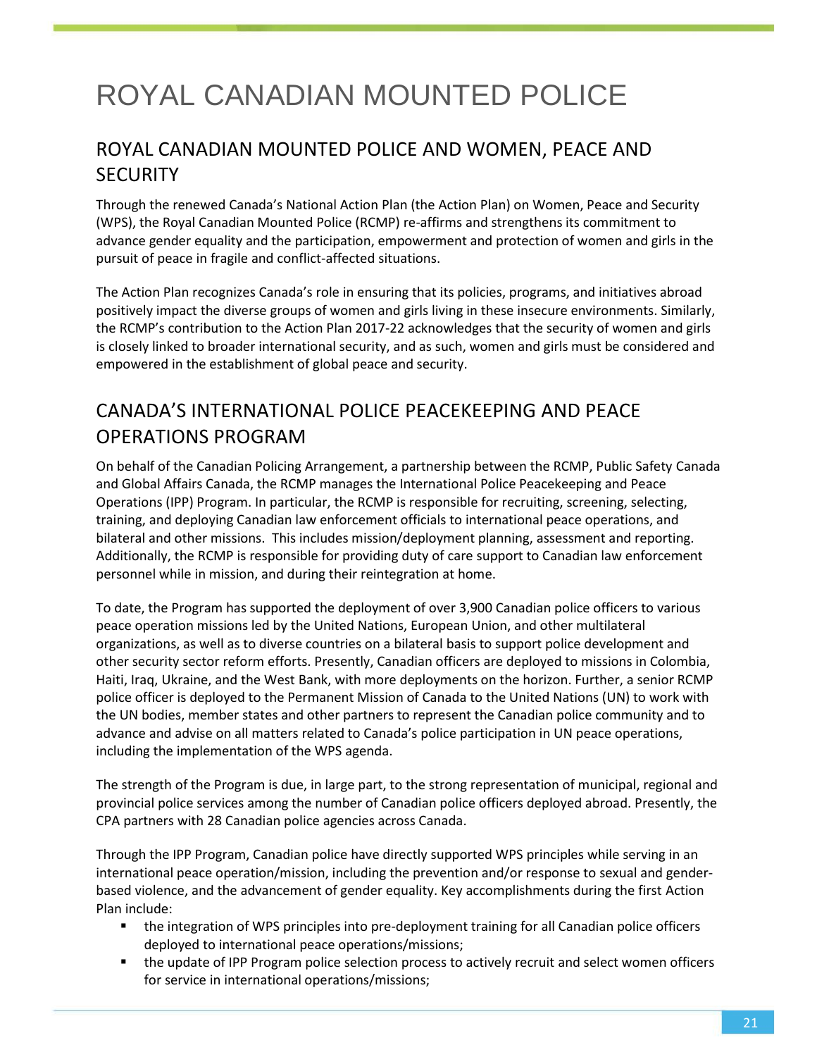# ROYAL CANADIAN MOUNTED POLICE

## ROYAL CANADIAN MOUNTED POLICE AND WOMEN, PEACE AND SECURITY

Through the renewed Canada's National Action Plan (the Action Plan) on Women, Peace and Security (WPS), the Royal Canadian Mounted Police (RCMP) re-affirms and strengthens its commitment to advance gender equality and the participation, empowerment and protection of women and girls in the pursuit of peace in fragile and conflict-affected situations.

The Action Plan recognizes Canada's role in ensuring that its policies, programs, and initiatives abroad positively impact the diverse groups of women and girls living in these insecure environments. Similarly, the RCMP's contribution to the Action Plan 2017-22 acknowledges that the security of women and girls is closely linked to broader international security, and as such, women and girls must be considered and empowered in the establishment of global peace and security.

## CANADA'S INTERNATIONAL POLICE PEACEKEEPING AND PEACE OPERATIONS PROGRAM

On behalf of the Canadian Policing Arrangement, a partnership between the RCMP, Public Safety Canada and Global Affairs Canada, the RCMP manages the International Police Peacekeeping and Peace Operations (IPP) Program. In particular, the RCMP is responsible for recruiting, screening, selecting, training, and deploying Canadian law enforcement officials to international peace operations, and bilateral and other missions. This includes mission/deployment planning, assessment and reporting. Additionally, the RCMP is responsible for providing duty of care support to Canadian law enforcement personnel while in mission, and during their reintegration at home.

To date, the Program has supported the deployment of over 3,900 Canadian police officers to various peace operation missions led by the United Nations, European Union, and other multilateral organizations, as well as to diverse countries on a bilateral basis to support police development and other security sector reform efforts. Presently, Canadian officers are deployed to missions in Colombia, Haiti, Iraq, Ukraine, and the West Bank, with more deployments on the horizon. Further, a senior RCMP police officer is deployed to the Permanent Mission of Canada to the United Nations (UN) to work with the UN bodies, member states and other partners to represent the Canadian police community and to advance and advise on all matters related to Canada's police participation in UN peace operations, including the implementation of the WPS agenda.

The strength of the Program is due, in large part, to the strong representation of municipal, regional and provincial police services among the number of Canadian police officers deployed abroad. Presently, the CPA partners with 28 Canadian police agencies across Canada.

Through the IPP Program, Canadian police have directly supported WPS principles while serving in an international peace operation/mission, including the prevention and/or response to sexual and gender-based violence, and the advancement of gender equality. Key accomplishments during the first Action Plan include:

- the integration of WPS principles into pre-deployment training for all Canadian police officers deployed to international peace operations/missions;
- the update of IPP Program police selection process to actively recruit and select women officers for service in international operations/missions;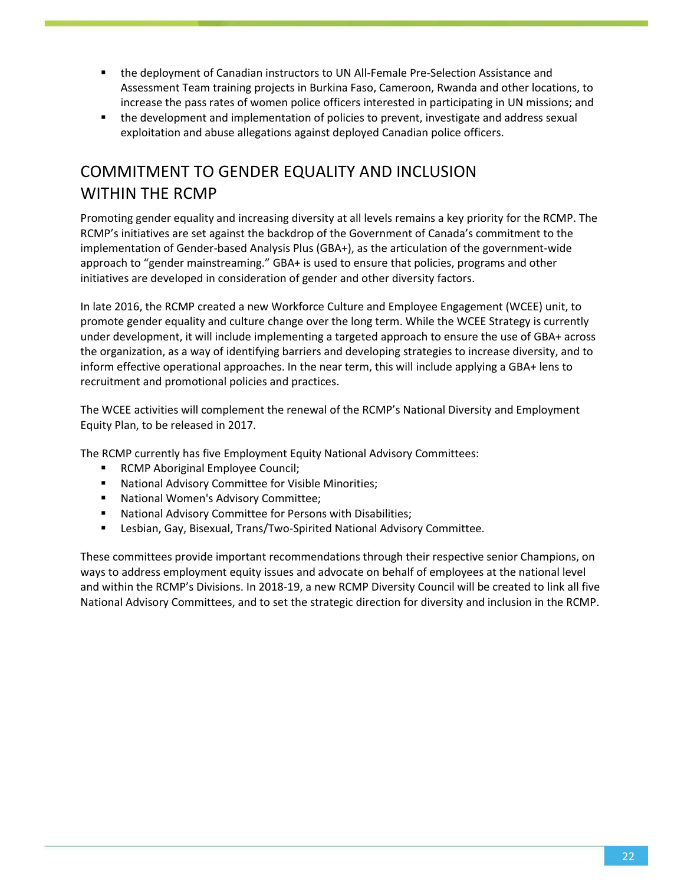- the deployment of Canadian instructors to UN All-Female Pre-Selection Assistance and Assessment Team training projects in Burkina Faso, Cameroon, Rwanda and other locations, to increase the pass rates of women police officers interested in participating in UN missions; and
- the development and implementation of policies to prevent, investigate and address sexual exploitation and abuse allegations against deployed Canadian police officers.

## COMMITMENT TO GENDER EQUALITY AND INCLUSION WITHIN THE RCMP

Promoting gender equality and increasing diversity at all levels remains a key priority for the RCMP. The RCMP's initiatives are set against the backdrop of the Government of Canada's commitment to the implementation of Gender-based Analysis Plus (GBA+), as the articulation of the government-wide approach to "gender mainstreaming." GBA+ is used to ensure that policies, programs and other initiatives are developed in consideration of gender and other diversity factors.

In late 2016, the RCMP created a new Workforce Culture and Employee Engagement (WCEE) unit, to promote gender equality and culture change over the long term. While the WCEE Strategy is currently under development, it will include implementing a targeted approach to ensure the use of GBA+ across the organization, as a way of identifying barriers and developing strategies to increase diversity, and to inform effective operational approaches. In the near term, this will include applying a GBA+ lens to recruitment and promotional policies and practices.

The WCEE activities will complement the renewal of the RCMP's National Diversity and Employment Equity Plan, to be released in 2017.

The RCMP currently has five Employment Equity National Advisory Committees:

- RCMP Aboriginal Employee Council;
- National Advisory Committee for Visible Minorities;
- National Women's Advisory Committee;
- National Advisory Committee for Persons with Disabilities;
- Lesbian, Gay, Bisexual, Trans/Two-Spirited National Advisory Committee.

These committees provide important recommendations through their respective senior Champions, on ways to address employment equity issues and advocate on behalf of employees at the national level and within the RCMP's Divisions. In 2018-19, a new RCMP Diversity Council will be created to link all five National Advisory Committees, and to set the strategic direction for diversity and inclusion in the RCMP.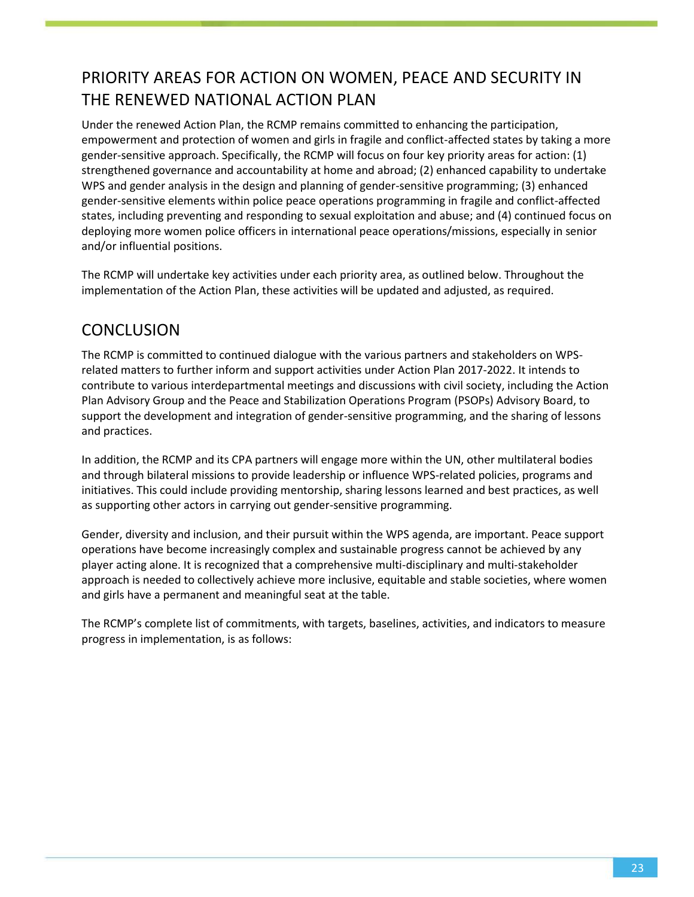## PRIORITY AREAS FOR ACTION ON WOMEN, PEACE AND SECURITY IN THE RENEWED NATIONAL ACTION PLAN

Under the renewed Action Plan, the RCMP remains committed to enhancing the participation, empowerment and protection of women and girls in fragile and conflict-affected states by taking a more gender-sensitive approach. Specifically, the RCMP will focus on four key priority areas for action: (1) strengthened governance and accountability at home and abroad; (2) enhanced capability to undertake WPS and gender analysis in the design and planning of gender-sensitive programming; (3) enhanced gender-sensitive elements within police peace operations programming in fragile and conflict-affected states, including preventing and responding to sexual exploitation and abuse; and (4) continued focus on deploying more women police officers in international peace operations/missions, especially in senior and/or influential positions.

The RCMP will undertake key activities under each priority area, as outlined below. Throughout the implementation of the Action Plan, these activities will be updated and adjusted, as required.

## CONCLUSION

The RCMP is committed to continued dialogue with the various partners and stakeholders on WPS-related matters to further inform and support activities under Action Plan 2017-2022. It intends to contribute to various interdepartmental meetings and discussions with civil society, including the Action Plan Advisory Group and the Peace and Stabilization Operations Program (PSOPs) Advisory Board, to support the development and integration of gender-sensitive programming, and the sharing of lessons and practices.

In addition, the RCMP and its CPA partners will engage more within the UN, other multilateral bodies and through bilateral missions to provide leadership or influence WPS-related policies, programs and initiatives. This could include providing mentorship, sharing lessons learned and best practices, as well as supporting other actors in carrying out gender-sensitive programming.

Gender, diversity and inclusion, and their pursuit within the WPS agenda, are important. Peace support operations have become increasingly complex and sustainable progress cannot be achieved by any player acting alone. It is recognized that a comprehensive multi-disciplinary and multi-stakeholder approach is needed to collectively achieve more inclusive, equitable and stable societies, where women and girls have a permanent and meaningful seat at the table.

The RCMP's complete list of commitments, with targets, baselines, activities, and indicators to measure progress in implementation, is as follows: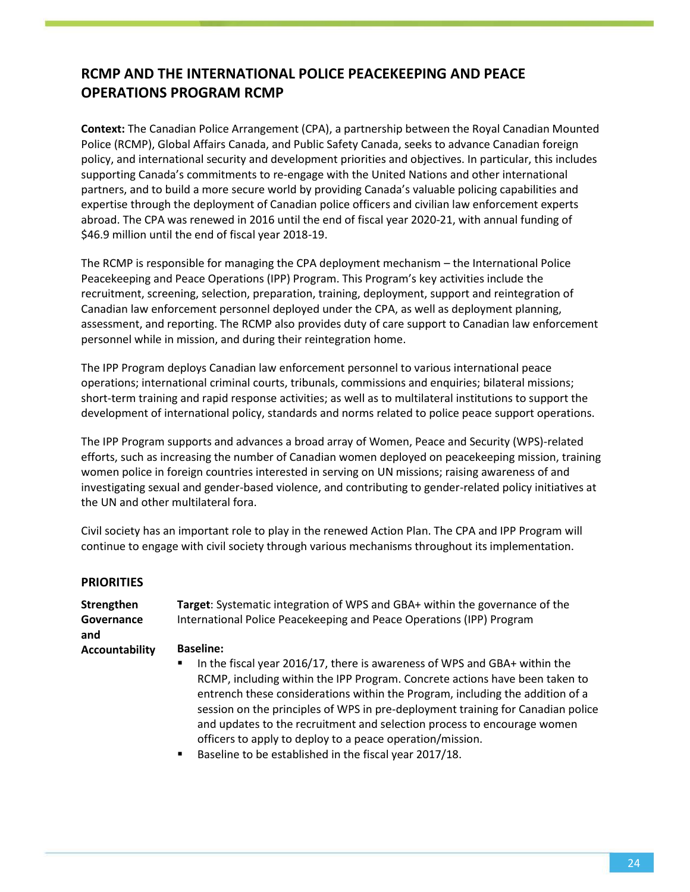## RCMP AND THE INTERNATIONAL POLICE PEACEKEEPING AND PEACE OPERATIONS PROGRAM RCMP

**Context:** The Canadian Police Arrangement (CPA), a partnership between the Royal Canadian Mounted Police (RCMP), Global Affairs Canada, and Public Safety Canada, seeks to advance Canadian foreign policy, and international security and development priorities and objectives. In particular, this includes supporting Canada's commitments to re-engage with the United Nations and other international partners, and to build a more secure world by providing Canada's valuable policing capabilities and expertise through the deployment of Canadian police officers and civilian law enforcement experts abroad. The CPA was renewed in 2016 until the end of fiscal year 2020-21, with annual funding of $46.9 million until the end of fiscal year 2018-19.

The RCMP is responsible for managing the CPA deployment mechanism – the International Police Peacekeeping and Peace Operations (IPP) Program. This Program's key activities include the recruitment, screening, selection, preparation, training, deployment, support and reintegration of Canadian law enforcement personnel deployed under the CPA, as well as deployment planning, assessment, and reporting. The RCMP also provides duty of care support to Canadian law enforcement personnel while in mission, and during their reintegration home.

The IPP Program deploys Canadian law enforcement personnel to various international peace operations; international criminal courts, tribunals, commissions and enquiries; bilateral missions; short-term training and rapid response activities; as well as to multilateral institutions to support the development of international policy, standards and norms related to police peace support operations.

The IPP Program supports and advances a broad array of Women, Peace and Security (WPS)-related efforts, such as increasing the number of Canadian women deployed on peacekeeping mission, training women police in foreign countries interested in serving on UN missions; raising awareness of and investigating sexual and gender-based violence, and contributing to gender-related policy initiatives at the UN and other multilateral fora.

Civil society has an important role to play in the renewed Action Plan. The CPA and IPP Program will continue to engage with civil society through various mechanisms throughout its implementation.

### PRIORITIES

**Strengthen Governance and Accountability**

**Target**: Systematic integration of WPS and GBA+ within the governance of the International Police Peacekeeping and Peace Operations (IPP) Program

**Baseline:**

- In the fiscal year 2016/17, there is awareness of WPS and GBA+ within the RCMP, including within the IPP Program. Concrete actions have been taken to entrench these considerations within the Program, including the addition of a session on the principles of WPS in pre-deployment training for Canadian police and updates to the recruitment and selection process to encourage women officers to apply to deploy to a peace operation/mission.
- Baseline to be established in the fiscal year 2017/18.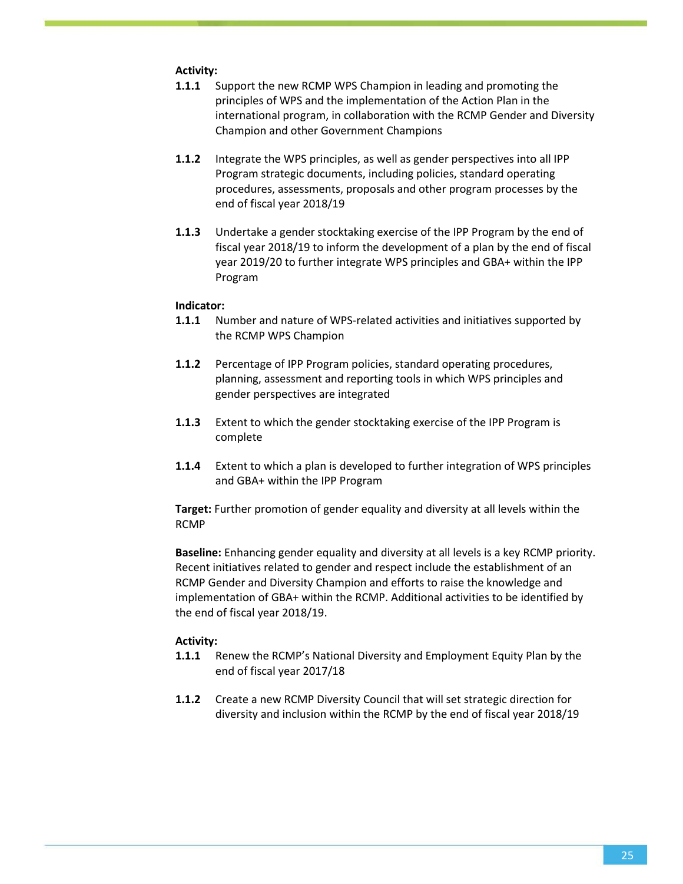**Activity:**

**1.1.1** Support the new RCMP WPS Champion in leading and promoting the principles of WPS and the implementation of the Action Plan in the international program, in collaboration with the RCMP Gender and Diversity Champion and other Government Champions

**1.1.2** Integrate the WPS principles, as well as gender perspectives into all IPP Program strategic documents, including policies, standard operating procedures, assessments, proposals and other program processes by the end of fiscal year 2018/19

**1.1.3** Undertake a gender stocktaking exercise of the IPP Program by the end of fiscal year 2018/19 to inform the development of a plan by the end of fiscal year 2019/20 to further integrate WPS principles and GBA+ within the IPP Program

**Indicator:**

**1.1.1** Number and nature of WPS-related activities and initiatives supported by the RCMP WPS Champion

**1.1.2** Percentage of IPP Program policies, standard operating procedures, planning, assessment and reporting tools in which WPS principles and gender perspectives are integrated

**1.1.3** Extent to which the gender stocktaking exercise of the IPP Program is complete

**1.1.4** Extent to which a plan is developed to further integration of WPS principles and GBA+ within the IPP Program

**Target:** Further promotion of gender equality and diversity at all levels within the RCMP

**Baseline:** Enhancing gender equality and diversity at all levels is a key RCMP priority. Recent initiatives related to gender and respect include the establishment of an RCMP Gender and Diversity Champion and efforts to raise the knowledge and implementation of GBA+ within the RCMP. Additional activities to be identified by the end of fiscal year 2018/19.

**Activity:**

**1.1.1** Renew the RCMP's National Diversity and Employment Equity Plan by the end of fiscal year 2017/18

**1.1.2** Create a new RCMP Diversity Council that will set strategic direction for diversity and inclusion within the RCMP by the end of fiscal year 2018/19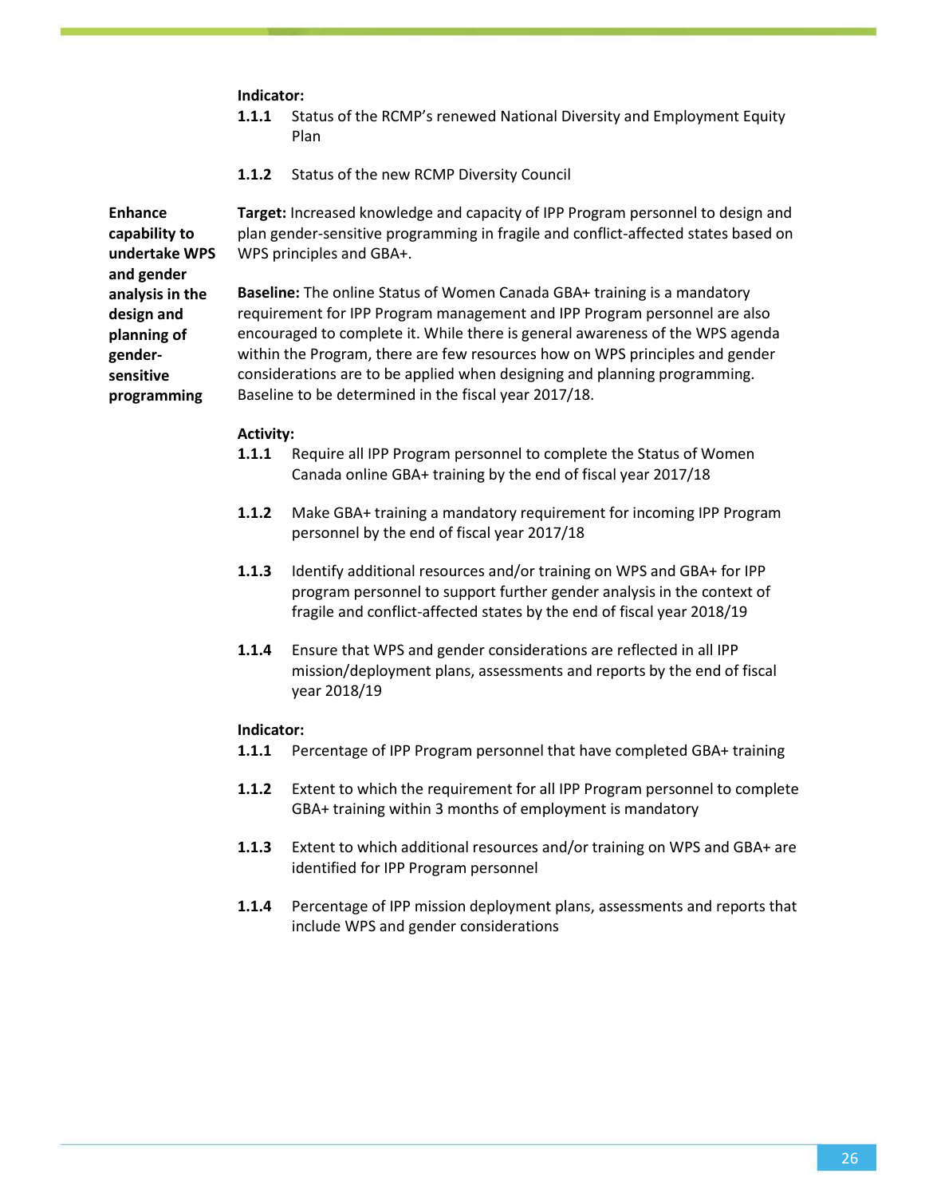**Indicator:**

**1.1.1** Status of the RCMP's renewed National Diversity and Employment Equity Plan

**1.1.2** Status of the new RCMP Diversity Council

**Enhance capability to undertake WPS and gender analysis in the design and planning of gender-sensitive programming**

**Target:** Increased knowledge and capacity of IPP Program personnel to design and plan gender-sensitive programming in fragile and conflict-affected states based on WPS principles and GBA+.

**Baseline:** The online Status of Women Canada GBA+ training is a mandatory requirement for IPP Program management and IPP Program personnel are also encouraged to complete it. While there is general awareness of the WPS agenda within the Program, there are few resources how on WPS principles and gender considerations are to be applied when designing and planning programming. Baseline to be determined in the fiscal year 2017/18.

**Activity:**

**1.1.1** Require all IPP Program personnel to complete the Status of Women Canada online GBA+ training by the end of fiscal year 2017/18

**1.1.2** Make GBA+ training a mandatory requirement for incoming IPP Program personnel by the end of fiscal year 2017/18

**1.1.3** Identify additional resources and/or training on WPS and GBA+ for IPP program personnel to support further gender analysis in the context of fragile and conflict-affected states by the end of fiscal year 2018/19

**1.1.4** Ensure that WPS and gender considerations are reflected in all IPP mission/deployment plans, assessments and reports by the end of fiscal year 2018/19

**Indicator:**

**1.1.1** Percentage of IPP Program personnel that have completed GBA+ training

**1.1.2** Extent to which the requirement for all IPP Program personnel to complete GBA+ training within 3 months of employment is mandatory

**1.1.3** Extent to which additional resources and/or training on WPS and GBA+ are identified for IPP Program personnel

**1.1.4** Percentage of IPP mission deployment plans, assessments and reports that include WPS and gender considerations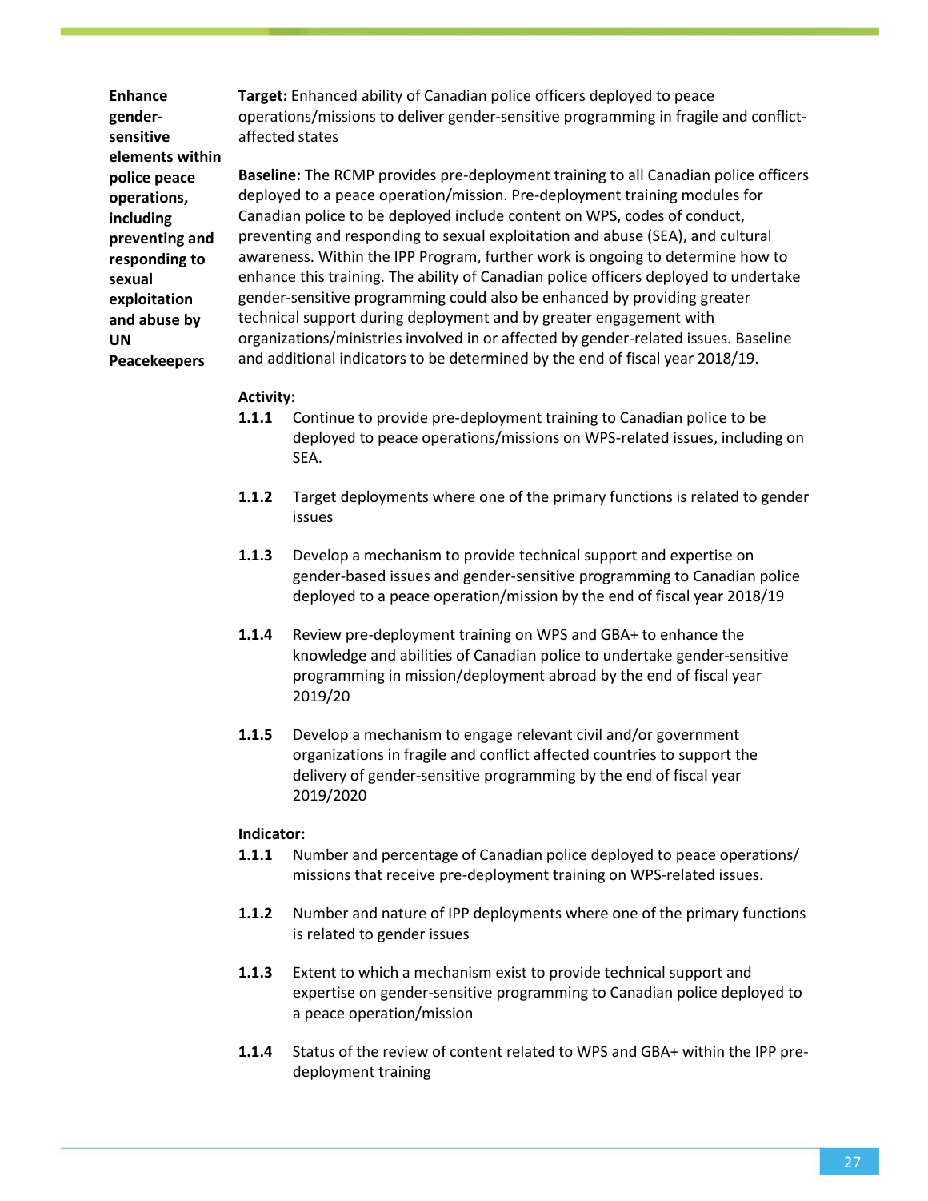| | |
|---|---|
| **Enhance gender-sensitive elements within police peace operations, including preventing and responding to sexual exploitation and abuse by UN Peacekeepers** | **Target:** Enhanced ability of Canadian police officers deployed to peace operations/missions to deliver gender-sensitive programming in fragile and conflict-affected states<br><br>**Baseline:** The RCMP provides pre-deployment training to all Canadian police officers deployed to a peace operation/mission. Pre-deployment training modules for Canadian police to be deployed include content on WPS, codes of conduct, preventing and responding to sexual exploitation and abuse (SEA), and cultural awareness. Within the IPP Program, further work is ongoing to determine how to enhance this training. The ability of Canadian police officers deployed to undertake gender-sensitive programming could also be enhanced by providing greater technical support during deployment and by greater engagement with organizations/ministries involved in or affected by gender-related issues. Baseline and additional indicators to be determined by the end of fiscal year 2018/19.<br><br>**Activity:**<br>**1.1.1** Continue to provide pre-deployment training to Canadian police to be deployed to peace operations/missions on WPS-related issues, including on SEA.<br><br>**1.1.2** Target deployments where one of the primary functions is related to gender issues<br><br>**1.1.3** Develop a mechanism to provide technical support and expertise on gender-based issues and gender-sensitive programming to Canadian police deployed to a peace operation/mission by the end of fiscal year 2018/19<br><br>**1.1.4** Review pre-deployment training on WPS and GBA+ to enhance the knowledge and abilities of Canadian police to undertake gender-sensitive programming in mission/deployment abroad by the end of fiscal year 2019/20<br><br>**1.1.5** Develop a mechanism to engage relevant civil and/or government organizations in fragile and conflict affected countries to support the delivery of gender-sensitive programming by the end of fiscal year 2019/2020<br><br>**Indicator:**<br>**1.1.1** Number and percentage of Canadian police deployed to peace operations/ missions that receive pre-deployment training on WPS-related issues.<br><br>**1.1.2** Number and nature of IPP deployments where one of the primary functions is related to gender issues<br><br>**1.1.3** Extent to which a mechanism exist to provide technical support and expertise on gender-sensitive programming to Canadian police deployed to a peace operation/mission<br><br>**1.1.4** Status of the review of content related to WPS and GBA+ within the IPP pre-deployment training |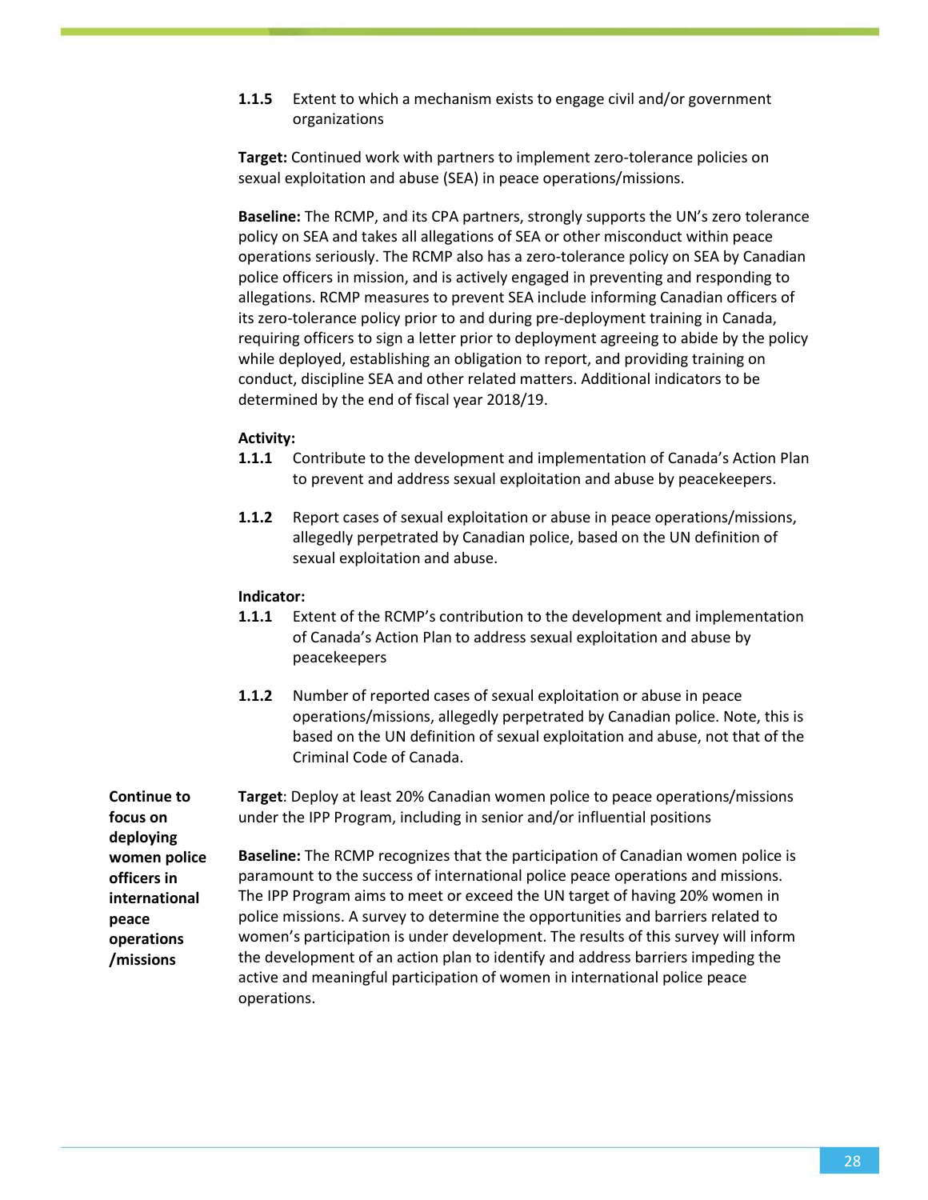**1.1.5** Extent to which a mechanism exists to engage civil and/or government organizations

**Target:** Continued work with partners to implement zero-tolerance policies on sexual exploitation and abuse (SEA) in peace operations/missions.

**Baseline:** The RCMP, and its CPA partners, strongly supports the UN's zero tolerance policy on SEA and takes all allegations of SEA or other misconduct within peace operations seriously. The RCMP also has a zero-tolerance policy on SEA by Canadian police officers in mission, and is actively engaged in preventing and responding to allegations. RCMP measures to prevent SEA include informing Canadian officers of its zero-tolerance policy prior to and during pre-deployment training in Canada, requiring officers to sign a letter prior to deployment agreeing to abide by the policy while deployed, establishing an obligation to report, and providing training on conduct, discipline SEA and other related matters. Additional indicators to be determined by the end of fiscal year 2018/19.

**Activity:**

**1.1.1** Contribute to the development and implementation of Canada's Action Plan to prevent and address sexual exploitation and abuse by peacekeepers.

**1.1.2** Report cases of sexual exploitation or abuse in peace operations/missions, allegedly perpetrated by Canadian police, based on the UN definition of sexual exploitation and abuse.

**Indicator:**

**1.1.1** Extent of the RCMP's contribution to the development and implementation of Canada's Action Plan to address sexual exploitation and abuse by peacekeepers

**1.1.2** Number of reported cases of sexual exploitation or abuse in peace operations/missions, allegedly perpetrated by Canadian police. Note, this is based on the UN definition of sexual exploitation and abuse, not that of the Criminal Code of Canada.

**Continue to focus on deploying women police officers in international peace operations /missions**

**Target**: Deploy at least 20% Canadian women police to peace operations/missions under the IPP Program, including in senior and/or influential positions

**Baseline:** The RCMP recognizes that the participation of Canadian women police is paramount to the success of international police peace operations and missions. The IPP Program aims to meet or exceed the UN target of having 20% women in police missions. A survey to determine the opportunities and barriers related to women's participation is under development. The results of this survey will inform the development of an action plan to identify and address barriers impeding the active and meaningful participation of women in international police peace operations.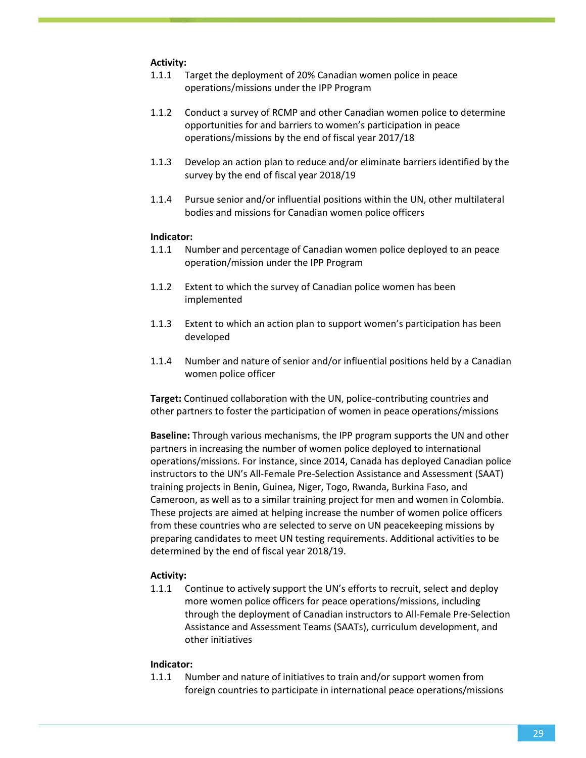**Activity:**

1.1.1 Target the deployment of 20% Canadian women police in peace operations/missions under the IPP Program

1.1.2 Conduct a survey of RCMP and other Canadian women police to determine opportunities for and barriers to women's participation in peace operations/missions by the end of fiscal year 2017/18

1.1.3 Develop an action plan to reduce and/or eliminate barriers identified by the survey by the end of fiscal year 2018/19

1.1.4 Pursue senior and/or influential positions within the UN, other multilateral bodies and missions for Canadian women police officers

**Indicator:**

1.1.1 Number and percentage of Canadian women police deployed to an peace operation/mission under the IPP Program

1.1.2 Extent to which the survey of Canadian police women has been implemented

1.1.3 Extent to which an action plan to support women's participation has been developed

1.1.4 Number and nature of senior and/or influential positions held by a Canadian women police officer

**Target:** Continued collaboration with the UN, police-contributing countries and other partners to foster the participation of women in peace operations/missions

**Baseline:** Through various mechanisms, the IPP program supports the UN and other partners in increasing the number of women police deployed to international operations/missions. For instance, since 2014, Canada has deployed Canadian police instructors to the UN's All-Female Pre-Selection Assistance and Assessment (SAAT) training projects in Benin, Guinea, Niger, Togo, Rwanda, Burkina Faso, and Cameroon, as well as to a similar training project for men and women in Colombia. These projects are aimed at helping increase the number of women police officers from these countries who are selected to serve on UN peacekeeping missions by preparing candidates to meet UN testing requirements. Additional activities to be determined by the end of fiscal year 2018/19.

**Activity:**

1.1.1 Continue to actively support the UN's efforts to recruit, select and deploy more women police officers for peace operations/missions, including through the deployment of Canadian instructors to All-Female Pre-Selection Assistance and Assessment Teams (SAATs), curriculum development, and other initiatives

**Indicator:**

1.1.1 Number and nature of initiatives to train and/or support women from foreign countries to participate in international peace operations/missions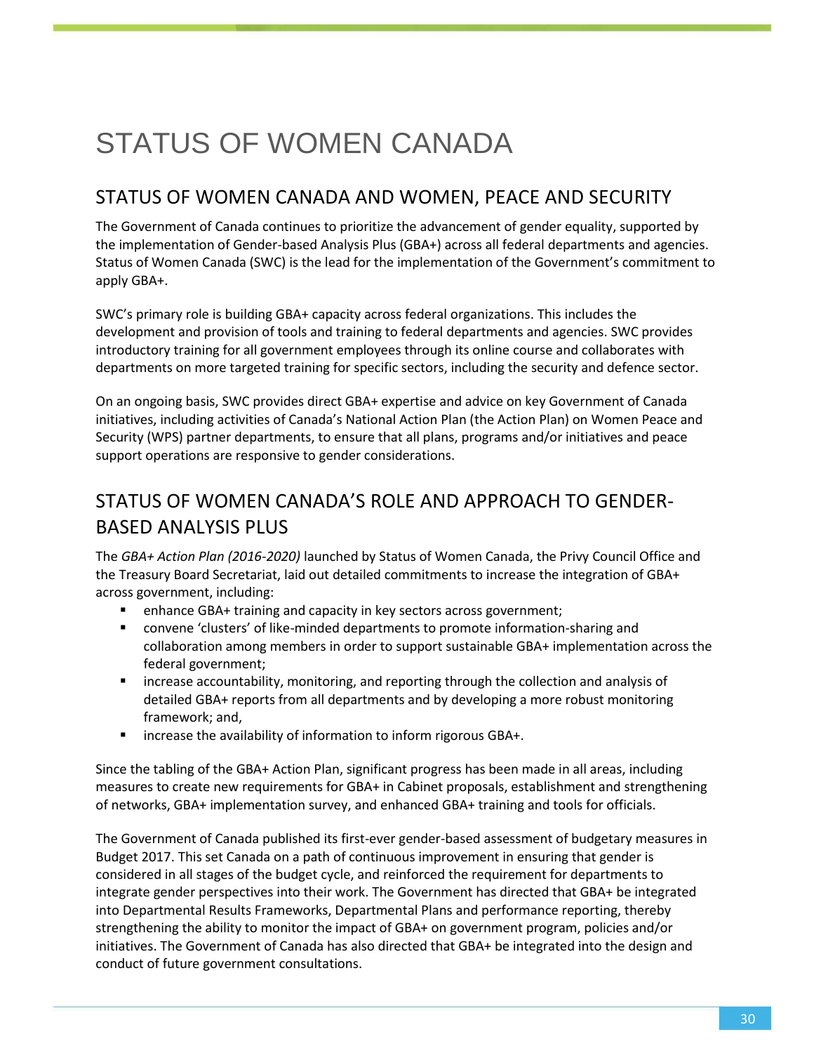# STATUS OF WOMEN CANADA

## STATUS OF WOMEN CANADA AND WOMEN, PEACE AND SECURITY

The Government of Canada continues to prioritize the advancement of gender equality, supported by the implementation of Gender-based Analysis Plus (GBA+) across all federal departments and agencies. Status of Women Canada (SWC) is the lead for the implementation of the Government's commitment to apply GBA+.

SWC's primary role is building GBA+ capacity across federal organizations. This includes the development and provision of tools and training to federal departments and agencies. SWC provides introductory training for all government employees through its online course and collaborates with departments on more targeted training for specific sectors, including the security and defence sector.

On an ongoing basis, SWC provides direct GBA+ expertise and advice on key Government of Canada initiatives, including activities of Canada's National Action Plan (the Action Plan) on Women Peace and Security (WPS) partner departments, to ensure that all plans, programs and/or initiatives and peace support operations are responsive to gender considerations.

## STATUS OF WOMEN CANADA'S ROLE AND APPROACH TO GENDER-BASED ANALYSIS PLUS

The *GBA+ Action Plan (2016-2020)* launched by Status of Women Canada, the Privy Council Office and the Treasury Board Secretariat, laid out detailed commitments to increase the integration of GBA+ across government, including:

- enhance GBA+ training and capacity in key sectors across government;
- convene 'clusters' of like-minded departments to promote information-sharing and collaboration among members in order to support sustainable GBA+ implementation across the federal government;
- increase accountability, monitoring, and reporting through the collection and analysis of detailed GBA+ reports from all departments and by developing a more robust monitoring framework; and,
- increase the availability of information to inform rigorous GBA+.

Since the tabling of the GBA+ Action Plan, significant progress has been made in all areas, including measures to create new requirements for GBA+ in Cabinet proposals, establishment and strengthening of networks, GBA+ implementation survey, and enhanced GBA+ training and tools for officials.

The Government of Canada published its first-ever gender-based assessment of budgetary measures in Budget 2017. This set Canada on a path of continuous improvement in ensuring that gender is considered in all stages of the budget cycle, and reinforced the requirement for departments to integrate gender perspectives into their work. The Government has directed that GBA+ be integrated into Departmental Results Frameworks, Departmental Plans and performance reporting, thereby strengthening the ability to monitor the impact of GBA+ on government program, policies and/or initiatives. The Government of Canada has also directed that GBA+ be integrated into the design and conduct of future government consultations.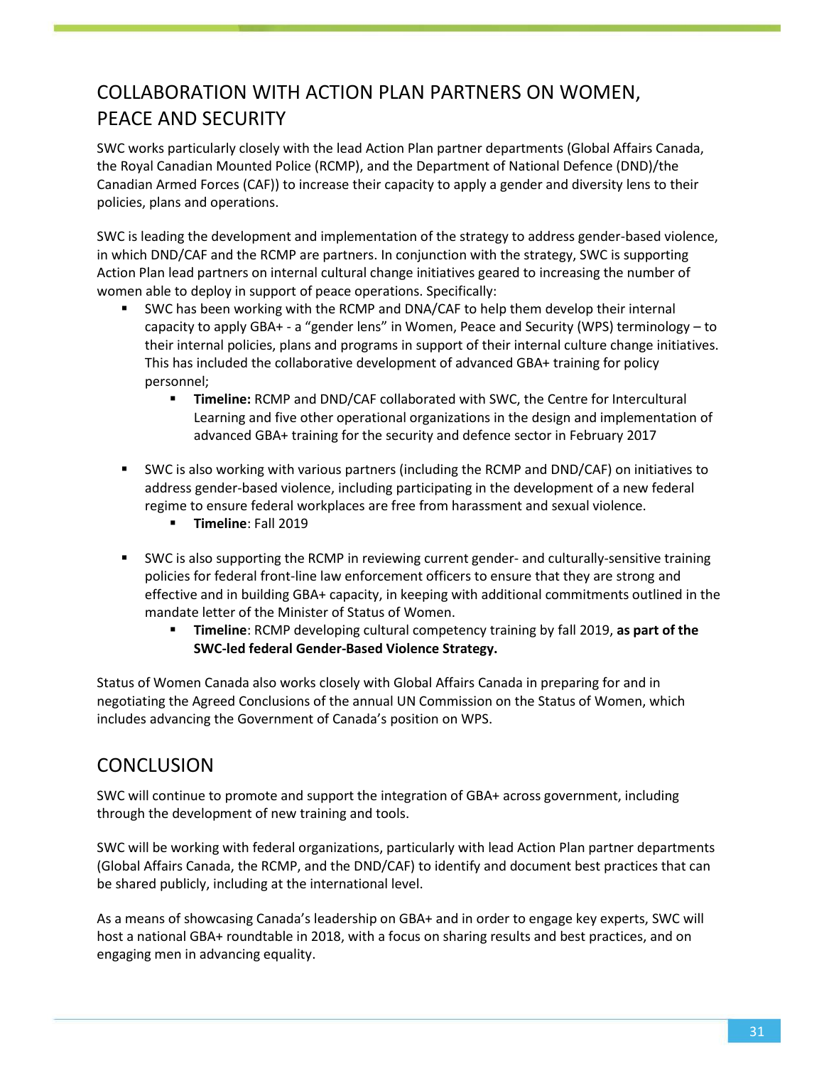## COLLABORATION WITH ACTION PLAN PARTNERS ON WOMEN, PEACE AND SECURITY

SWC works particularly closely with the lead Action Plan partner departments (Global Affairs Canada, the Royal Canadian Mounted Police (RCMP), and the Department of National Defence (DND)/the Canadian Armed Forces (CAF)) to increase their capacity to apply a gender and diversity lens to their policies, plans and operations.

SWC is leading the development and implementation of the strategy to address gender-based violence, in which DND/CAF and the RCMP are partners. In conjunction with the strategy, SWC is supporting Action Plan lead partners on internal cultural change initiatives geared to increasing the number of women able to deploy in support of peace operations. Specifically:

- SWC has been working with the RCMP and DNA/CAF to help them develop their internal capacity to apply GBA+ - a "gender lens" in Women, Peace and Security (WPS) terminology – to their internal policies, plans and programs in support of their internal culture change initiatives. This has included the collaborative development of advanced GBA+ training for policy personnel;
    - **Timeline:** RCMP and DND/CAF collaborated with SWC, the Centre for Intercultural Learning and five other operational organizations in the design and implementation of advanced GBA+ training for the security and defence sector in February 2017
- SWC is also working with various partners (including the RCMP and DND/CAF) on initiatives to address gender-based violence, including participating in the development of a new federal regime to ensure federal workplaces are free from harassment and sexual violence.
    - **Timeline**: Fall 2019
- SWC is also supporting the RCMP in reviewing current gender- and culturally-sensitive training policies for federal front-line law enforcement officers to ensure that they are strong and effective and in building GBA+ capacity, in keeping with additional commitments outlined in the mandate letter of the Minister of Status of Women.
    - **Timeline**: RCMP developing cultural competency training by fall 2019, **as part of the SWC-led federal Gender-Based Violence Strategy.**

Status of Women Canada also works closely with Global Affairs Canada in preparing for and in negotiating the Agreed Conclusions of the annual UN Commission on the Status of Women, which includes advancing the Government of Canada's position on WPS.

## CONCLUSION

SWC will continue to promote and support the integration of GBA+ across government, including through the development of new training and tools.

SWC will be working with federal organizations, particularly with lead Action Plan partner departments (Global Affairs Canada, the RCMP, and the DND/CAF) to identify and document best practices that can be shared publicly, including at the international level.

As a means of showcasing Canada's leadership on GBA+ and in order to engage key experts, SWC will host a national GBA+ roundtable in 2018, with a focus on sharing results and best practices, and on engaging men in advancing equality.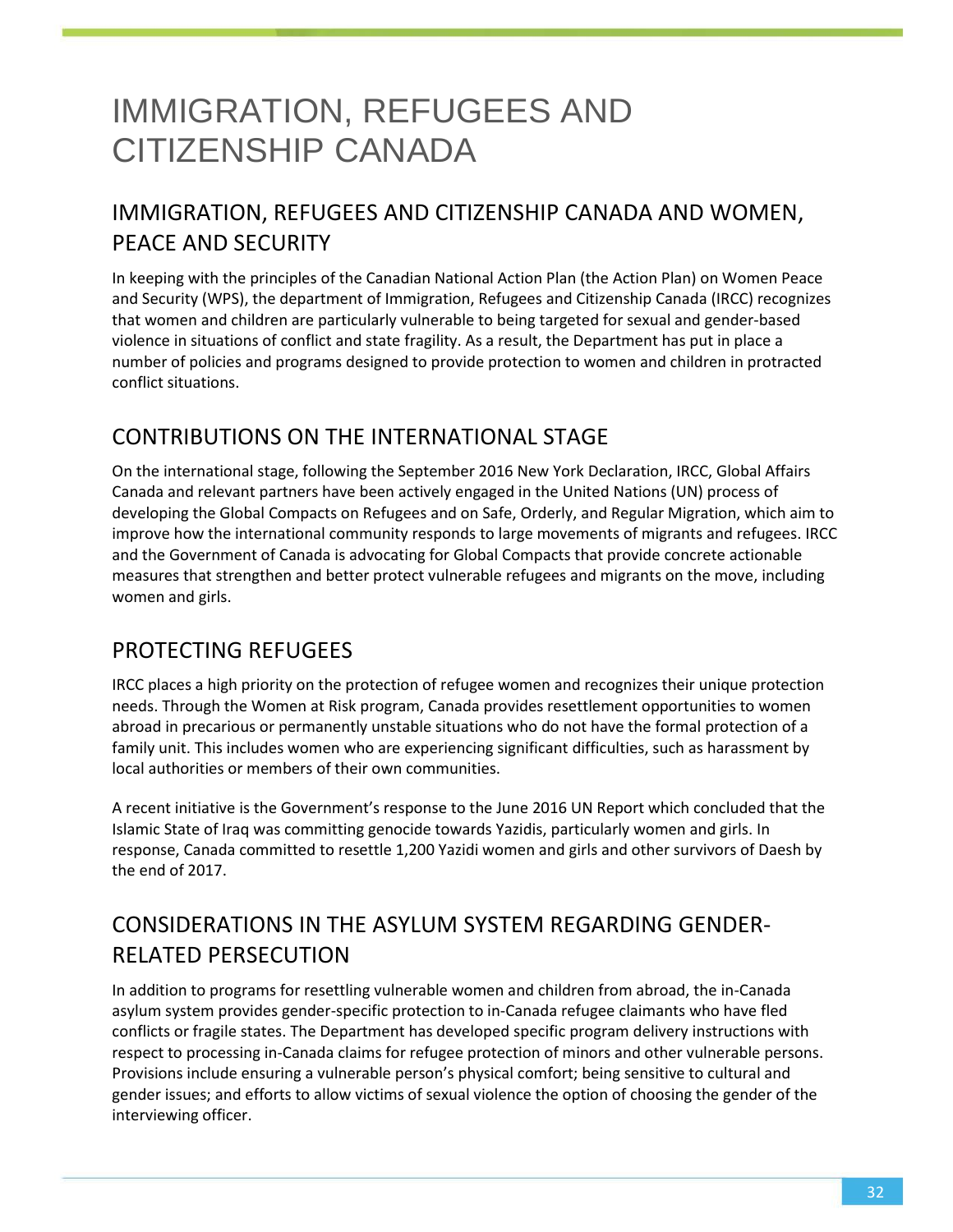# IMMIGRATION, REFUGEES AND CITIZENSHIP CANADA

## IMMIGRATION, REFUGEES AND CITIZENSHIP CANADA AND WOMEN, PEACE AND SECURITY

In keeping with the principles of the Canadian National Action Plan (the Action Plan) on Women Peace and Security (WPS), the department of Immigration, Refugees and Citizenship Canada (IRCC) recognizes that women and children are particularly vulnerable to being targeted for sexual and gender-based violence in situations of conflict and state fragility. As a result, the Department has put in place a number of policies and programs designed to provide protection to women and children in protracted conflict situations.

## CONTRIBUTIONS ON THE INTERNATIONAL STAGE

On the international stage, following the September 2016 New York Declaration, IRCC, Global Affairs Canada and relevant partners have been actively engaged in the United Nations (UN) process of developing the Global Compacts on Refugees and on Safe, Orderly, and Regular Migration, which aim to improve how the international community responds to large movements of migrants and refugees. IRCC and the Government of Canada is advocating for Global Compacts that provide concrete actionable measures that strengthen and better protect vulnerable refugees and migrants on the move, including women and girls.

## PROTECTING REFUGEES

IRCC places a high priority on the protection of refugee women and recognizes their unique protection needs. Through the Women at Risk program, Canada provides resettlement opportunities to women abroad in precarious or permanently unstable situations who do not have the formal protection of a family unit. This includes women who are experiencing significant difficulties, such as harassment by local authorities or members of their own communities.

A recent initiative is the Government's response to the June 2016 UN Report which concluded that the Islamic State of Iraq was committing genocide towards Yazidis, particularly women and girls. In response, Canada committed to resettle 1,200 Yazidi women and girls and other survivors of Daesh by the end of 2017.

## CONSIDERATIONS IN THE ASYLUM SYSTEM REGARDING GENDER-RELATED PERSECUTION

In addition to programs for resettling vulnerable women and children from abroad, the in-Canada asylum system provides gender-specific protection to in-Canada refugee claimants who have fled conflicts or fragile states. The Department has developed specific program delivery instructions with respect to processing in-Canada claims for refugee protection of minors and other vulnerable persons. Provisions include ensuring a vulnerable person's physical comfort; being sensitive to cultural and gender issues; and efforts to allow victims of sexual violence the option of choosing the gender of the interviewing officer.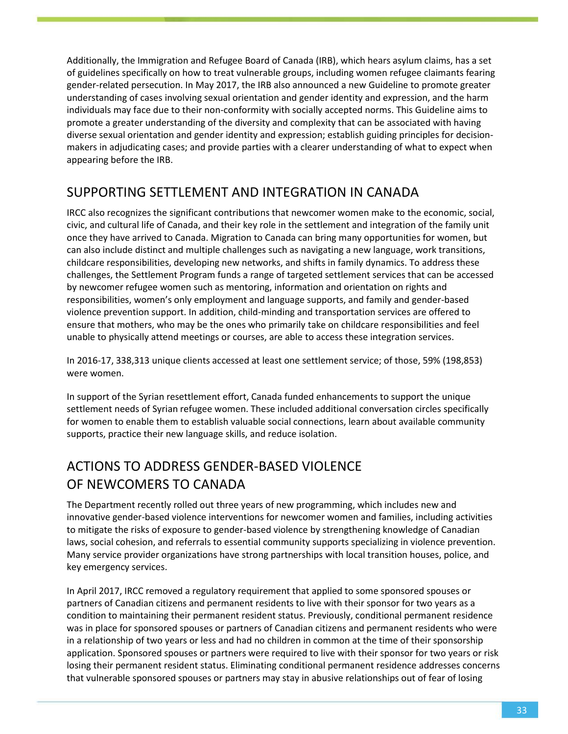Additionally, the Immigration and Refugee Board of Canada (IRB), which hears asylum claims, has a set of guidelines specifically on how to treat vulnerable groups, including women refugee claimants fearing gender-related persecution. In May 2017, the IRB also announced a new Guideline to promote greater understanding of cases involving sexual orientation and gender identity and expression, and the harm individuals may face due to their non-conformity with socially accepted norms. This Guideline aims to promote a greater understanding of the diversity and complexity that can be associated with having diverse sexual orientation and gender identity and expression; establish guiding principles for decision-makers in adjudicating cases; and provide parties with a clearer understanding of what to expect when appearing before the IRB.

## SUPPORTING SETTLEMENT AND INTEGRATION IN CANADA

IRCC also recognizes the significant contributions that newcomer women make to the economic, social, civic, and cultural life of Canada, and their key role in the settlement and integration of the family unit once they have arrived to Canada. Migration to Canada can bring many opportunities for women, but can also include distinct and multiple challenges such as navigating a new language, work transitions, childcare responsibilities, developing new networks, and shifts in family dynamics. To address these challenges, the Settlement Program funds a range of targeted settlement services that can be accessed by newcomer refugee women such as mentoring, information and orientation on rights and responsibilities, women's only employment and language supports, and family and gender-based violence prevention support. In addition, child-minding and transportation services are offered to ensure that mothers, who may be the ones who primarily take on childcare responsibilities and feel unable to physically attend meetings or courses, are able to access these integration services.

In 2016-17, 338,313 unique clients accessed at least one settlement service; of those, 59% (198,853) were women.

In support of the Syrian resettlement effort, Canada funded enhancements to support the unique settlement needs of Syrian refugee women. These included additional conversation circles specifically for women to enable them to establish valuable social connections, learn about available community supports, practice their new language skills, and reduce isolation.

## ACTIONS TO ADDRESS GENDER-BASED VIOLENCE OF NEWCOMERS TO CANADA

The Department recently rolled out three years of new programming, which includes new and innovative gender-based violence interventions for newcomer women and families, including activities to mitigate the risks of exposure to gender-based violence by strengthening knowledge of Canadian laws, social cohesion, and referrals to essential community supports specializing in violence prevention. Many service provider organizations have strong partnerships with local transition houses, police, and key emergency services.

In April 2017, IRCC removed a regulatory requirement that applied to some sponsored spouses or partners of Canadian citizens and permanent residents to live with their sponsor for two years as a condition to maintaining their permanent resident status. Previously, conditional permanent residence was in place for sponsored spouses or partners of Canadian citizens and permanent residents who were in a relationship of two years or less and had no children in common at the time of their sponsorship application. Sponsored spouses or partners were required to live with their sponsor for two years or risk losing their permanent resident status. Eliminating conditional permanent residence addresses concerns that vulnerable sponsored spouses or partners may stay in abusive relationships out of fear of losing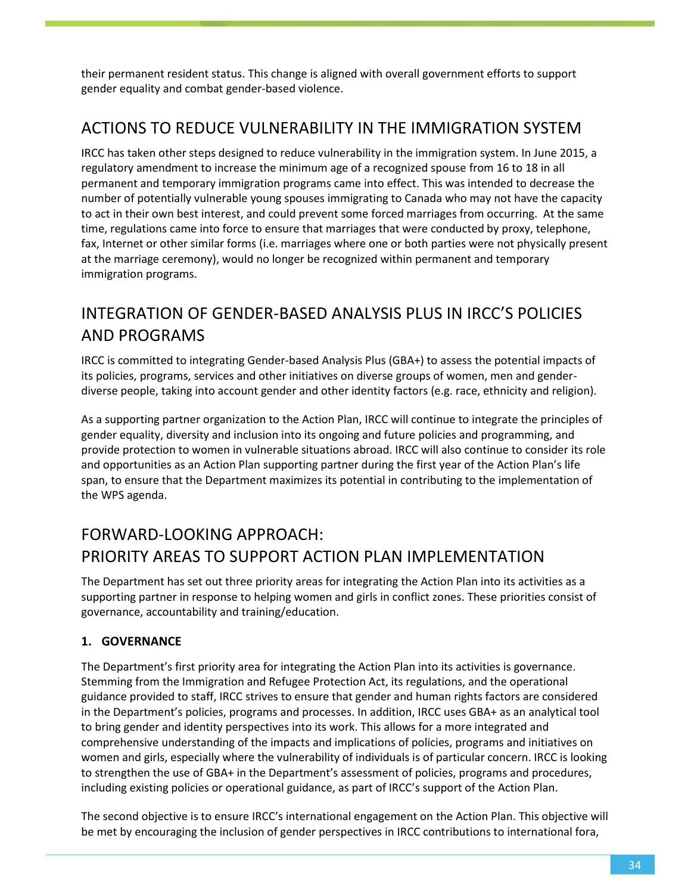their permanent resident status. This change is aligned with overall government efforts to support gender equality and combat gender-based violence.

## ACTIONS TO REDUCE VULNERABILITY IN THE IMMIGRATION SYSTEM

IRCC has taken other steps designed to reduce vulnerability in the immigration system. In June 2015, a regulatory amendment to increase the minimum age of a recognized spouse from 16 to 18 in all permanent and temporary immigration programs came into effect. This was intended to decrease the number of potentially vulnerable young spouses immigrating to Canada who may not have the capacity to act in their own best interest, and could prevent some forced marriages from occurring. At the same time, regulations came into force to ensure that marriages that were conducted by proxy, telephone, fax, Internet or other similar forms (i.e. marriages where one or both parties were not physically present at the marriage ceremony), would no longer be recognized within permanent and temporary immigration programs.

## INTEGRATION OF GENDER-BASED ANALYSIS PLUS IN IRCC'S POLICIES AND PROGRAMS

IRCC is committed to integrating Gender-based Analysis Plus (GBA+) to assess the potential impacts of its policies, programs, services and other initiatives on diverse groups of women, men and gender-diverse people, taking into account gender and other identity factors (e.g. race, ethnicity and religion).

As a supporting partner organization to the Action Plan, IRCC will continue to integrate the principles of gender equality, diversity and inclusion into its ongoing and future policies and programming, and provide protection to women in vulnerable situations abroad. IRCC will also continue to consider its role and opportunities as an Action Plan supporting partner during the first year of the Action Plan's life span, to ensure that the Department maximizes its potential in contributing to the implementation of the WPS agenda.

## FORWARD-LOOKING APPROACH: PRIORITY AREAS TO SUPPORT ACTION PLAN IMPLEMENTATION

The Department has set out three priority areas for integrating the Action Plan into its activities as a supporting partner in response to helping women and girls in conflict zones. These priorities consist of governance, accountability and training/education.

### 1. GOVERNANCE

The Department's first priority area for integrating the Action Plan into its activities is governance. Stemming from the Immigration and Refugee Protection Act, its regulations, and the operational guidance provided to staff, IRCC strives to ensure that gender and human rights factors are considered in the Department's policies, programs and processes. In addition, IRCC uses GBA+ as an analytical tool to bring gender and identity perspectives into its work. This allows for a more integrated and comprehensive understanding of the impacts and implications of policies, programs and initiatives on women and girls, especially where the vulnerability of individuals is of particular concern. IRCC is looking to strengthen the use of GBA+ in the Department's assessment of policies, programs and procedures, including existing policies or operational guidance, as part of IRCC's support of the Action Plan.

The second objective is to ensure IRCC's international engagement on the Action Plan. This objective will be met by encouraging the inclusion of gender perspectives in IRCC contributions to international fora,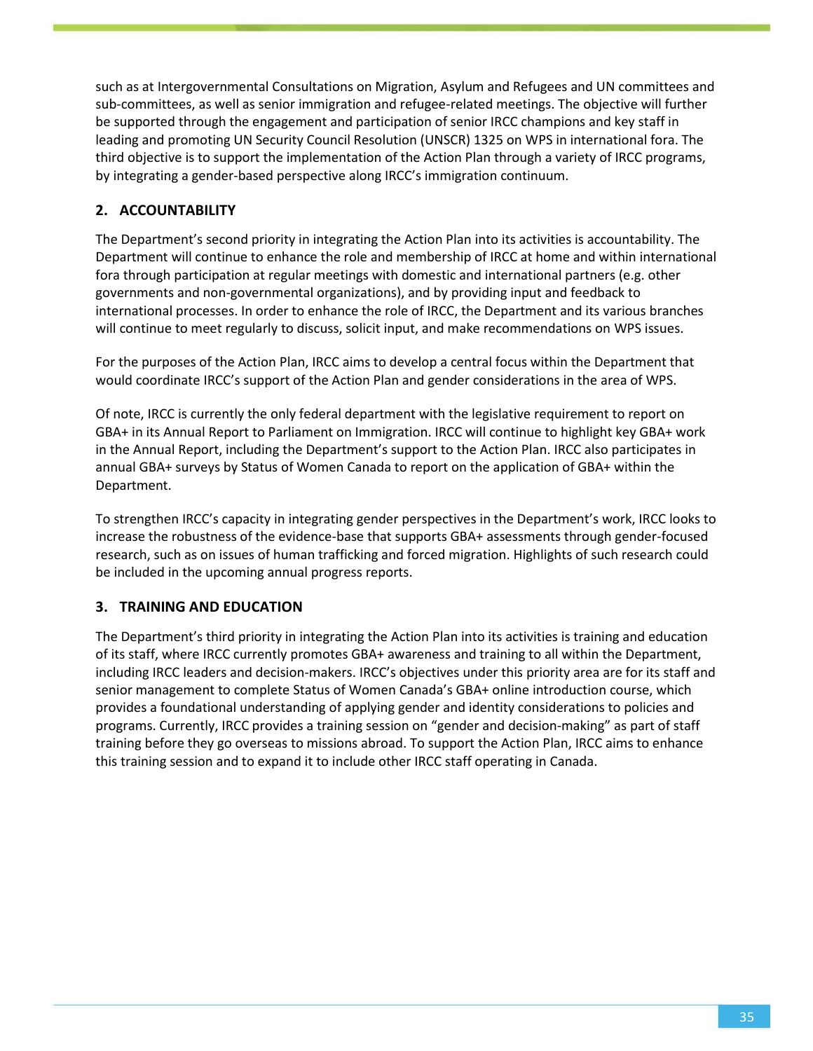such as at Intergovernmental Consultations on Migration, Asylum and Refugees and UN committees and sub-committees, as well as senior immigration and refugee-related meetings. The objective will further be supported through the engagement and participation of senior IRCC champions and key staff in leading and promoting UN Security Council Resolution (UNSCR) 1325 on WPS in international fora. The third objective is to support the implementation of the Action Plan through a variety of IRCC programs, by integrating a gender-based perspective along IRCC's immigration continuum.

## 2. ACCOUNTABILITY

The Department's second priority in integrating the Action Plan into its activities is accountability. The Department will continue to enhance the role and membership of IRCC at home and within international fora through participation at regular meetings with domestic and international partners (e.g. other governments and non-governmental organizations), and by providing input and feedback to international processes. In order to enhance the role of IRCC, the Department and its various branches will continue to meet regularly to discuss, solicit input, and make recommendations on WPS issues.

For the purposes of the Action Plan, IRCC aims to develop a central focus within the Department that would coordinate IRCC's support of the Action Plan and gender considerations in the area of WPS.

Of note, IRCC is currently the only federal department with the legislative requirement to report on GBA+ in its Annual Report to Parliament on Immigration. IRCC will continue to highlight key GBA+ work in the Annual Report, including the Department's support to the Action Plan. IRCC also participates in annual GBA+ surveys by Status of Women Canada to report on the application of GBA+ within the Department.

To strengthen IRCC's capacity in integrating gender perspectives in the Department's work, IRCC looks to increase the robustness of the evidence-base that supports GBA+ assessments through gender-focused research, such as on issues of human trafficking and forced migration. Highlights of such research could be included in the upcoming annual progress reports.

## 3. TRAINING AND EDUCATION

The Department's third priority in integrating the Action Plan into its activities is training and education of its staff, where IRCC currently promotes GBA+ awareness and training to all within the Department, including IRCC leaders and decision-makers. IRCC's objectives under this priority area are for its staff and senior management to complete Status of Women Canada's GBA+ online introduction course, which provides a foundational understanding of applying gender and identity considerations to policies and programs. Currently, IRCC provides a training session on "gender and decision-making" as part of staff training before they go overseas to missions abroad. To support the Action Plan, IRCC aims to enhance this training session and to expand it to include other IRCC staff operating in Canada.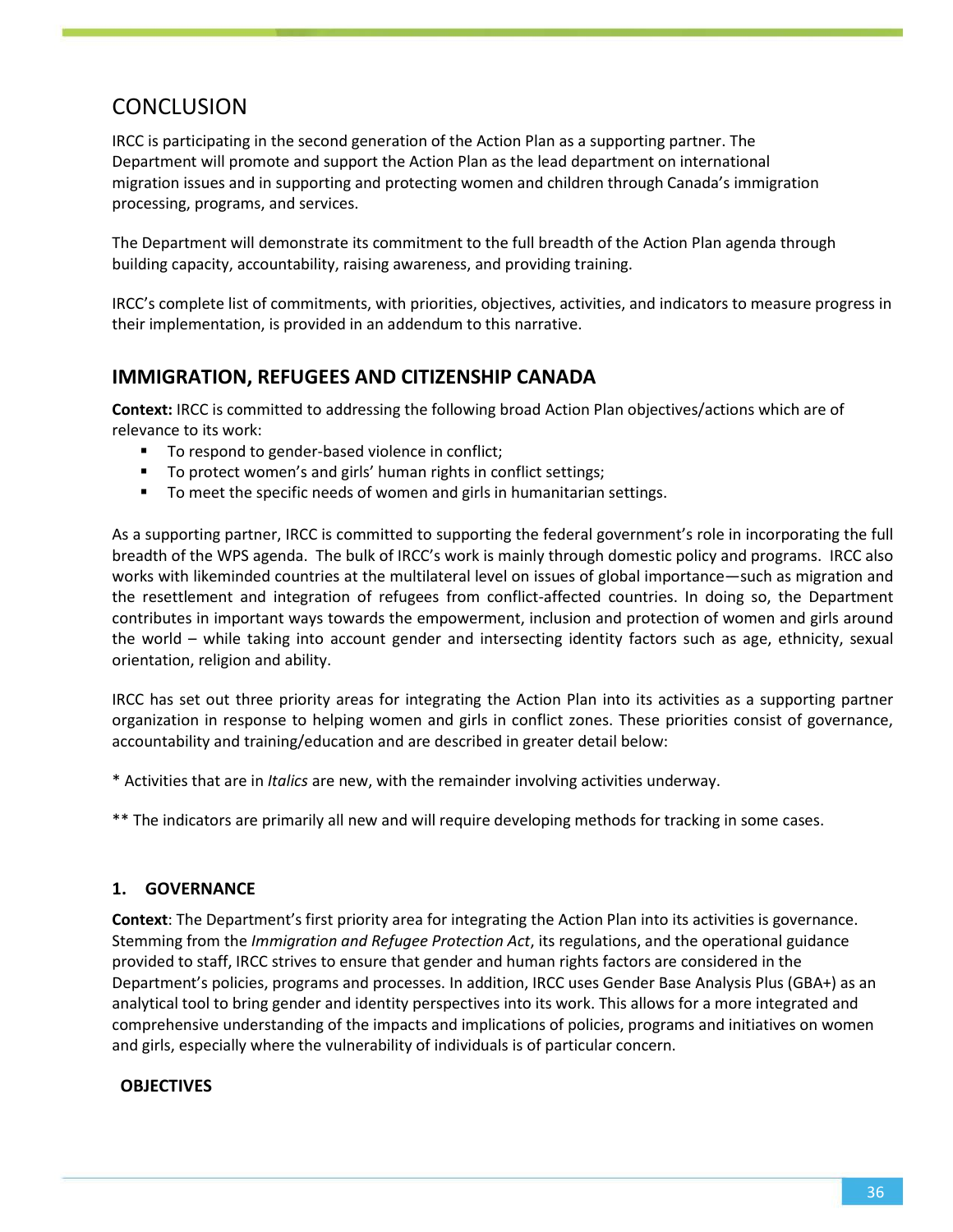## CONCLUSION

IRCC is participating in the second generation of the Action Plan as a supporting partner. The Department will promote and support the Action Plan as the lead department on international migration issues and in supporting and protecting women and children through Canada's immigration processing, programs, and services.

The Department will demonstrate its commitment to the full breadth of the Action Plan agenda through building capacity, accountability, raising awareness, and providing training.

IRCC's complete list of commitments, with priorities, objectives, activities, and indicators to measure progress in their implementation, is provided in an addendum to this narrative.

## IMMIGRATION, REFUGEES AND CITIZENSHIP CANADA

**Context:** IRCC is committed to addressing the following broad Action Plan objectives/actions which are of relevance to its work:

- To respond to gender-based violence in conflict;
- To protect women's and girls' human rights in conflict settings;
- To meet the specific needs of women and girls in humanitarian settings.

As a supporting partner, IRCC is committed to supporting the federal government's role in incorporating the full breadth of the WPS agenda. The bulk of IRCC's work is mainly through domestic policy and programs. IRCC also works with likeminded countries at the multilateral level on issues of global importance—such as migration and the resettlement and integration of refugees from conflict-affected countries. In doing so, the Department contributes in important ways towards the empowerment, inclusion and protection of women and girls around the world – while taking into account gender and intersecting identity factors such as age, ethnicity, sexual orientation, religion and ability.

IRCC has set out three priority areas for integrating the Action Plan into its activities as a supporting partner organization in response to helping women and girls in conflict zones. These priorities consist of governance, accountability and training/education and are described in greater detail below:

\* Activities that are in *Italics* are new, with the remainder involving activities underway.

\*\* The indicators are primarily all new and will require developing methods for tracking in some cases.

### 1. GOVERNANCE

**Context**: The Department's first priority area for integrating the Action Plan into its activities is governance. Stemming from the *Immigration and Refugee Protection Act*, its regulations, and the operational guidance provided to staff, IRCC strives to ensure that gender and human rights factors are considered in the Department's policies, programs and processes. In addition, IRCC uses Gender Base Analysis Plus (GBA+) as an analytical tool to bring gender and identity perspectives into its work. This allows for a more integrated and comprehensive understanding of the impacts and implications of policies, programs and initiatives on women and girls, especially where the vulnerability of individuals is of particular concern.

**OBJECTIVES**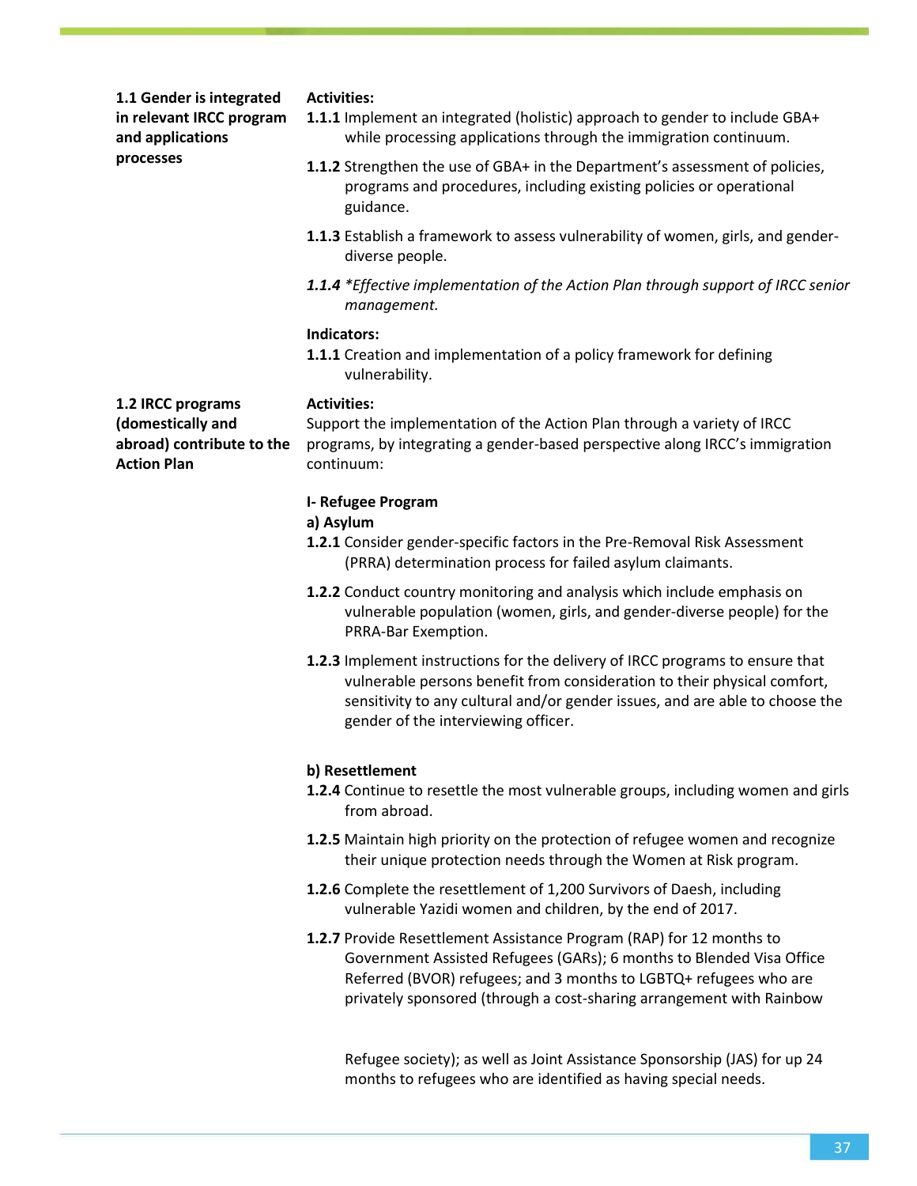| | |
|---|---|
| **1.1 Gender is integrated in relevant IRCC program and applications processes** | **Activities:**<br>**1.1.1** Implement an integrated (holistic) approach to gender to include GBA+ while processing applications through the immigration continuum.<br>**1.1.2** Strengthen the use of GBA+ in the Department's assessment of policies, programs and procedures, including existing policies or operational guidance.<br>**1.1.3** Establish a framework to assess vulnerability of women, girls, and gender-diverse people.<br>***1.1.4** \*Effective implementation of the Action Plan through support of IRCC senior management.*<br>**Indicators:**<br>**1.1.1** Creation and implementation of a policy framework for defining vulnerability. |
| **1.2 IRCC programs (domestically and abroad) contribute to the Action Plan** | **Activities:**<br>Support the implementation of the Action Plan through a variety of IRCC programs, by integrating a gender-based perspective along IRCC's immigration continuum:<br>**I- Refugee Program**<br>**a) Asylum**<br>**1.2.1** Consider gender-specific factors in the Pre-Removal Risk Assessment (PRRA) determination process for failed asylum claimants.<br>**1.2.2** Conduct country monitoring and analysis which include emphasis on vulnerable population (women, girls, and gender-diverse people) for the PRRA-Bar Exemption.<br>**1.2.3** Implement instructions for the delivery of IRCC programs to ensure that vulnerable persons benefit from consideration to their physical comfort, sensitivity to any cultural and/or gender issues, and are able to choose the gender of the interviewing officer.<br>**b) Resettlement**<br>**1.2.4** Continue to resettle the most vulnerable groups, including women and girls from abroad.<br>**1.2.5** Maintain high priority on the protection of refugee women and recognize their unique protection needs through the Women at Risk program.<br>**1.2.6** Complete the resettlement of 1,200 Survivors of Daesh, including vulnerable Yazidi women and children, by the end of 2017.<br>**1.2.7** Provide Resettlement Assistance Program (RAP) for 12 months to Government Assisted Refugees (GARs); 6 months to Blended Visa Office Referred (BVOR) refugees; and 3 months to LGBTQ+ refugees who are privately sponsored (through a cost-sharing arrangement with Rainbow Refugee society); as well as Joint Assistance Sponsorship (JAS) for up 24 months to refugees who are identified as having special needs. |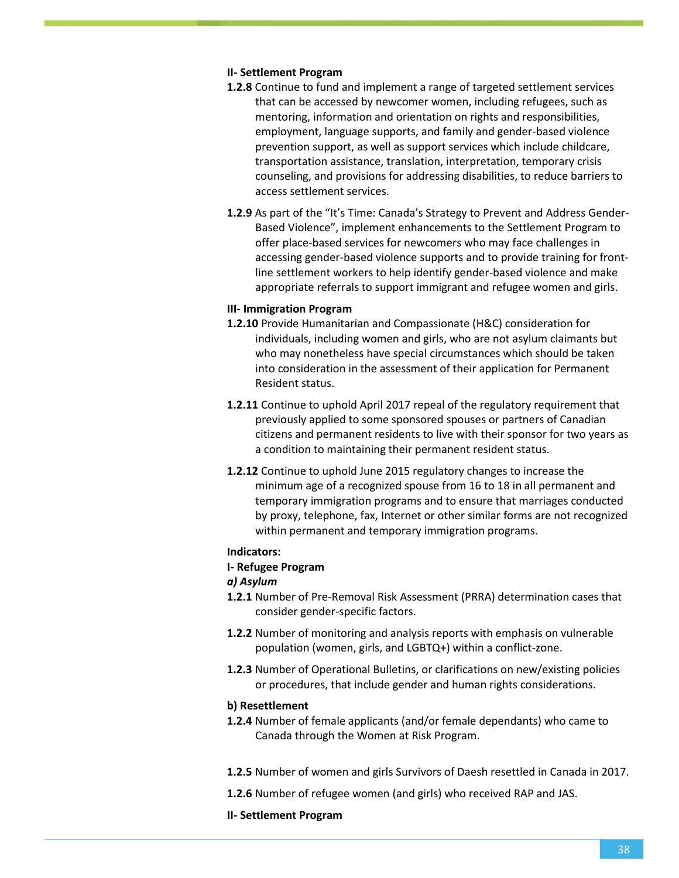**II- Settlement Program**

**1.2.8** Continue to fund and implement a range of targeted settlement services that can be accessed by newcomer women, including refugees, such as mentoring, information and orientation on rights and responsibilities, employment, language supports, and family and gender-based violence prevention support, as well as support services which include childcare, transportation assistance, translation, interpretation, temporary crisis counseling, and provisions for addressing disabilities, to reduce barriers to access settlement services.

**1.2.9** As part of the "It's Time: Canada's Strategy to Prevent and Address Gender-Based Violence", implement enhancements to the Settlement Program to offer place-based services for newcomers who may face challenges in accessing gender-based violence supports and to provide training for front-line settlement workers to help identify gender-based violence and make appropriate referrals to support immigrant and refugee women and girls.

**III- Immigration Program**

**1.2.10** Provide Humanitarian and Compassionate (H&C) consideration for individuals, including women and girls, who are not asylum claimants but who may nonetheless have special circumstances which should be taken into consideration in the assessment of their application for Permanent Resident status.

**1.2.11** Continue to uphold April 2017 repeal of the regulatory requirement that previously applied to some sponsored spouses or partners of Canadian citizens and permanent residents to live with their sponsor for two years as a condition to maintaining their permanent resident status.

**1.2.12** Continue to uphold June 2015 regulatory changes to increase the minimum age of a recognized spouse from 16 to 18 in all permanent and temporary immigration programs and to ensure that marriages conducted by proxy, telephone, fax, Internet or other similar forms are not recognized within permanent and temporary immigration programs.

**Indicators:**

**I- Refugee Program**

***a) Asylum***

**1.2.1** Number of Pre-Removal Risk Assessment (PRRA) determination cases that consider gender-specific factors.

**1.2.2** Number of monitoring and analysis reports with emphasis on vulnerable population (women, girls, and LGBTQ+) within a conflict-zone.

**1.2.3** Number of Operational Bulletins, or clarifications on new/existing policies or procedures, that include gender and human rights considerations.

**b) Resettlement**

**1.2.4** Number of female applicants (and/or female dependants) who came to Canada through the Women at Risk Program.

**1.2.5** Number of women and girls Survivors of Daesh resettled in Canada in 2017.

**1.2.6** Number of refugee women (and girls) who received RAP and JAS.

**II- Settlement Program**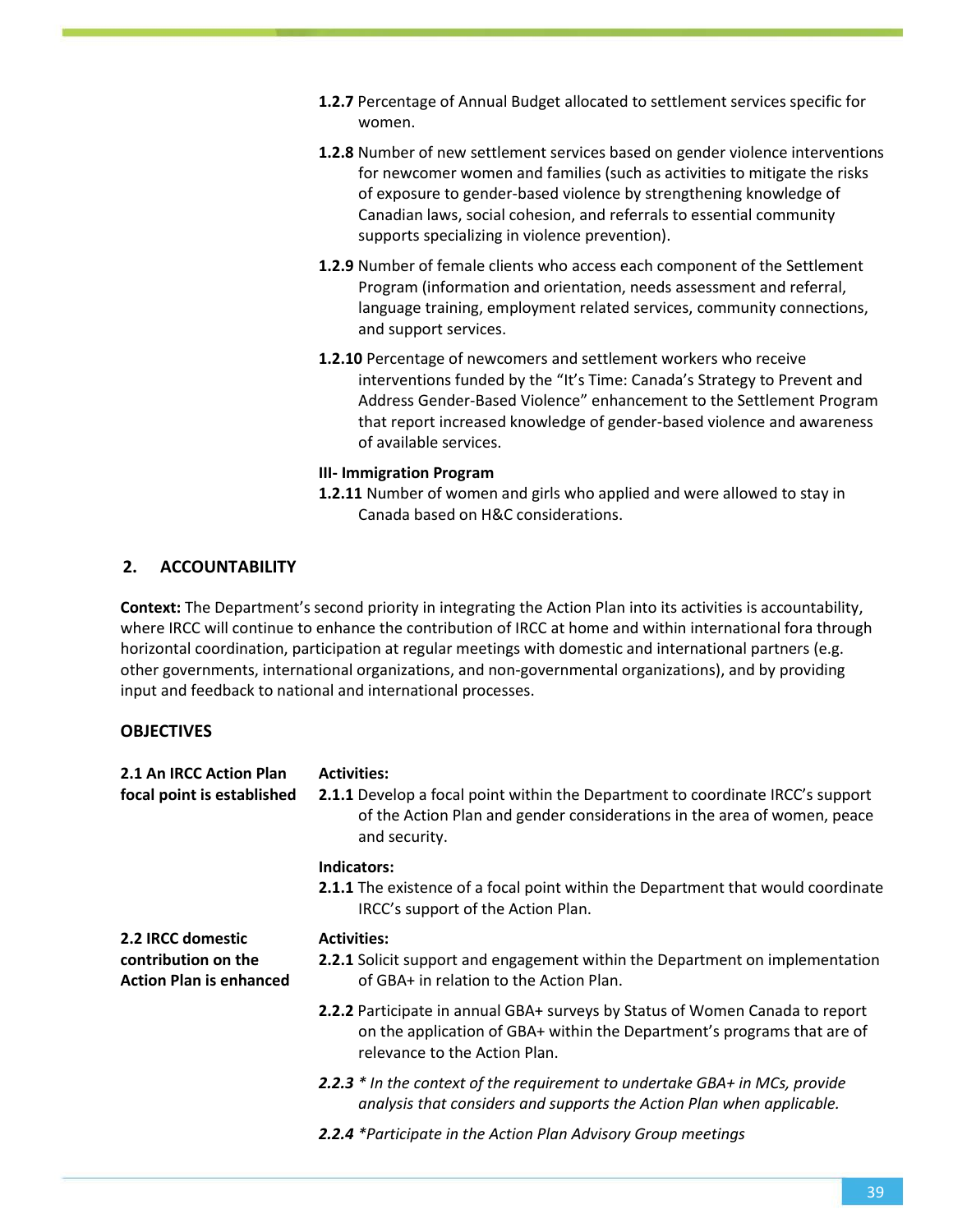**1.2.7** Percentage of Annual Budget allocated to settlement services specific for women.

**1.2.8** Number of new settlement services based on gender violence interventions for newcomer women and families (such as activities to mitigate the risks of exposure to gender-based violence by strengthening knowledge of Canadian laws, social cohesion, and referrals to essential community supports specializing in violence prevention).

**1.2.9** Number of female clients who access each component of the Settlement Program (information and orientation, needs assessment and referral, language training, employment related services, community connections, and support services.

**1.2.10** Percentage of newcomers and settlement workers who receive interventions funded by the "It's Time: Canada's Strategy to Prevent and Address Gender-Based Violence" enhancement to the Settlement Program that report increased knowledge of gender-based violence and awareness of available services.

**III- Immigration Program**

**1.2.11** Number of women and girls who applied and were allowed to stay in Canada based on H&C considerations.

## 2. ACCOUNTABILITY

**Context:** The Department's second priority in integrating the Action Plan into its activities is accountability, where IRCC will continue to enhance the contribution of IRCC at home and within international fora through horizontal coordination, participation at regular meetings with domestic and international partners (e.g. other governments, international organizations, and non-governmental organizations), and by providing input and feedback to national and international processes.

### OBJECTIVES

**2.1 An IRCC Action Plan focal point is established**

**Activities:**

**2.1.1** Develop a focal point within the Department to coordinate IRCC's support of the Action Plan and gender considerations in the area of women, peace and security.

**Indicators:**

**2.1.1** The existence of a focal point within the Department that would coordinate IRCC's support of the Action Plan.

**2.2 IRCC domestic contribution on the Action Plan is enhanced**

**Activities:**

**2.2.1** Solicit support and engagement within the Department on implementation of GBA+ in relation to the Action Plan.

**2.2.2** Participate in annual GBA+ surveys by Status of Women Canada to report on the application of GBA+ within the Department's programs that are of relevance to the Action Plan.

***2.2.3*** *\* In the context of the requirement to undertake GBA+ in MCs, provide analysis that considers and supports the Action Plan when applicable.*

***2.2.4*** *\*Participate in the Action Plan Advisory Group meetings*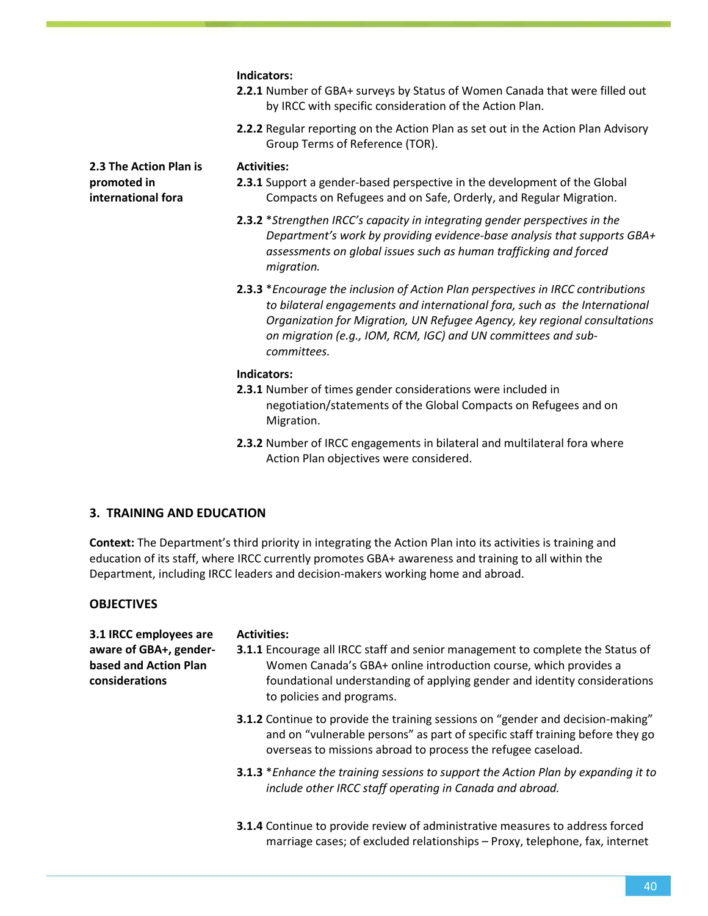**Indicators:**

**2.2.1** Number of GBA+ surveys by Status of Women Canada that were filled out by IRCC with specific consideration of the Action Plan.

**2.2.2** Regular reporting on the Action Plan as set out in the Action Plan Advisory Group Terms of Reference (TOR).

**2.3 The Action Plan is promoted in international fora**

**Activities:**

**2.3.1** Support a gender-based perspective in the development of the Global Compacts on Refugees and on Safe, Orderly, and Regular Migration.

**2.3.2** **Strengthen IRCC's capacity in integrating gender perspectives in the Department's work by providing evidence-base analysis that supports GBA+ assessments on global issues such as human trafficking and forced migration.*

**2.3.3** **Encourage the inclusion of Action Plan perspectives in IRCC contributions to bilateral engagements and international fora, such as the International Organization for Migration, UN Refugee Agency, key regional consultations on migration (e.g., IOM, RCM, IGC) and UN committees and sub-committees.*

**Indicators:**

**2.3.1** Number of times gender considerations were included in negotiation/statements of the Global Compacts on Refugees and on Migration.

**2.3.2** Number of IRCC engagements in bilateral and multilateral fora where Action Plan objectives were considered.

## 3. TRAINING AND EDUCATION

**Context:** The Department's third priority in integrating the Action Plan into its activities is training and education of its staff, where IRCC currently promotes GBA+ awareness and training to all within the Department, including IRCC leaders and decision-makers working home and abroad.

### OBJECTIVES

**3.1 IRCC employees are aware of GBA+, gender-based and Action Plan considerations**

**Activities:**

**3.1.1** Encourage all IRCC staff and senior management to complete the Status of Women Canada's GBA+ online introduction course, which provides a foundational understanding of applying gender and identity considerations to policies and programs.

**3.1.2** Continue to provide the training sessions on "gender and decision-making" and on "vulnerable persons" as part of specific staff training before they go overseas to missions abroad to process the refugee caseload.

**3.1.3** **Enhance the training sessions to support the Action Plan by expanding it to include other IRCC staff operating in Canada and abroad.*

**3.1.4** Continue to provide review of administrative measures to address forced marriage cases; of excluded relationships – Proxy, telephone, fax, internet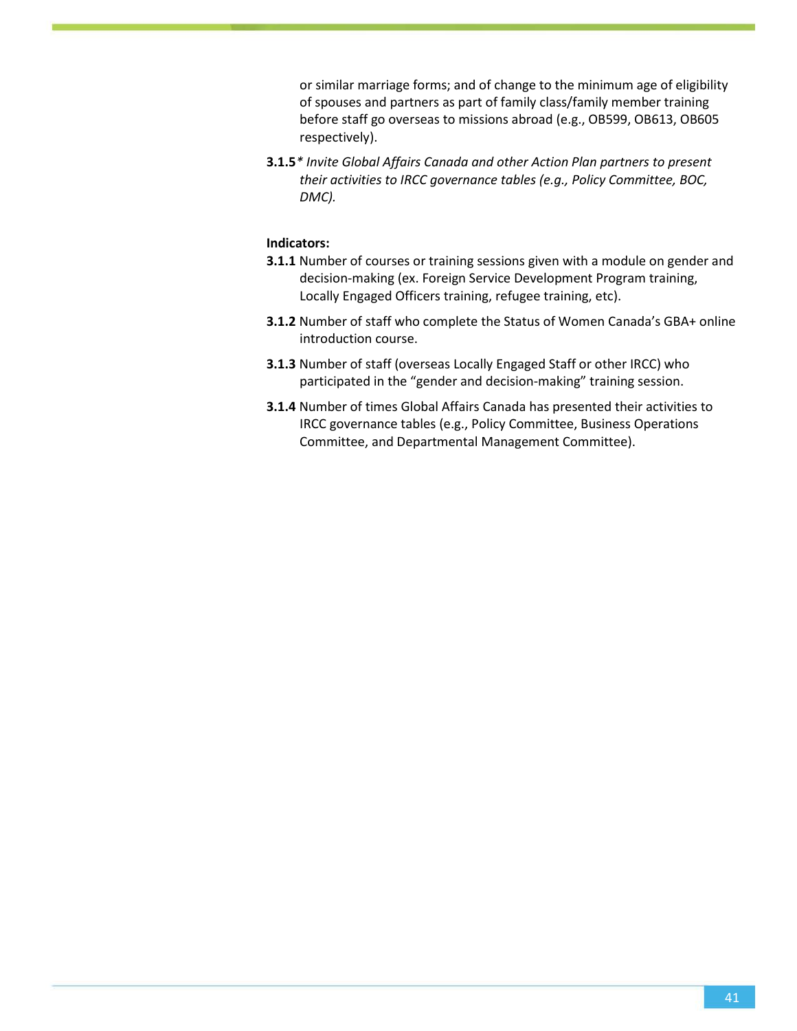or similar marriage forms; and of change to the minimum age of eligibility of spouses and partners as part of family class/family member training before staff go overseas to missions abroad (e.g., OB599, OB613, OB605 respectively).

**3.1.5*** *Invite Global Affairs Canada and other Action Plan partners to present their activities to IRCC governance tables (e.g., Policy Committee, BOC, DMC).*

**Indicators:**

**3.1.1** Number of courses or training sessions given with a module on gender and decision-making (ex. Foreign Service Development Program training, Locally Engaged Officers training, refugee training, etc).

**3.1.2** Number of staff who complete the Status of Women Canada's GBA+ online introduction course.

**3.1.3** Number of staff (overseas Locally Engaged Staff or other IRCC) who participated in the "gender and decision-making" training session.

**3.1.4** Number of times Global Affairs Canada has presented their activities to IRCC governance tables (e.g., Policy Committee, Business Operations Committee, and Departmental Management Committee).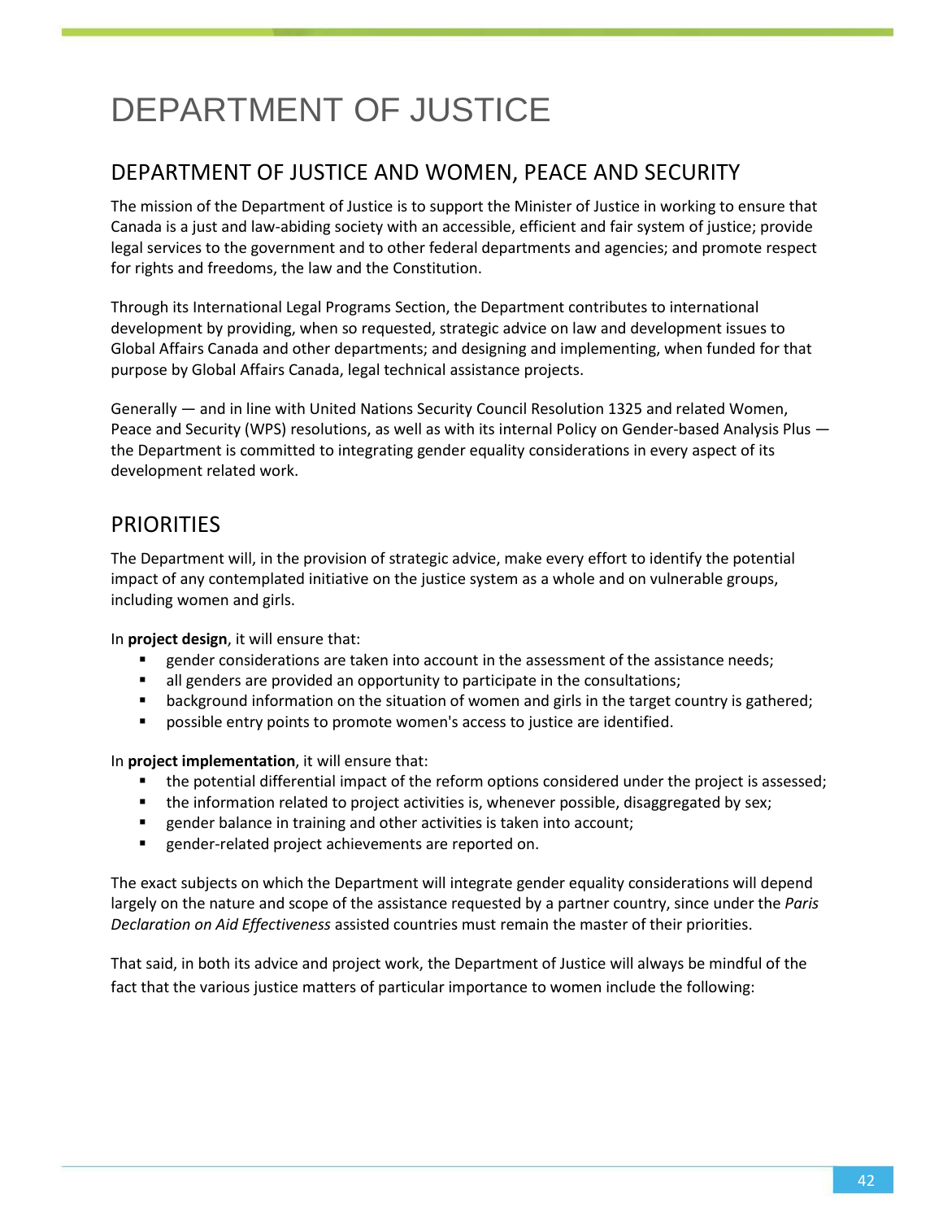# DEPARTMENT OF JUSTICE

## DEPARTMENT OF JUSTICE AND WOMEN, PEACE AND SECURITY

The mission of the Department of Justice is to support the Minister of Justice in working to ensure that Canada is a just and law-abiding society with an accessible, efficient and fair system of justice; provide legal services to the government and to other federal departments and agencies; and promote respect for rights and freedoms, the law and the Constitution.

Through its International Legal Programs Section, the Department contributes to international development by providing, when so requested, strategic advice on law and development issues to Global Affairs Canada and other departments; and designing and implementing, when funded for that purpose by Global Affairs Canada, legal technical assistance projects.

Generally — and in line with United Nations Security Council Resolution 1325 and related Women, Peace and Security (WPS) resolutions, as well as with its internal Policy on Gender-based Analysis Plus — the Department is committed to integrating gender equality considerations in every aspect of its development related work.

## PRIORITIES

The Department will, in the provision of strategic advice, make every effort to identify the potential impact of any contemplated initiative on the justice system as a whole and on vulnerable groups, including women and girls.

In **project design**, it will ensure that:

- gender considerations are taken into account in the assessment of the assistance needs;
- all genders are provided an opportunity to participate in the consultations;
- background information on the situation of women and girls in the target country is gathered;
- possible entry points to promote women's access to justice are identified.

In **project implementation**, it will ensure that:

- the potential differential impact of the reform options considered under the project is assessed;
- the information related to project activities is, whenever possible, disaggregated by sex;
- gender balance in training and other activities is taken into account;
- gender-related project achievements are reported on.

The exact subjects on which the Department will integrate gender equality considerations will depend largely on the nature and scope of the assistance requested by a partner country, since under the *Paris Declaration on Aid Effectiveness* assisted countries must remain the master of their priorities.

That said, in both its advice and project work, the Department of Justice will always be mindful of the fact that the various justice matters of particular importance to women include the following: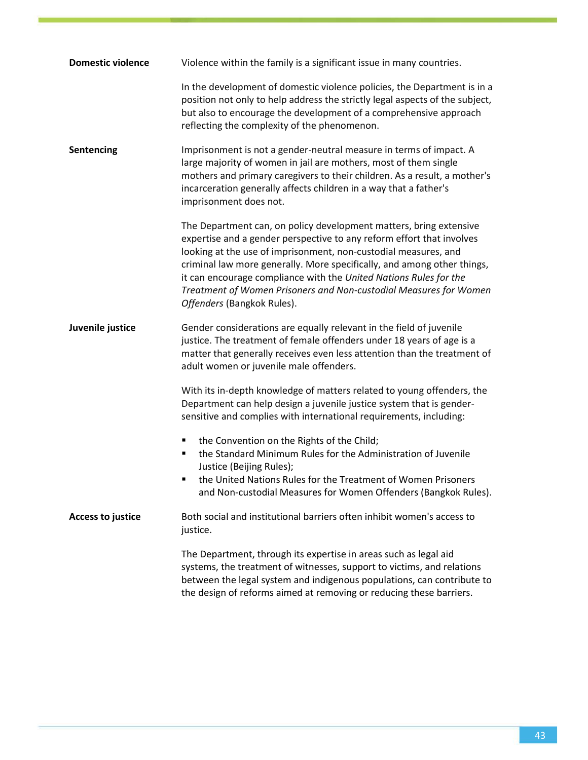**Domestic violence**

Violence within the family is a significant issue in many countries.

In the development of domestic violence policies, the Department is in a position not only to help address the strictly legal aspects of the subject, but also to encourage the development of a comprehensive approach reflecting the complexity of the phenomenon.

**Sentencing**

Imprisonment is not a gender-neutral measure in terms of impact. A large majority of women in jail are mothers, most of them single mothers and primary caregivers to their children. As a result, a mother's incarceration generally affects children in a way that a father's imprisonment does not.

The Department can, on policy development matters, bring extensive expertise and a gender perspective to any reform effort that involves looking at the use of imprisonment, non-custodial measures, and criminal law more generally. More specifically, and among other things, it can encourage compliance with the *United Nations Rules for the Treatment of Women Prisoners and Non-custodial Measures for Women Offenders* (Bangkok Rules).

**Juvenile justice**

Gender considerations are equally relevant in the field of juvenile justice. The treatment of female offenders under 18 years of age is a matter that generally receives even less attention than the treatment of adult women or juvenile male offenders.

With its in-depth knowledge of matters related to young offenders, the Department can help design a juvenile justice system that is gender-sensitive and complies with international requirements, including:

- the Convention on the Rights of the Child;
- the Standard Minimum Rules for the Administration of Juvenile Justice (Beijing Rules);
- the United Nations Rules for the Treatment of Women Prisoners and Non-custodial Measures for Women Offenders (Bangkok Rules).

**Access to justice**

Both social and institutional barriers often inhibit women's access to justice.

The Department, through its expertise in areas such as legal aid systems, the treatment of witnesses, support to victims, and relations between the legal system and indigenous populations, can contribute to the design of reforms aimed at removing or reducing these barriers.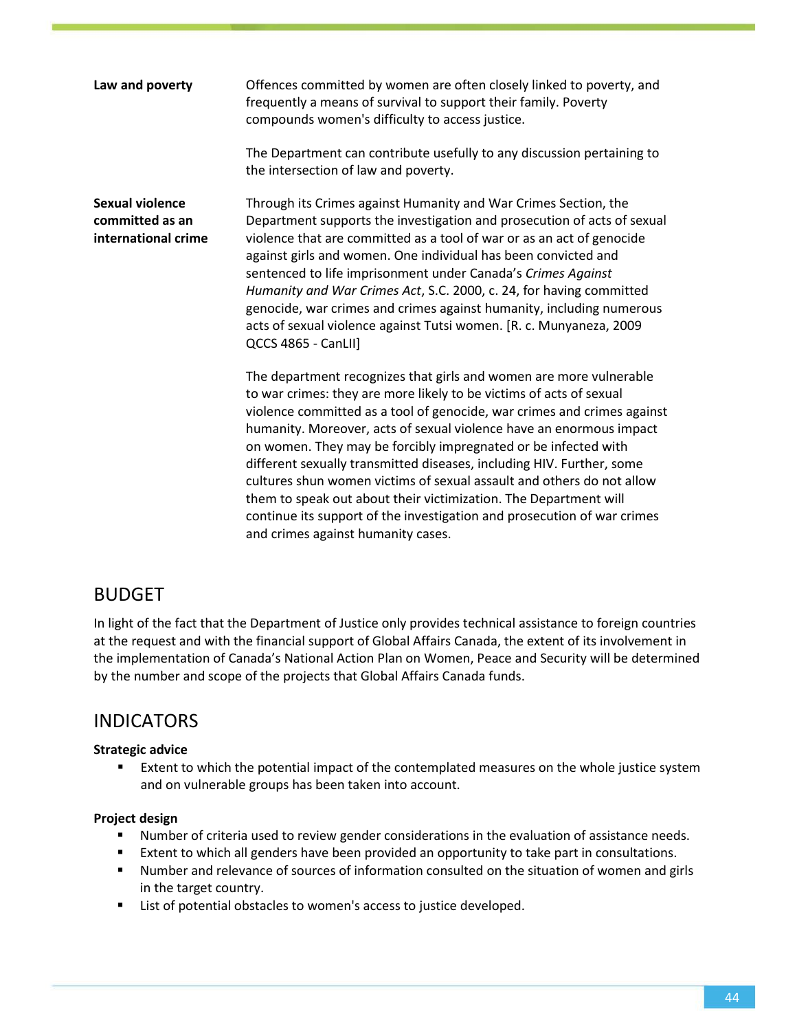| | |
|---|---|
| **Law and poverty** | Offences committed by women are often closely linked to poverty, and frequently a means of survival to support their family. Poverty compounds women's difficulty to access justice.<br><br>The Department can contribute usefully to any discussion pertaining to the intersection of law and poverty. |
| **Sexual violence committed as an international crime** | Through its Crimes against Humanity and War Crimes Section, the Department supports the investigation and prosecution of acts of sexual violence that are committed as a tool of war or as an act of genocide against girls and women. One individual has been convicted and sentenced to life imprisonment under Canada's *Crimes Against Humanity and War Crimes Act*, S.C. 2000, c. 24, for having committed genocide, war crimes and crimes against humanity, including numerous acts of sexual violence against Tutsi women. [R. c. Munyaneza, 2009 QCCS 4865 - CanLII]<br><br>The department recognizes that girls and women are more vulnerable to war crimes: they are more likely to be victims of acts of sexual violence committed as a tool of genocide, war crimes and crimes against humanity. Moreover, acts of sexual violence have an enormous impact on women. They may be forcibly impregnated or be infected with different sexually transmitted diseases, including HIV. Further, some cultures shun women victims of sexual assault and others do not allow them to speak out about their victimization. The Department will continue its support of the investigation and prosecution of war crimes and crimes against humanity cases. |

## BUDGET

In light of the fact that the Department of Justice only provides technical assistance to foreign countries at the request and with the financial support of Global Affairs Canada, the extent of its involvement in the implementation of Canada's National Action Plan on Women, Peace and Security will be determined by the number and scope of the projects that Global Affairs Canada funds.

## INDICATORS

**Strategic advice**

- Extent to which the potential impact of the contemplated measures on the whole justice system and on vulnerable groups has been taken into account.

**Project design**

- Number of criteria used to review gender considerations in the evaluation of assistance needs.
- Extent to which all genders have been provided an opportunity to take part in consultations.
- Number and relevance of sources of information consulted on the situation of women and girls in the target country.
- List of potential obstacles to women's access to justice developed.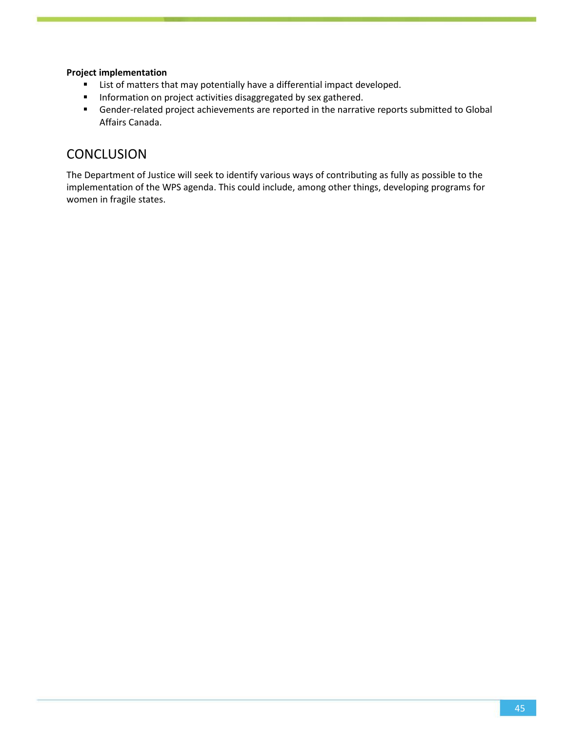**Project implementation**

- List of matters that may potentially have a differential impact developed.
- Information on project activities disaggregated by sex gathered.
- Gender-related project achievements are reported in the narrative reports submitted to Global Affairs Canada.

## CONCLUSION

The Department of Justice will seek to identify various ways of contributing as fully as possible to the implementation of the WPS agenda. This could include, among other things, developing programs for women in fragile states.